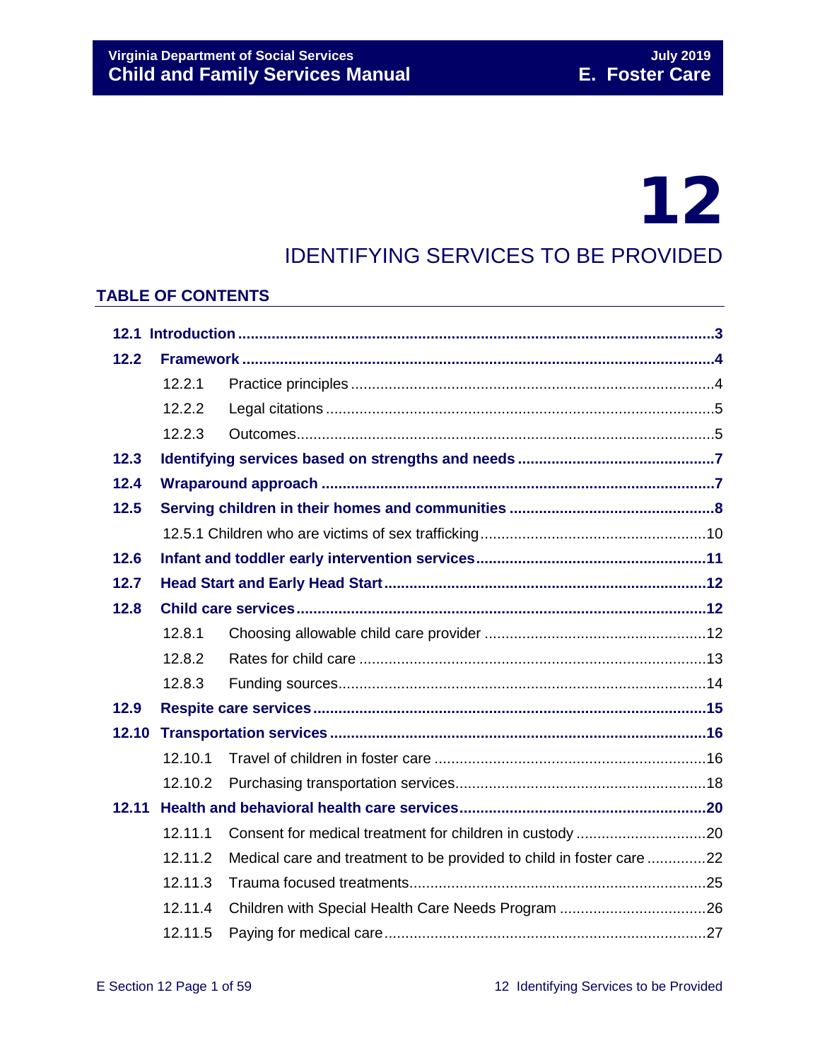# 12

## IDENTIFYING SERVICES TO BE PROVIDED

### TABLE OF CONTENTS

| | | |
|---|---|---|
| **12.1 Introduction** | | **3** |
| **12.2** | **Framework** | **4** |
| 12.2.1 | Practice principles | 4 |
| 12.2.2 | Legal citations | 5 |
| 12.2.3 | Outcomes | 5 |
| **12.3** | **Identifying services based on strengths and needs** | **7** |
| **12.4** | **Wraparound approach** | **7** |
| **12.5** | **Serving children in their homes and communities** | **8** |
| | 12.5.1 Children who are victims of sex trafficking | 10 |
| **12.6** | **Infant and toddler early intervention services** | **11** |
| **12.7** | **Head Start and Early Head Start** | **12** |
| **12.8** | **Child care services** | **12** |
| 12.8.1 | Choosing allowable child care provider | 12 |
| 12.8.2 | Rates for child care | 13 |
| 12.8.3 | Funding sources | 14 |
| **12.9** | **Respite care services** | **15** |
| **12.10** | **Transportation services** | **16** |
| 12.10.1 | Travel of children in foster care | 16 |
| 12.10.2 | Purchasing transportation services | 18 |
| **12.11** | **Health and behavioral health care services** | **20** |
| 12.11.1 | Consent for medical treatment for children in custody | 20 |
| 12.11.2 | Medical care and treatment to be provided to child in foster care | 22 |
| 12.11.3 | Trauma focused treatments | 25 |
| 12.11.4 | Children with Special Health Care Needs Program | 26 |
| 12.11.5 | Paying for medical care | 27 |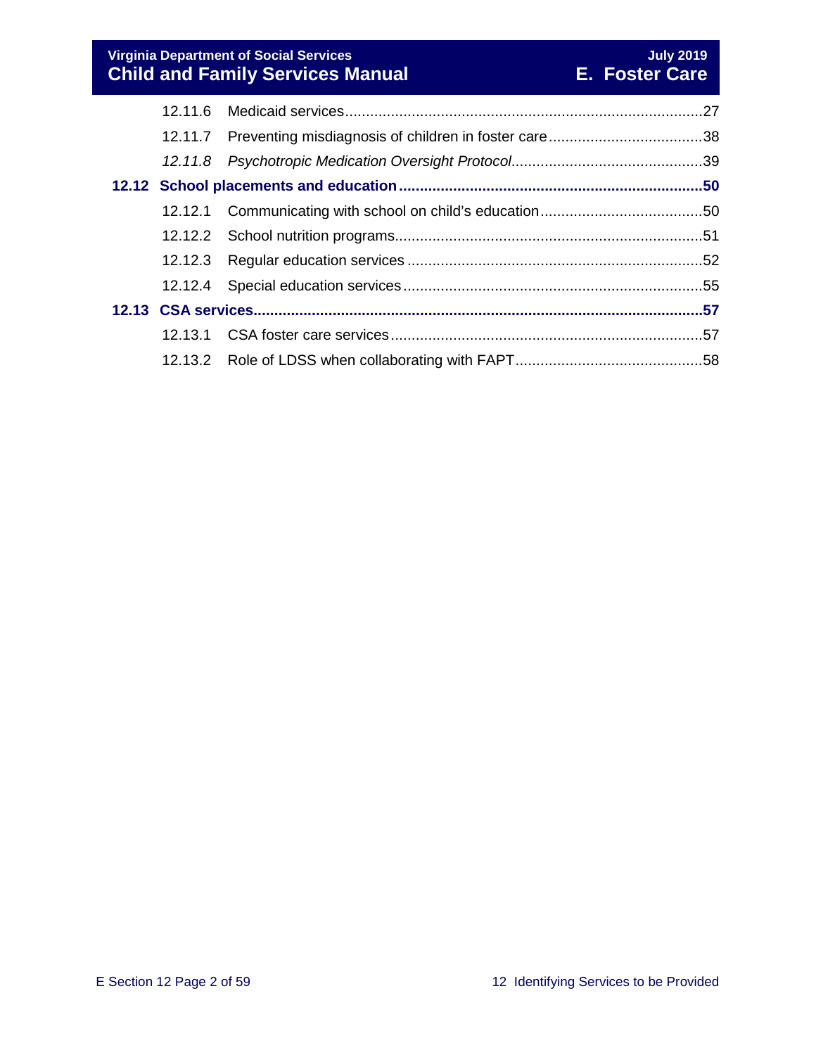12.11.6 Medicaid services ..... 27

12.11.7 Preventing misdiagnosis of children in foster care ..... 38

*12.11.8 Psychotropic Medication Oversight Protocol* ..... 39

**12.12 School placements and education ..... 50**

12.12.1 Communicating with school on child's education ..... 50

12.12.2 School nutrition programs ..... 51

12.12.3 Regular education services ..... 52

12.12.4 Special education services ..... 55

**12.13 CSA services ..... 57**

12.13.1 CSA foster care services ..... 57

12.13.2 Role of LDSS when collaborating with FAPT ..... 58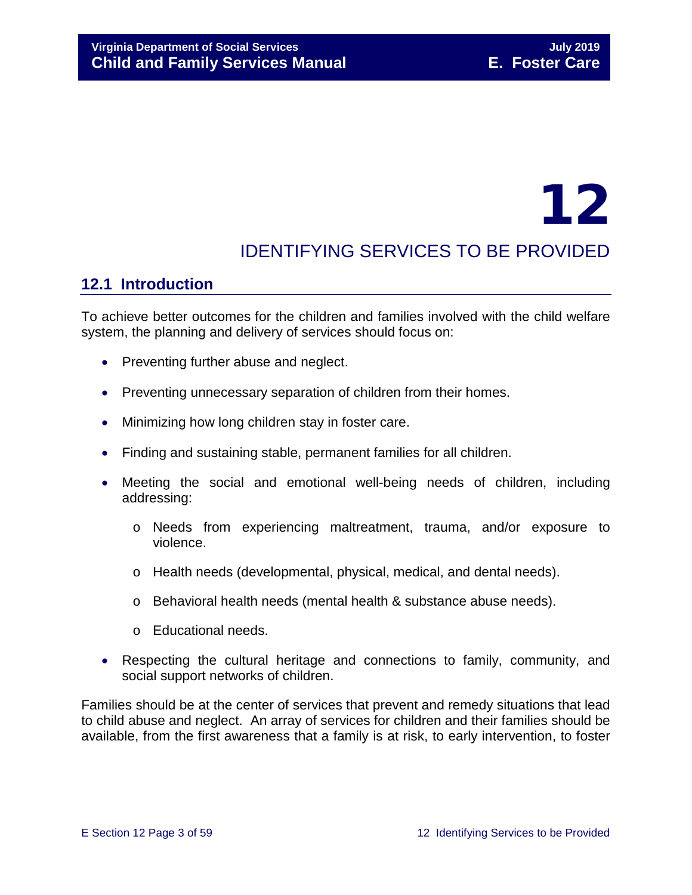# 12

# IDENTIFYING SERVICES TO BE PROVIDED

## 12.1 Introduction

To achieve better outcomes for the children and families involved with the child welfare system, the planning and delivery of services should focus on:

- Preventing further abuse and neglect.
- Preventing unnecessary separation of children from their homes.
- Minimizing how long children stay in foster care.
- Finding and sustaining stable, permanent families for all children.
- Meeting the social and emotional well-being needs of children, including addressing:
  - Needs from experiencing maltreatment, trauma, and/or exposure to violence.
  - Health needs (developmental, physical, medical, and dental needs).
  - Behavioral health needs (mental health & substance abuse needs).
  - Educational needs.
- Respecting the cultural heritage and connections to family, community, and social support networks of children.

Families should be at the center of services that prevent and remedy situations that lead to child abuse and neglect. An array of services for children and their families should be available, from the first awareness that a family is at risk, to early intervention, to foster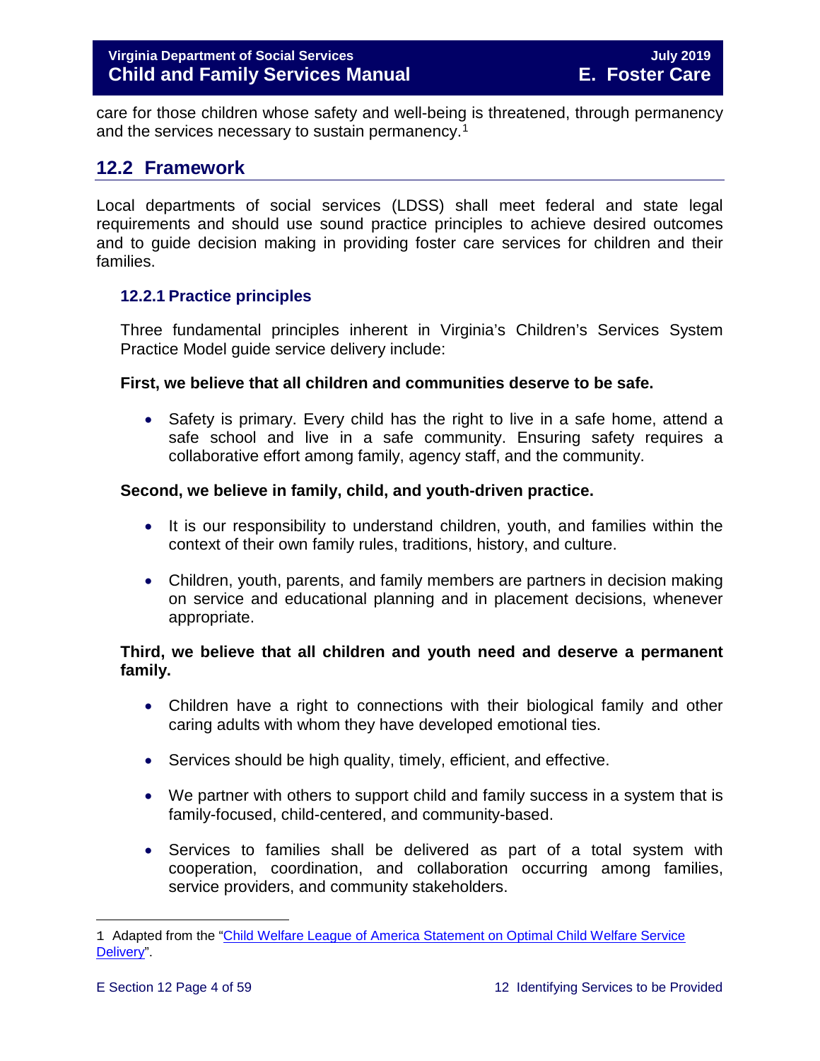care for those children whose safety and well-being is threatened, through permanency and the services necessary to sustain permanency.[1]

## 12.2 Framework

Local departments of social services (LDSS) shall meet federal and state legal requirements and should use sound practice principles to achieve desired outcomes and to guide decision making in providing foster care services for children and their families.

### 12.2.1 Practice principles

Three fundamental principles inherent in Virginia's Children's Services System Practice Model guide service delivery include:

**First, we believe that all children and communities deserve to be safe.**

- Safety is primary. Every child has the right to live in a safe home, attend a safe school and live in a safe community. Ensuring safety requires a collaborative effort among family, agency staff, and the community.

**Second, we believe in family, child, and youth-driven practice.**

- It is our responsibility to understand children, youth, and families within the context of their own family rules, traditions, history, and culture.
- Children, youth, parents, and family members are partners in decision making on service and educational planning and in placement decisions, whenever appropriate.

**Third, we believe that all children and youth need and deserve a permanent family.**

- Children have a right to connections with their biological family and other caring adults with whom they have developed emotional ties.
- Services should be high quality, timely, efficient, and effective.
- We partner with others to support child and family success in a system that is family-focused, child-centered, and community-based.
- Services to families shall be delivered as part of a total system with cooperation, coordination, and collaboration occurring among families, service providers, and community stakeholders.

---

1 Adapted from the "Child Welfare League of America Statement on Optimal Child Welfare Service Delivery".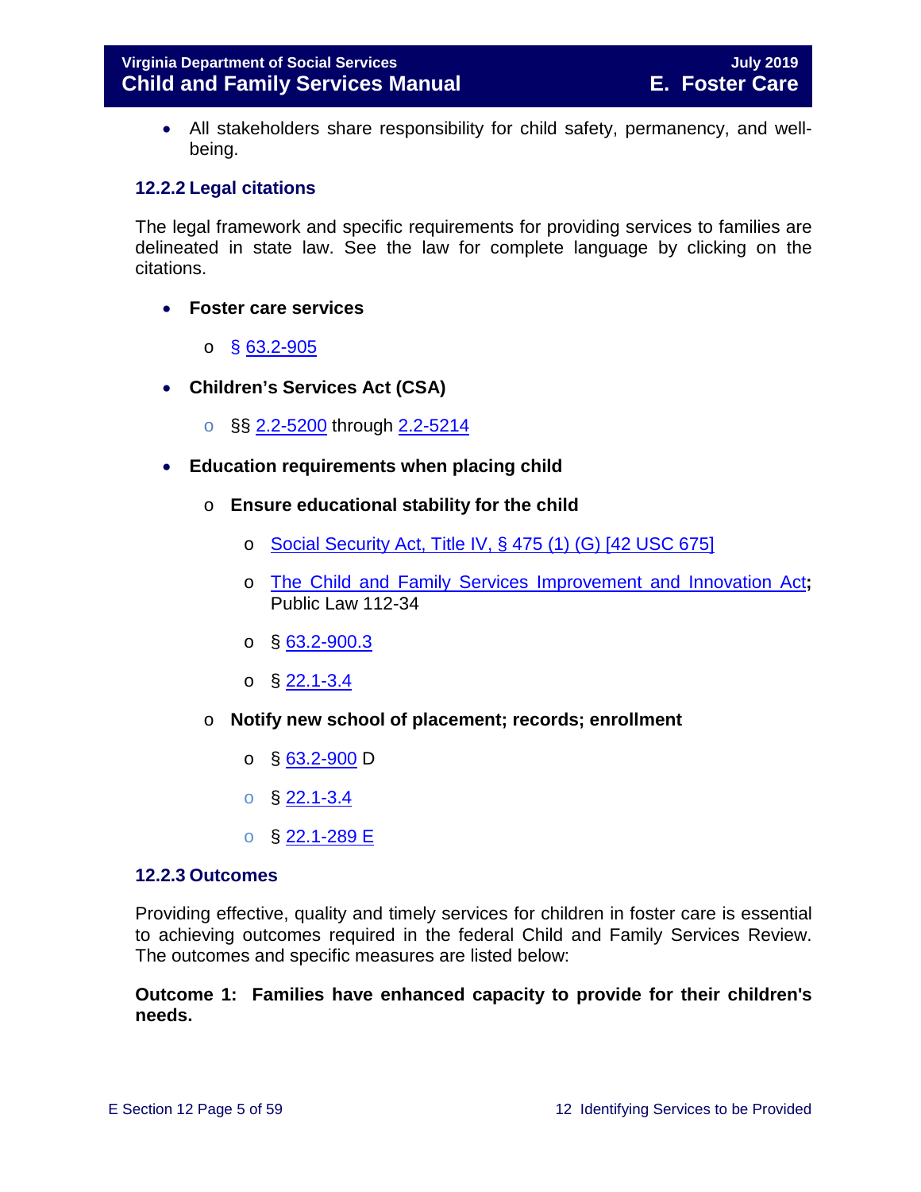- All stakeholders share responsibility for child safety, permanency, and well-being.

### 12.2.2 Legal citations

The legal framework and specific requirements for providing services to families are delineated in state law. See the law for complete language by clicking on the citations.

- **Foster care services**
  - § 63.2-905
- **Children's Services Act (CSA)**
  - §§ 2.2-5200 through 2.2-5214
- **Education requirements when placing child**
  - **Ensure educational stability for the child**
    - Social Security Act, Title IV, § 475 (1) (G) [42 USC 675]
    - The Child and Family Services Improvement and Innovation Act**;** Public Law 112-34
    - § 63.2-900.3
    - § 22.1-3.4
  - **Notify new school of placement; records; enrollment**
    - § 63.2-900 D
    - § 22.1-3.4
    - § 22.1-289 E

### 12.2.3 Outcomes

Providing effective, quality and timely services for children in foster care is essential to achieving outcomes required in the federal Child and Family Services Review. The outcomes and specific measures are listed below:

**Outcome 1: Families have enhanced capacity to provide for their children's needs.**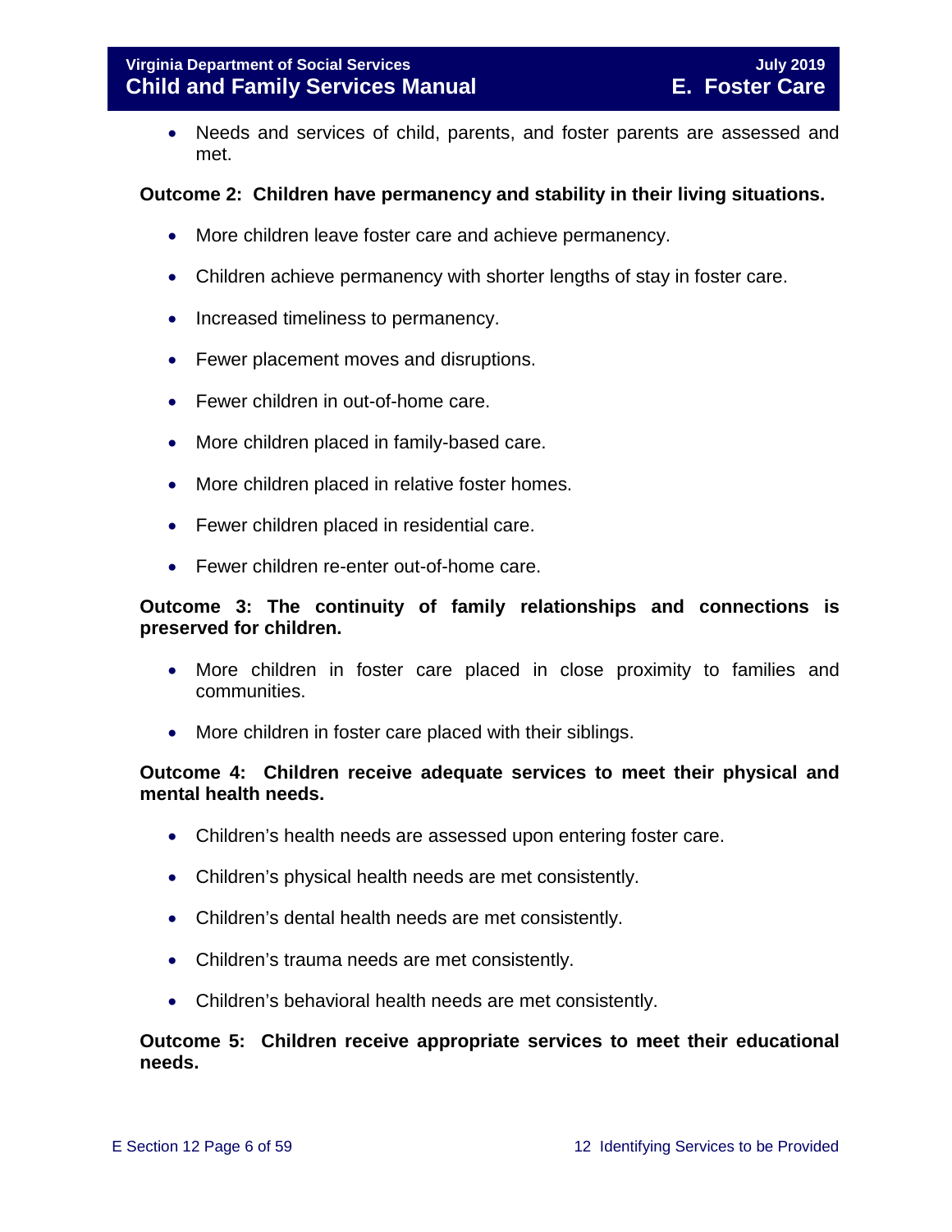- Needs and services of child, parents, and foster parents are assessed and met.

**Outcome 2: Children have permanency and stability in their living situations.**

- More children leave foster care and achieve permanency.
- Children achieve permanency with shorter lengths of stay in foster care.
- Increased timeliness to permanency.
- Fewer placement moves and disruptions.
- Fewer children in out-of-home care.
- More children placed in family-based care.
- More children placed in relative foster homes.
- Fewer children placed in residential care.
- Fewer children re-enter out-of-home care.

**Outcome 3: The continuity of family relationships and connections is preserved for children.**

- More children in foster care placed in close proximity to families and communities.
- More children in foster care placed with their siblings.

**Outcome 4: Children receive adequate services to meet their physical and mental health needs.**

- Children's health needs are assessed upon entering foster care.
- Children's physical health needs are met consistently.
- Children's dental health needs are met consistently.
- Children's trauma needs are met consistently.
- Children's behavioral health needs are met consistently.

**Outcome 5: Children receive appropriate services to meet their educational needs.**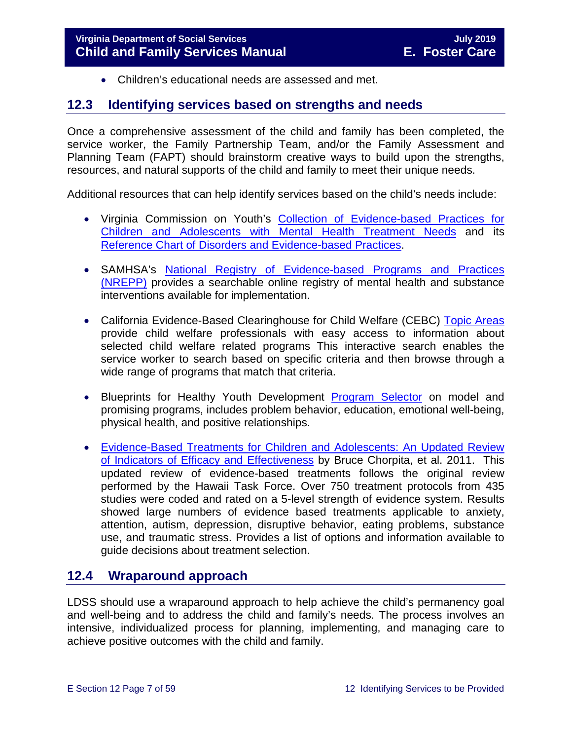- Children's educational needs are assessed and met.

## 12.3 Identifying services based on strengths and needs

Once a comprehensive assessment of the child and family has been completed, the service worker, the Family Partnership Team, and/or the Family Assessment and Planning Team (FAPT) should brainstorm creative ways to build upon the strengths, resources, and natural supports of the child and family to meet their unique needs.

Additional resources that can help identify services based on the child's needs include:

- Virginia Commission on Youth's Collection of Evidence-based Practices for Children and Adolescents with Mental Health Treatment Needs and its Reference Chart of Disorders and Evidence-based Practices.

- SAMHSA's National Registry of Evidence-based Programs and Practices (NREPP) provides a searchable online registry of mental health and substance interventions available for implementation.

- California Evidence-Based Clearinghouse for Child Welfare (CEBC) Topic Areas provide child welfare professionals with easy access to information about selected child welfare related programs This interactive search enables the service worker to search based on specific criteria and then browse through a wide range of programs that match that criteria.

- Blueprints for Healthy Youth Development Program Selector on model and promising programs, includes problem behavior, education, emotional well-being, physical health, and positive relationships.

- Evidence-Based Treatments for Children and Adolescents: An Updated Review of Indicators of Efficacy and Effectiveness by Bruce Chorpita, et al. 2011. This updated review of evidence-based treatments follows the original review performed by the Hawaii Task Force. Over 750 treatment protocols from 435 studies were coded and rated on a 5-level strength of evidence system. Results showed large numbers of evidence based treatments applicable to anxiety, attention, autism, depression, disruptive behavior, eating problems, substance use, and traumatic stress. Provides a list of options and information available to guide decisions about treatment selection.

## 12.4 Wraparound approach

LDSS should use a wraparound approach to help achieve the child's permanency goal and well-being and to address the child and family's needs. The process involves an intensive, individualized process for planning, implementing, and managing care to achieve positive outcomes with the child and family.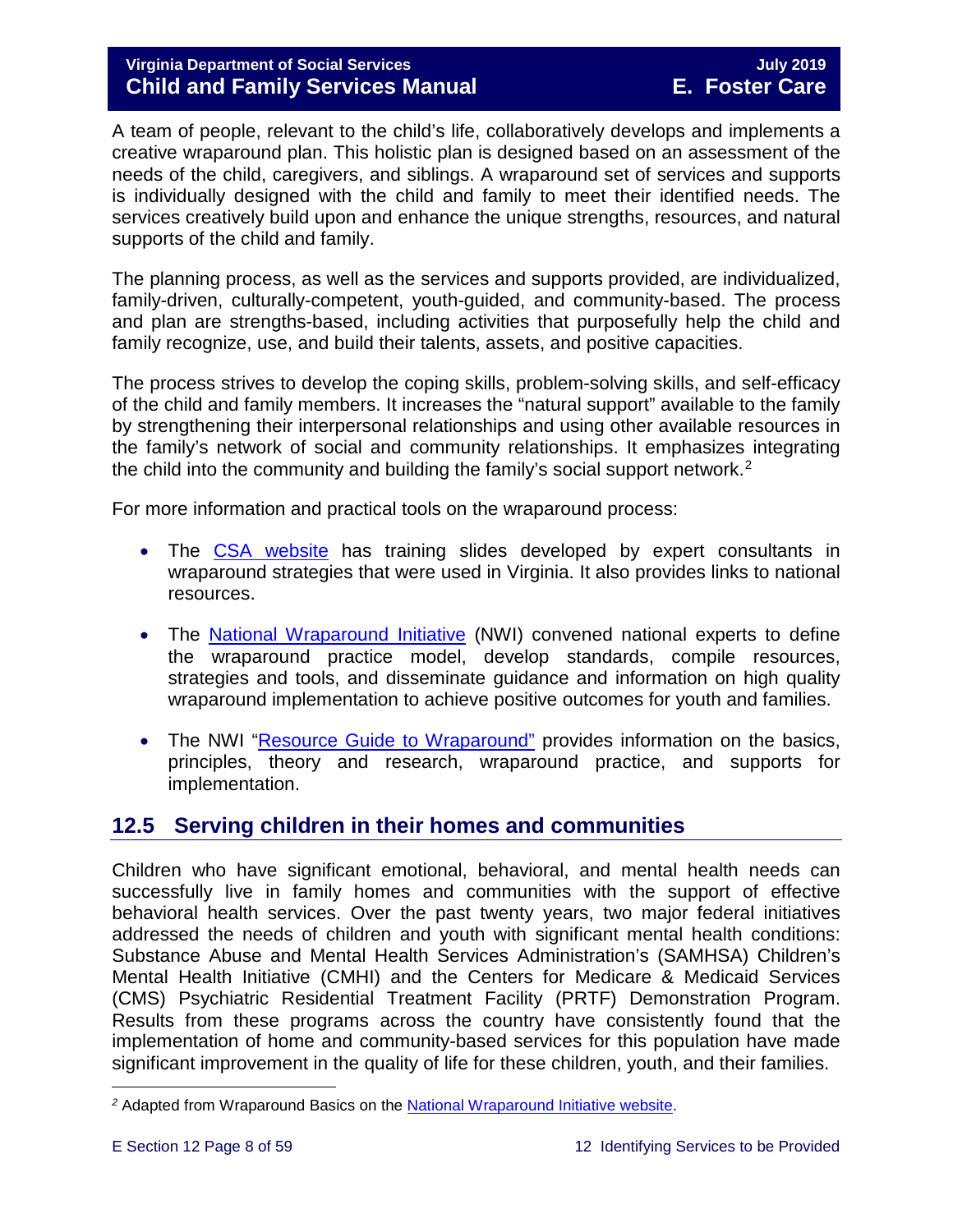A team of people, relevant to the child's life, collaboratively develops and implements a creative wraparound plan. This holistic plan is designed based on an assessment of the needs of the child, caregivers, and siblings. A wraparound set of services and supports is individually designed with the child and family to meet their identified needs. The services creatively build upon and enhance the unique strengths, resources, and natural supports of the child and family.

The planning process, as well as the services and supports provided, are individualized, family-driven, culturally-competent, youth-guided, and community-based. The process and plan are strengths-based, including activities that purposefully help the child and family recognize, use, and build their talents, assets, and positive capacities.

The process strives to develop the coping skills, problem-solving skills, and self-efficacy of the child and family members. It increases the "natural support" available to the family by strengthening their interpersonal relationships and using other available resources in the family's network of social and community relationships. It emphasizes integrating the child into the community and building the family's social support network.[2]

For more information and practical tools on the wraparound process:

- The CSA website has training slides developed by expert consultants in wraparound strategies that were used in Virginia. It also provides links to national resources.
- The National Wraparound Initiative (NWI) convened national experts to define the wraparound practice model, develop standards, compile resources, strategies and tools, and disseminate guidance and information on high quality wraparound implementation to achieve positive outcomes for youth and families.
- The NWI "Resource Guide to Wraparound" provides information on the basics, principles, theory and research, wraparound practice, and supports for implementation.

## 12.5 Serving children in their homes and communities

Children who have significant emotional, behavioral, and mental health needs can successfully live in family homes and communities with the support of effective behavioral health services. Over the past twenty years, two major federal initiatives addressed the needs of children and youth with significant mental health conditions: Substance Abuse and Mental Health Services Administration's (SAMHSA) Children's Mental Health Initiative (CMHI) and the Centers for Medicare & Medicaid Services (CMS) Psychiatric Residential Treatment Facility (PRTF) Demonstration Program. Results from these programs across the country have consistently found that the implementation of home and community-based services for this population have made significant improvement in the quality of life for these children, youth, and their families.

---

[2] Adapted from Wraparound Basics on the National Wraparound Initiative website.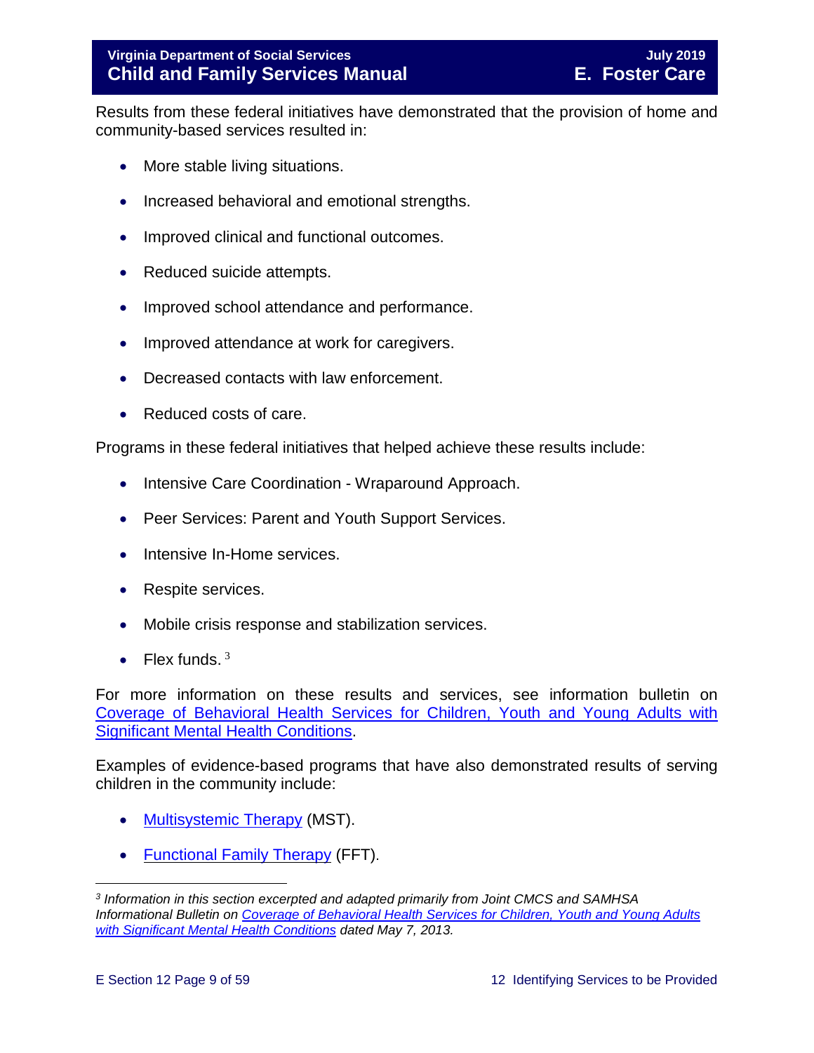Results from these federal initiatives have demonstrated that the provision of home and community-based services resulted in:

- More stable living situations.
- Increased behavioral and emotional strengths.
- Improved clinical and functional outcomes.
- Reduced suicide attempts.
- Improved school attendance and performance.
- Improved attendance at work for caregivers.
- Decreased contacts with law enforcement.
- Reduced costs of care.

Programs in these federal initiatives that helped achieve these results include:

- Intensive Care Coordination - Wraparound Approach.
- Peer Services: Parent and Youth Support Services.
- Intensive In-Home services.
- Respite services.
- Mobile crisis response and stabilization services.
- Flex funds. [3]

For more information on these results and services, see information bulletin on Coverage of Behavioral Health Services for Children, Youth and Young Adults with Significant Mental Health Conditions.

Examples of evidence-based programs that have also demonstrated results of serving children in the community include:

- Multisystemic Therapy (MST).
- Functional Family Therapy (FFT).

---

[3] *Information in this section excerpted and adapted primarily from Joint CMCS and SAMHSA Informational Bulletin on Coverage of Behavioral Health Services for Children, Youth and Young Adults with Significant Mental Health Conditions dated May 7, 2013.*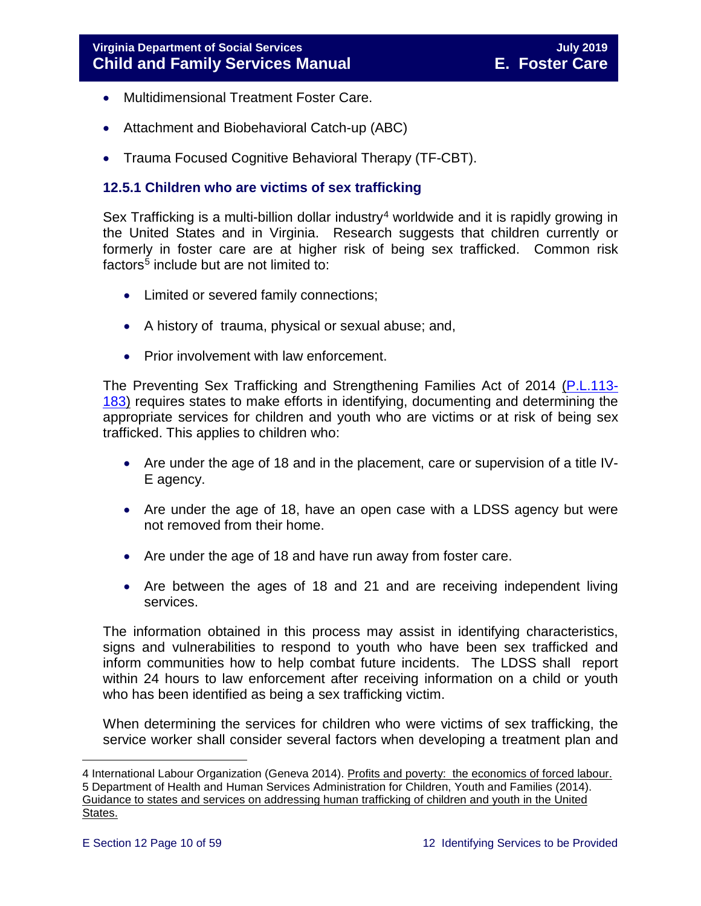- Multidimensional Treatment Foster Care.
- Attachment and Biobehavioral Catch-up (ABC)
- Trauma Focused Cognitive Behavioral Therapy (TF-CBT).

### 12.5.1 Children who are victims of sex trafficking

Sex Trafficking is a multi-billion dollar industry[4] worldwide and it is rapidly growing in the United States and in Virginia. Research suggests that children currently or formerly in foster care are at higher risk of being sex trafficked. Common risk factors[5] include but are not limited to:

- Limited or severed family connections;
- A history of trauma, physical or sexual abuse; and,
- Prior involvement with law enforcement.

The Preventing Sex Trafficking and Strengthening Families Act of 2014 (P.L.113-183) requires states to make efforts in identifying, documenting and determining the appropriate services for children and youth who are victims or at risk of being sex trafficked. This applies to children who:

- Are under the age of 18 and in the placement, care or supervision of a title IV-E agency.
- Are under the age of 18, have an open case with a LDSS agency but were not removed from their home.
- Are under the age of 18 and have run away from foster care.
- Are between the ages of 18 and 21 and are receiving independent living services.

The information obtained in this process may assist in identifying characteristics, signs and vulnerabilities to respond to youth who have been sex trafficked and inform communities how to help combat future incidents. The LDSS shall report within 24 hours to law enforcement after receiving information on a child or youth who has been identified as being a sex trafficking victim.

When determining the services for children who were victims of sex trafficking, the service worker shall consider several factors when developing a treatment plan and

---

4 International Labour Organization (Geneva 2014). Profits and poverty: the economics of forced labour.

5 Department of Health and Human Services Administration for Children, Youth and Families (2014). Guidance to states and services on addressing human trafficking of children and youth in the United States.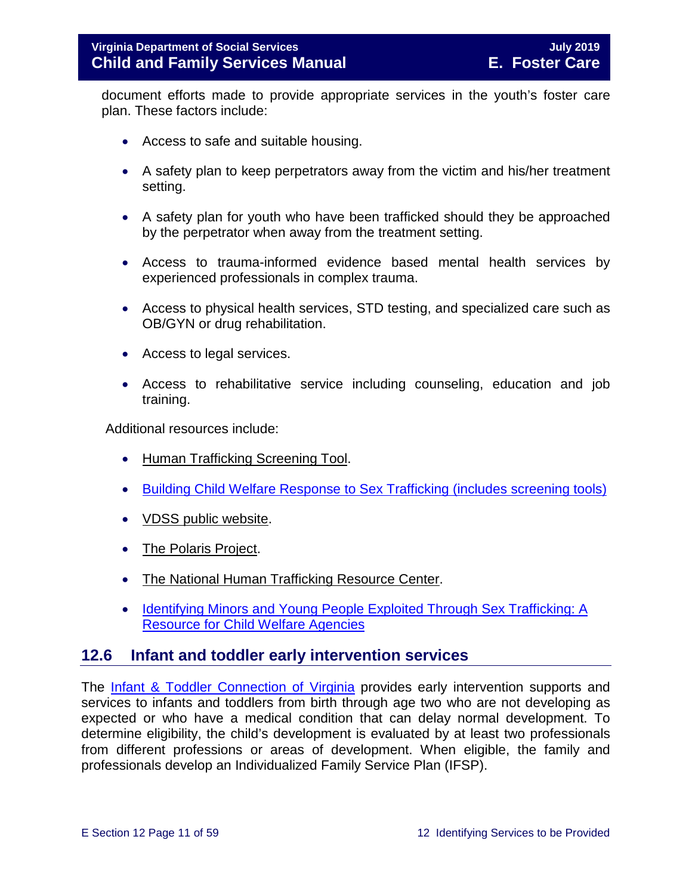document efforts made to provide appropriate services in the youth's foster care plan. These factors include:

- Access to safe and suitable housing.
- A safety plan to keep perpetrators away from the victim and his/her treatment setting.
- A safety plan for youth who have been trafficked should they be approached by the perpetrator when away from the treatment setting.
- Access to trauma-informed evidence based mental health services by experienced professionals in complex trauma.
- Access to physical health services, STD testing, and specialized care such as OB/GYN or drug rehabilitation.
- Access to legal services.
- Access to rehabilitative service including counseling, education and job training.

Additional resources include:

- Human Trafficking Screening Tool.
- Building Child Welfare Response to Sex Trafficking (includes screening tools)
- VDSS public website.
- The Polaris Project.
- The National Human Trafficking Resource Center.
- Identifying Minors and Young People Exploited Through Sex Trafficking: A Resource for Child Welfare Agencies

## 12.6 Infant and toddler early intervention services

The Infant & Toddler Connection of Virginia provides early intervention supports and services to infants and toddlers from birth through age two who are not developing as expected or who have a medical condition that can delay normal development. To determine eligibility, the child's development is evaluated by at least two professionals from different professions or areas of development. When eligible, the family and professionals develop an Individualized Family Service Plan (IFSP).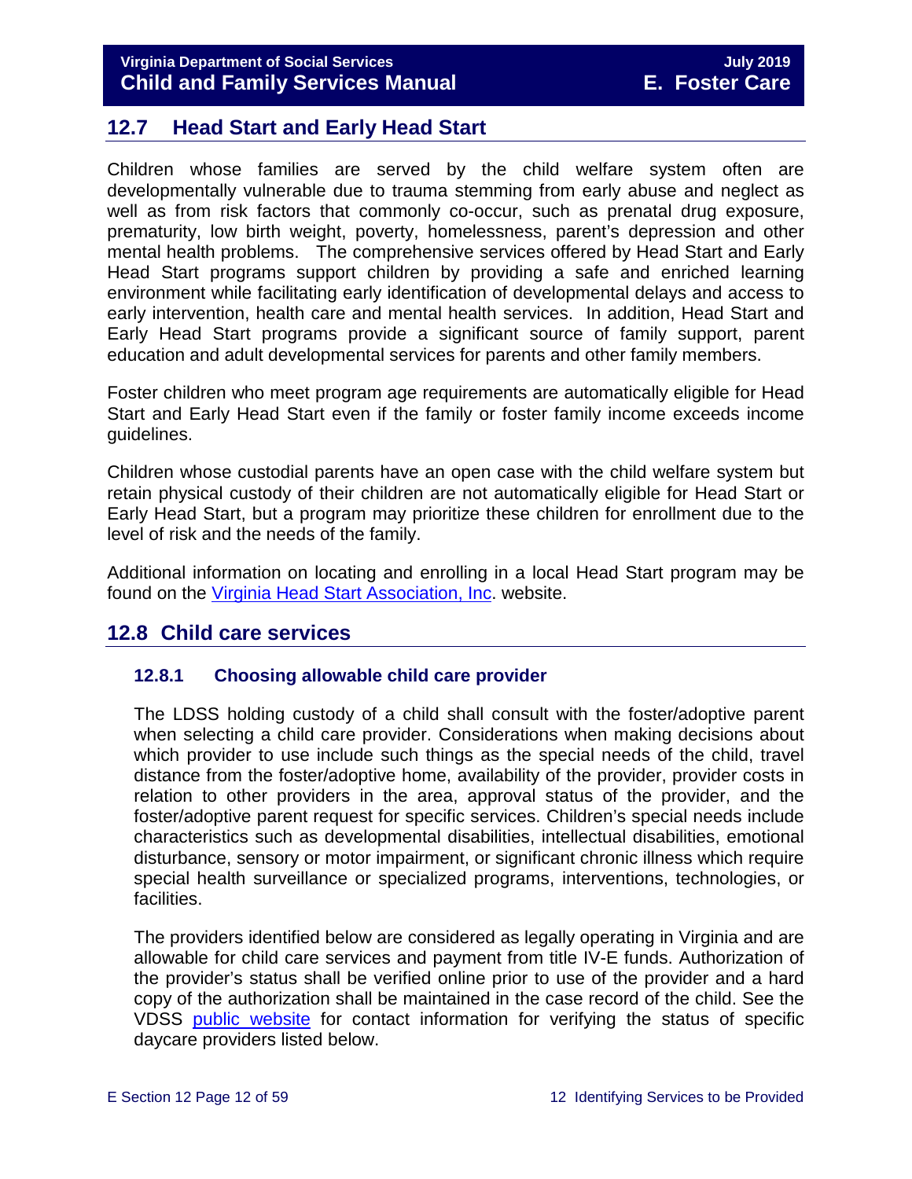## 12.7 Head Start and Early Head Start

Children whose families are served by the child welfare system often are developmentally vulnerable due to trauma stemming from early abuse and neglect as well as from risk factors that commonly co-occur, such as prenatal drug exposure, prematurity, low birth weight, poverty, homelessness, parent's depression and other mental health problems. The comprehensive services offered by Head Start and Early Head Start programs support children by providing a safe and enriched learning environment while facilitating early identification of developmental delays and access to early intervention, health care and mental health services. In addition, Head Start and Early Head Start programs provide a significant source of family support, parent education and adult developmental services for parents and other family members.

Foster children who meet program age requirements are automatically eligible for Head Start and Early Head Start even if the family or foster family income exceeds income guidelines.

Children whose custodial parents have an open case with the child welfare system but retain physical custody of their children are not automatically eligible for Head Start or Early Head Start, but a program may prioritize these children for enrollment due to the level of risk and the needs of the family.

Additional information on locating and enrolling in a local Head Start program may be found on the Virginia Head Start Association, Inc. website.

## 12.8 Child care services

### 12.8.1 Choosing allowable child care provider

The LDSS holding custody of a child shall consult with the foster/adoptive parent when selecting a child care provider. Considerations when making decisions about which provider to use include such things as the special needs of the child, travel distance from the foster/adoptive home, availability of the provider, provider costs in relation to other providers in the area, approval status of the provider, and the foster/adoptive parent request for specific services. Children's special needs include characteristics such as developmental disabilities, intellectual disabilities, emotional disturbance, sensory or motor impairment, or significant chronic illness which require special health surveillance or specialized programs, interventions, technologies, or facilities.

The providers identified below are considered as legally operating in Virginia and are allowable for child care services and payment from title IV-E funds. Authorization of the provider's status shall be verified online prior to use of the provider and a hard copy of the authorization shall be maintained in the case record of the child. See the VDSS public website for contact information for verifying the status of specific daycare providers listed below.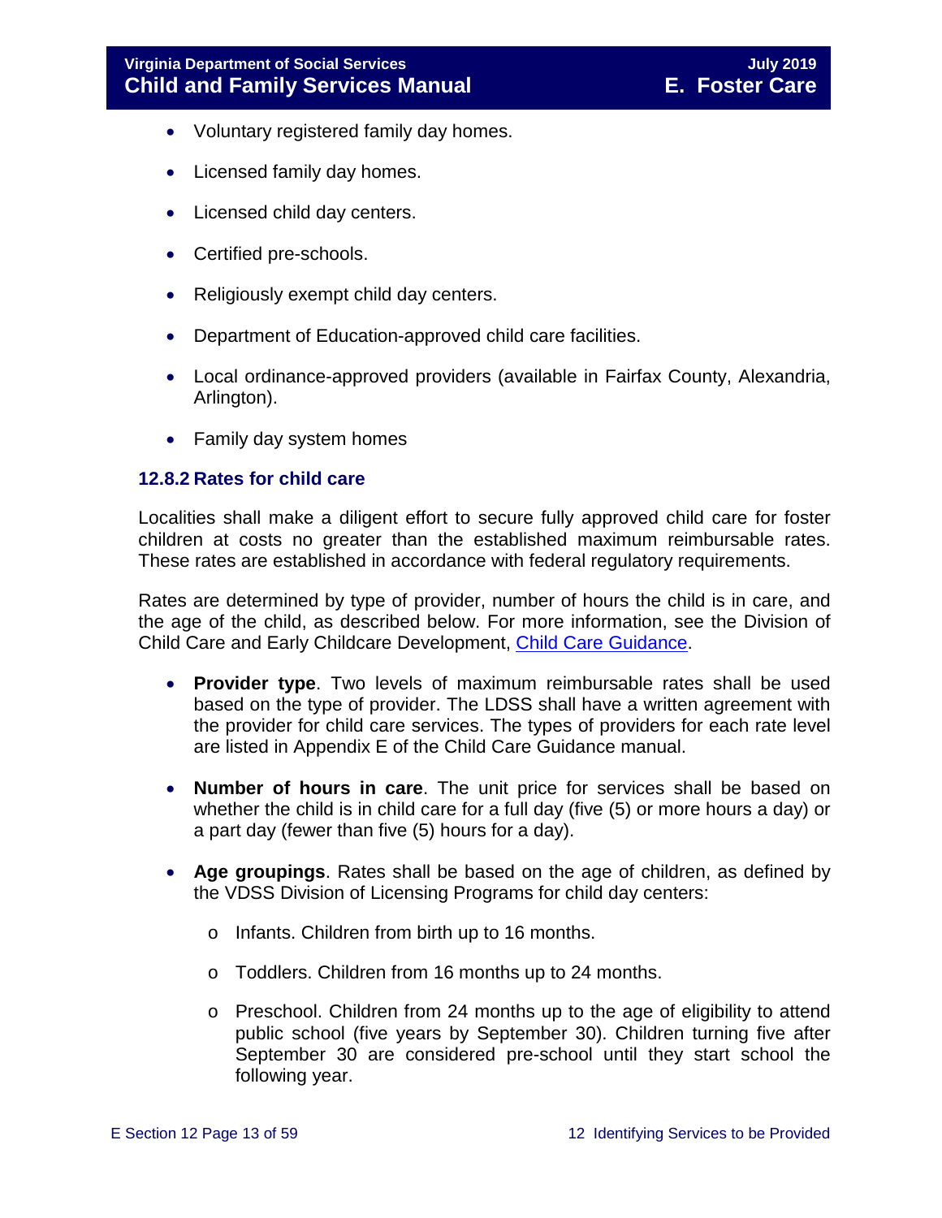- Voluntary registered family day homes.
- Licensed family day homes.
- Licensed child day centers.
- Certified pre-schools.
- Religiously exempt child day centers.
- Department of Education-approved child care facilities.
- Local ordinance-approved providers (available in Fairfax County, Alexandria, Arlington).
- Family day system homes

### 12.8.2 Rates for child care

Localities shall make a diligent effort to secure fully approved child care for foster children at costs no greater than the established maximum reimbursable rates. These rates are established in accordance with federal regulatory requirements.

Rates are determined by type of provider, number of hours the child is in care, and the age of the child, as described below. For more information, see the Division of Child Care and Early Childcare Development, [Child Care Guidance](#).

- **Provider type**. Two levels of maximum reimbursable rates shall be used based on the type of provider. The LDSS shall have a written agreement with the provider for child care services. The types of providers for each rate level are listed in Appendix E of the Child Care Guidance manual.
- **Number of hours in care**. The unit price for services shall be based on whether the child is in child care for a full day (five (5) or more hours a day) or a part day (fewer than five (5) hours for a day).
- **Age groupings**. Rates shall be based on the age of children, as defined by the VDSS Division of Licensing Programs for child day centers:
    - Infants. Children from birth up to 16 months.
    - Toddlers. Children from 16 months up to 24 months.
    - Preschool. Children from 24 months up to the age of eligibility to attend public school (five years by September 30). Children turning five after September 30 are considered pre-school until they start school the following year.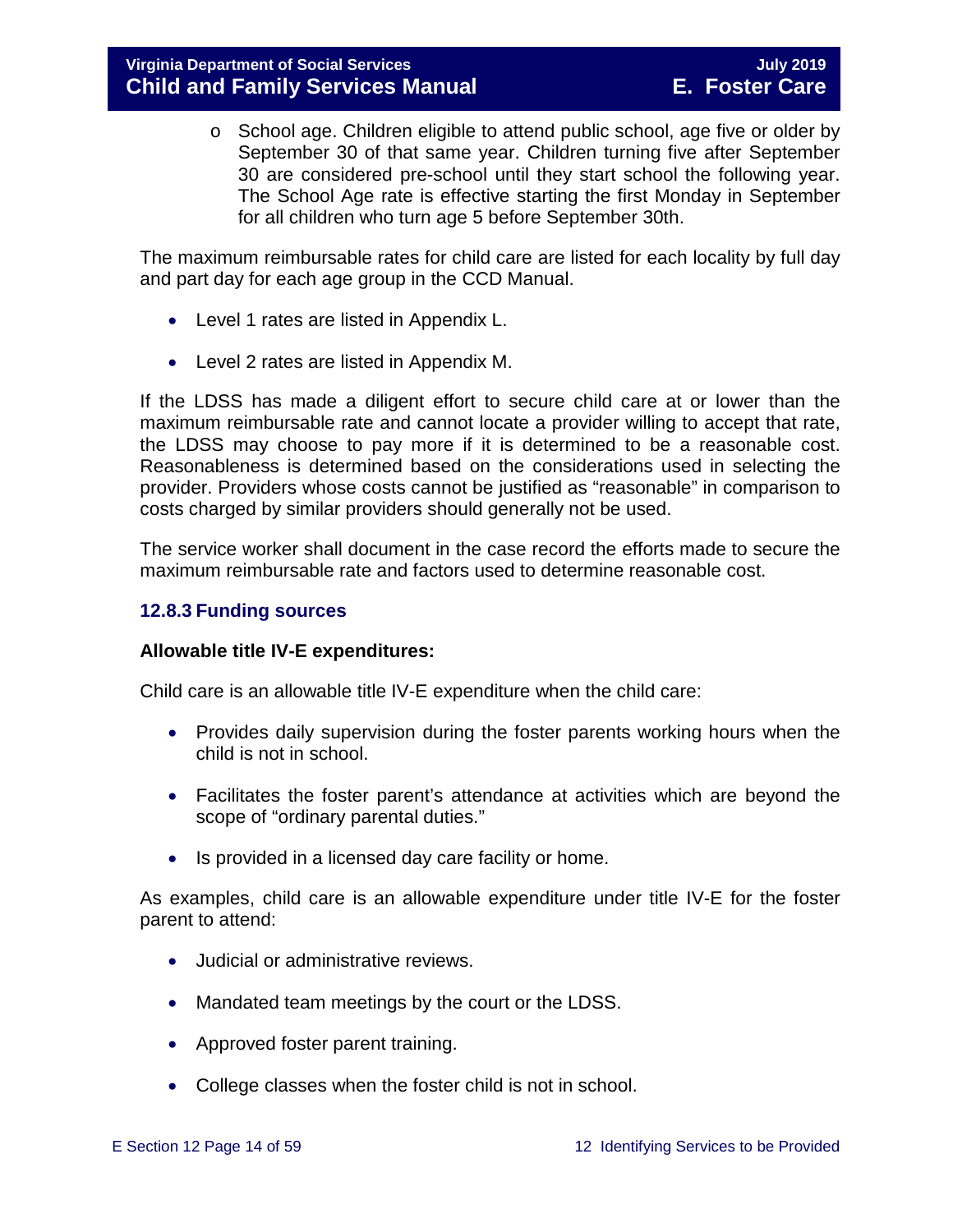- School age. Children eligible to attend public school, age five or older by September 30 of that same year. Children turning five after September 30 are considered pre-school until they start school the following year. The School Age rate is effective starting the first Monday in September for all children who turn age 5 before September 30th.

The maximum reimbursable rates for child care are listed for each locality by full day and part day for each age group in the CCD Manual.

- Level 1 rates are listed in Appendix L.
- Level 2 rates are listed in Appendix M.

If the LDSS has made a diligent effort to secure child care at or lower than the maximum reimbursable rate and cannot locate a provider willing to accept that rate, the LDSS may choose to pay more if it is determined to be a reasonable cost. Reasonableness is determined based on the considerations used in selecting the provider. Providers whose costs cannot be justified as "reasonable" in comparison to costs charged by similar providers should generally not be used.

The service worker shall document in the case record the efforts made to secure the maximum reimbursable rate and factors used to determine reasonable cost.

### 12.8.3 Funding sources

**Allowable title IV-E expenditures:**

Child care is an allowable title IV-E expenditure when the child care:

- Provides daily supervision during the foster parents working hours when the child is not in school.
- Facilitates the foster parent's attendance at activities which are beyond the scope of "ordinary parental duties."
- Is provided in a licensed day care facility or home.

As examples, child care is an allowable expenditure under title IV-E for the foster parent to attend:

- Judicial or administrative reviews.
- Mandated team meetings by the court or the LDSS.
- Approved foster parent training.
- College classes when the foster child is not in school.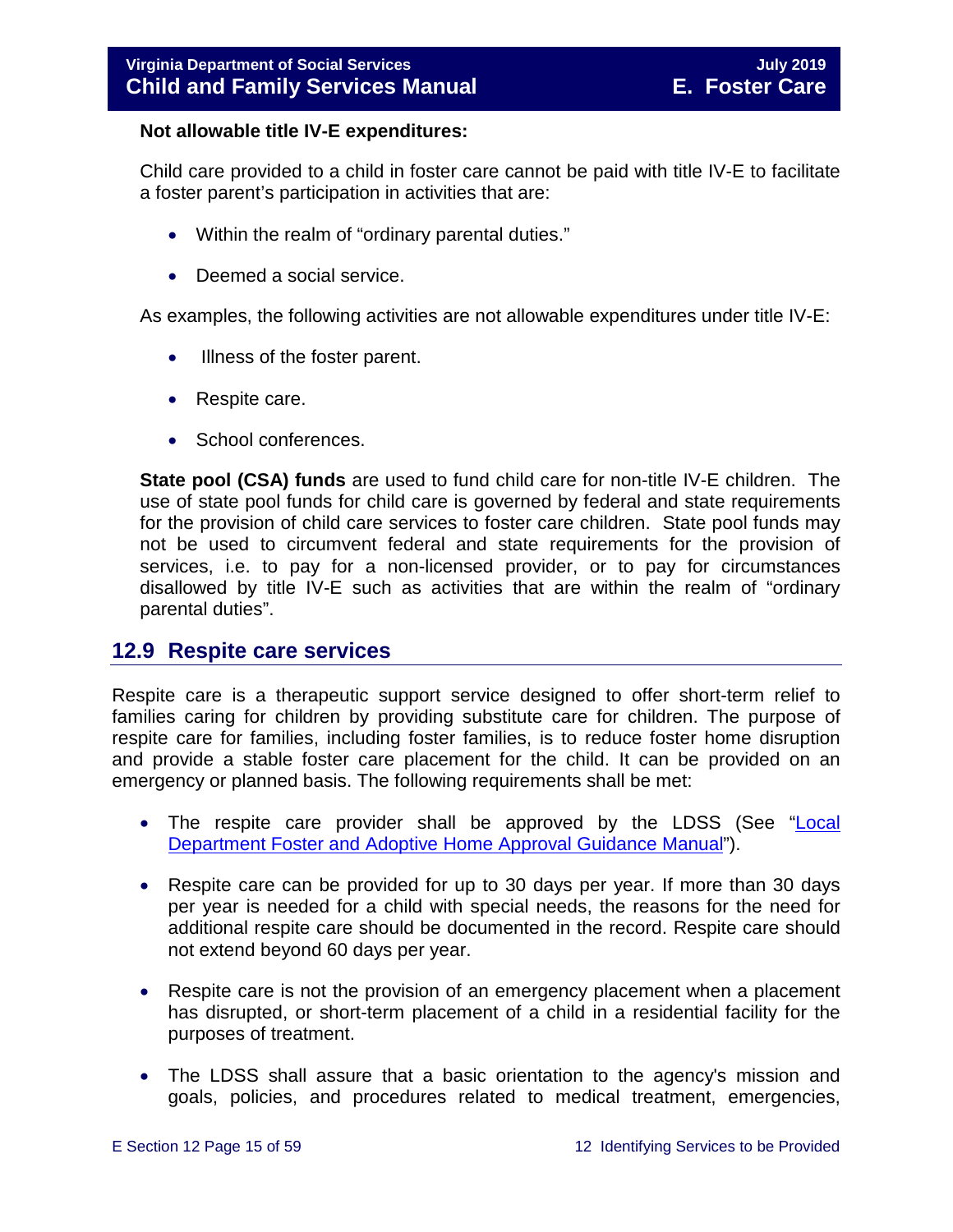**Not allowable title IV-E expenditures:**

Child care provided to a child in foster care cannot be paid with title IV-E to facilitate a foster parent's participation in activities that are:

- Within the realm of "ordinary parental duties."
- Deemed a social service.

As examples, the following activities are not allowable expenditures under title IV-E:

- Illness of the foster parent.
- Respite care.
- School conferences.

**State pool (CSA) funds** are used to fund child care for non-title IV-E children. The use of state pool funds for child care is governed by federal and state requirements for the provision of child care services to foster care children. State pool funds may not be used to circumvent federal and state requirements for the provision of services, i.e. to pay for a non-licensed provider, or to pay for circumstances disallowed by title IV-E such as activities that are within the realm of "ordinary parental duties".

## 12.9 Respite care services

Respite care is a therapeutic support service designed to offer short-term relief to families caring for children by providing substitute care for children. The purpose of respite care for families, including foster families, is to reduce foster home disruption and provide a stable foster care placement for the child. It can be provided on an emergency or planned basis. The following requirements shall be met:

- The respite care provider shall be approved by the LDSS (See "Local Department Foster and Adoptive Home Approval Guidance Manual").
- Respite care can be provided for up to 30 days per year. If more than 30 days per year is needed for a child with special needs, the reasons for the need for additional respite care should be documented in the record. Respite care should not extend beyond 60 days per year.
- Respite care is not the provision of an emergency placement when a placement has disrupted, or short-term placement of a child in a residential facility for the purposes of treatment.
- The LDSS shall assure that a basic orientation to the agency's mission and goals, policies, and procedures related to medical treatment, emergencies,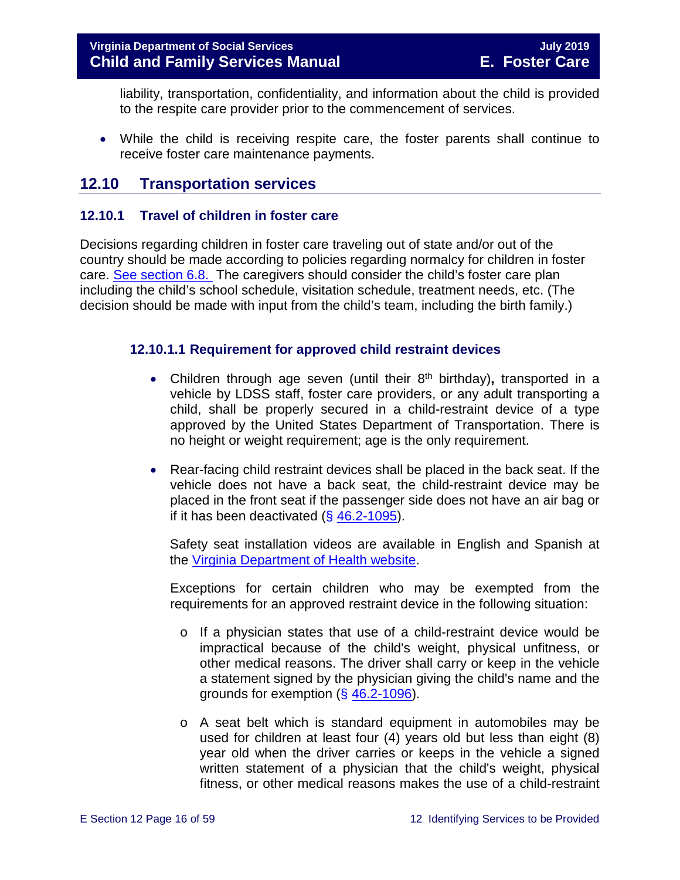liability, transportation, confidentiality, and information about the child is provided to the respite care provider prior to the commencement of services.

- While the child is receiving respite care, the foster parents shall continue to receive foster care maintenance payments.

## 12.10 Transportation services

### 12.10.1 Travel of children in foster care

Decisions regarding children in foster care traveling out of state and/or out of the country should be made according to policies regarding normalcy for children in foster care. [See section 6.8.](#) The caregivers should consider the child's foster care plan including the child's school schedule, visitation schedule, treatment needs, etc. (The decision should be made with input from the child's team, including the birth family.)

#### 12.10.1.1 Requirement for approved child restraint devices

- Children through age seven (until their 8th birthday)**,** transported in a vehicle by LDSS staff, foster care providers, or any adult transporting a child, shall be properly secured in a child-restraint device of a type approved by the United States Department of Transportation. There is no height or weight requirement; age is the only requirement.

- Rear-facing child restraint devices shall be placed in the back seat. If the vehicle does not have a back seat, the child-restraint device may be placed in the front seat if the passenger side does not have an air bag or if it has been deactivated ([§ 46.2-1095](#)).

  Safety seat installation videos are available in English and Spanish at the [Virginia Department of Health website](#).

  Exceptions for certain children who may be exempted from the requirements for an approved restraint device in the following situation:

  - If a physician states that use of a child-restraint device would be impractical because of the child's weight, physical unfitness, or other medical reasons. The driver shall carry or keep in the vehicle a statement signed by the physician giving the child's name and the grounds for exemption ([§ 46.2-1096](#)).

  - A seat belt which is standard equipment in automobiles may be used for children at least four (4) years old but less than eight (8) year old when the driver carries or keeps in the vehicle a signed written statement of a physician that the child's weight, physical fitness, or other medical reasons makes the use of a child-restraint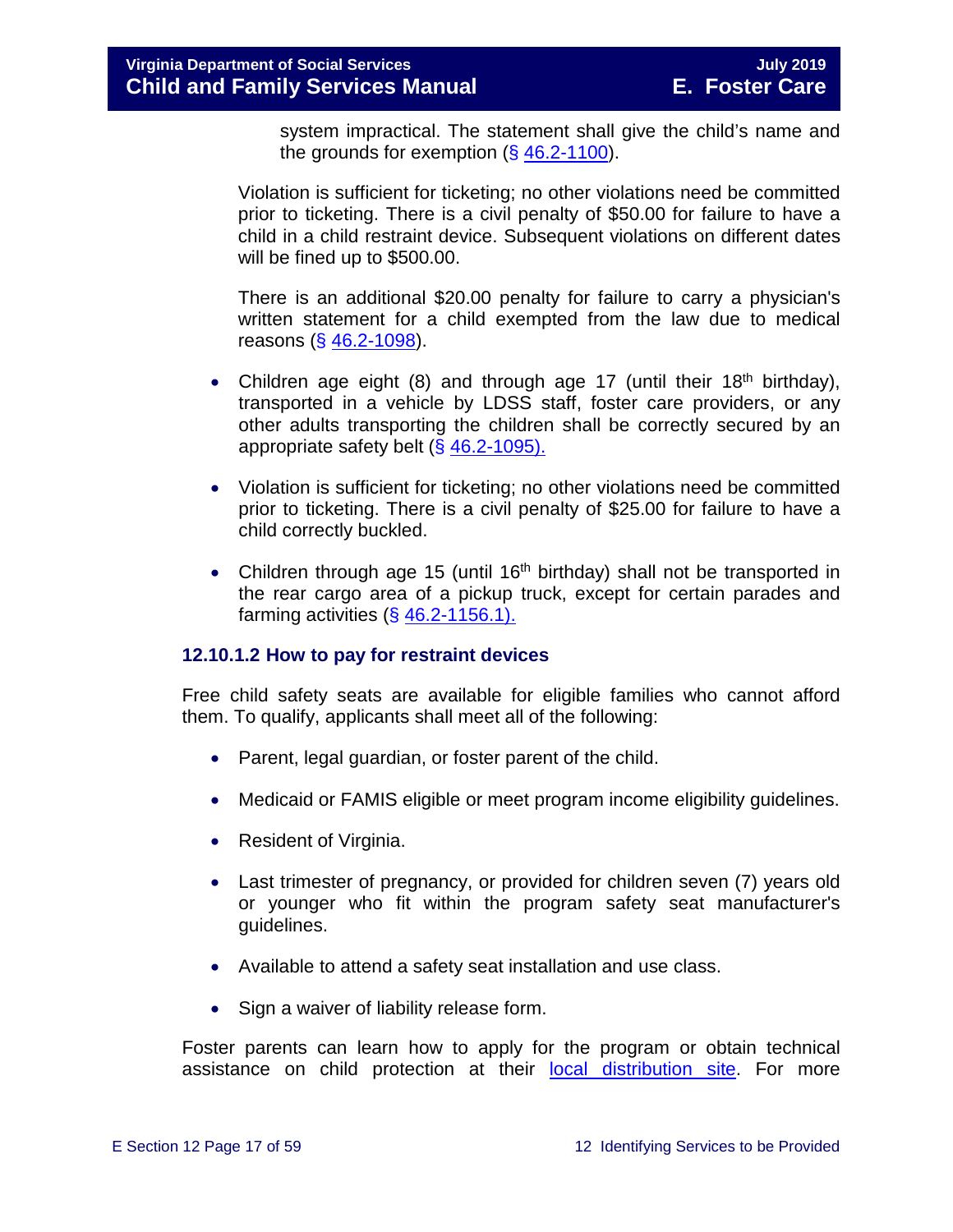system impractical. The statement shall give the child's name and the grounds for exemption (§ 46.2-1100).

Violation is sufficient for ticketing; no other violations need be committed prior to ticketing. There is a civil penalty of $50.00 for failure to have a child in a child restraint device. Subsequent violations on different dates will be fined up to $500.00.

There is an additional $20.00 penalty for failure to carry a physician's written statement for a child exempted from the law due to medical reasons (§ 46.2-1098).

- Children age eight (8) and through age 17 (until their 18th birthday), transported in a vehicle by LDSS staff, foster care providers, or any other adults transporting the children shall be correctly secured by an appropriate safety belt (§ 46.2-1095).
- Violation is sufficient for ticketing; no other violations need be committed prior to ticketing. There is a civil penalty of $25.00 for failure to have a child correctly buckled.
- Children through age 15 (until 16th birthday) shall not be transported in the rear cargo area of a pickup truck, except for certain parades and farming activities (§ 46.2-1156.1).

### 12.10.1.2 How to pay for restraint devices

Free child safety seats are available for eligible families who cannot afford them. To qualify, applicants shall meet all of the following:

- Parent, legal guardian, or foster parent of the child.
- Medicaid or FAMIS eligible or meet program income eligibility guidelines.
- Resident of Virginia.
- Last trimester of pregnancy, or provided for children seven (7) years old or younger who fit within the program safety seat manufacturer's guidelines.
- Available to attend a safety seat installation and use class.
- Sign a waiver of liability release form.

Foster parents can learn how to apply for the program or obtain technical assistance on child protection at their local distribution site. For more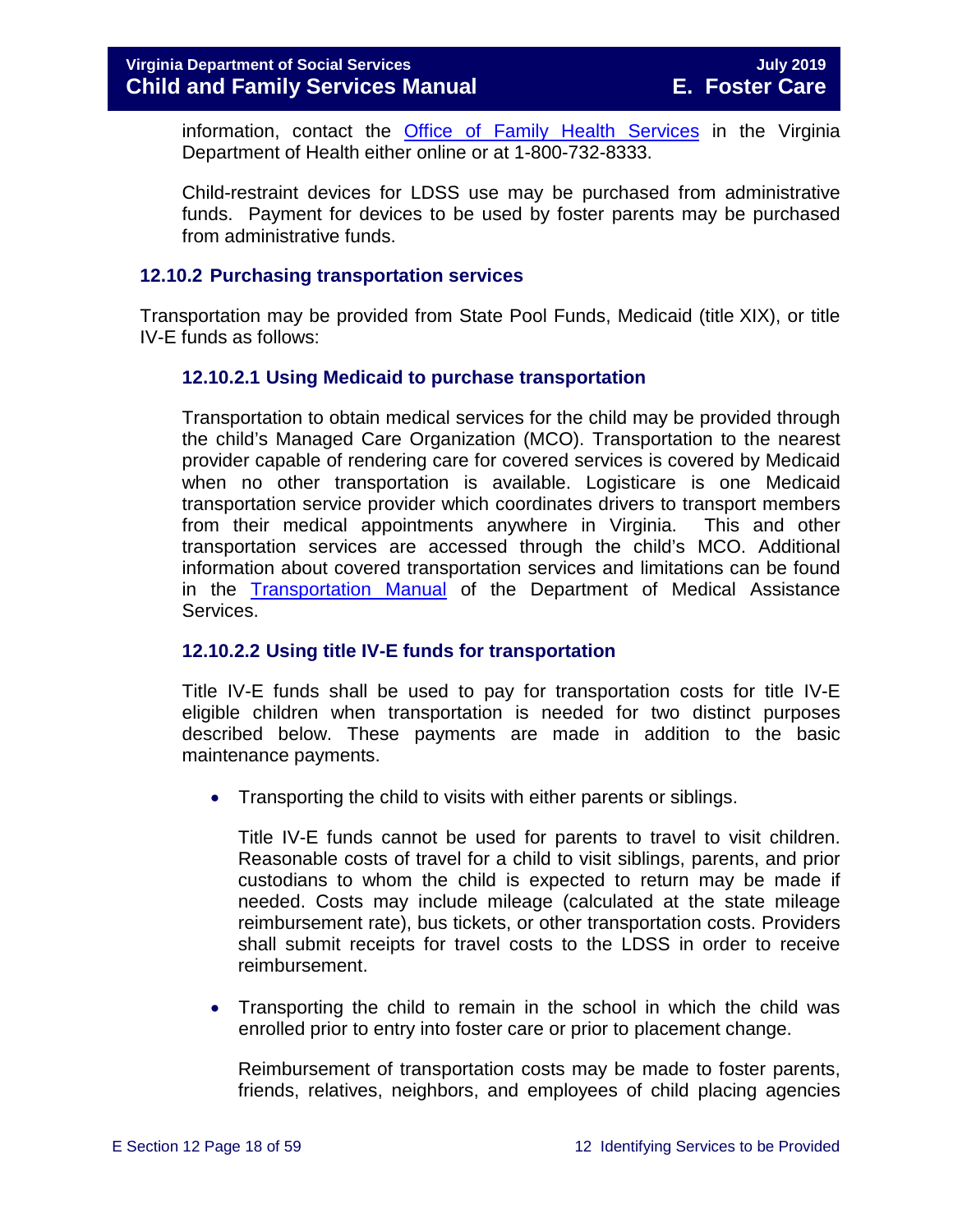information, contact the [Office of Family Health Services](#) in the Virginia Department of Health either online or at 1-800-732-8333.

Child-restraint devices for LDSS use may be purchased from administrative funds. Payment for devices to be used by foster parents may be purchased from administrative funds.

### 12.10.2 Purchasing transportation services

Transportation may be provided from State Pool Funds, Medicaid (title XIX), or title IV-E funds as follows:

#### 12.10.2.1 Using Medicaid to purchase transportation

Transportation to obtain medical services for the child may be provided through the child's Managed Care Organization (MCO). Transportation to the nearest provider capable of rendering care for covered services is covered by Medicaid when no other transportation is available. Logisticare is one Medicaid transportation service provider which coordinates drivers to transport members from their medical appointments anywhere in Virginia. This and other transportation services are accessed through the child's MCO. Additional information about covered transportation services and limitations can be found in the [Transportation Manual](#) of the Department of Medical Assistance Services.

#### 12.10.2.2 Using title IV-E funds for transportation

Title IV-E funds shall be used to pay for transportation costs for title IV-E eligible children when transportation is needed for two distinct purposes described below. These payments are made in addition to the basic maintenance payments.

- Transporting the child to visits with either parents or siblings.

  Title IV-E funds cannot be used for parents to travel to visit children. Reasonable costs of travel for a child to visit siblings, parents, and prior custodians to whom the child is expected to return may be made if needed. Costs may include mileage (calculated at the state mileage reimbursement rate), bus tickets, or other transportation costs. Providers shall submit receipts for travel costs to the LDSS in order to receive reimbursement.

- Transporting the child to remain in the school in which the child was enrolled prior to entry into foster care or prior to placement change.

  Reimbursement of transportation costs may be made to foster parents, friends, relatives, neighbors, and employees of child placing agencies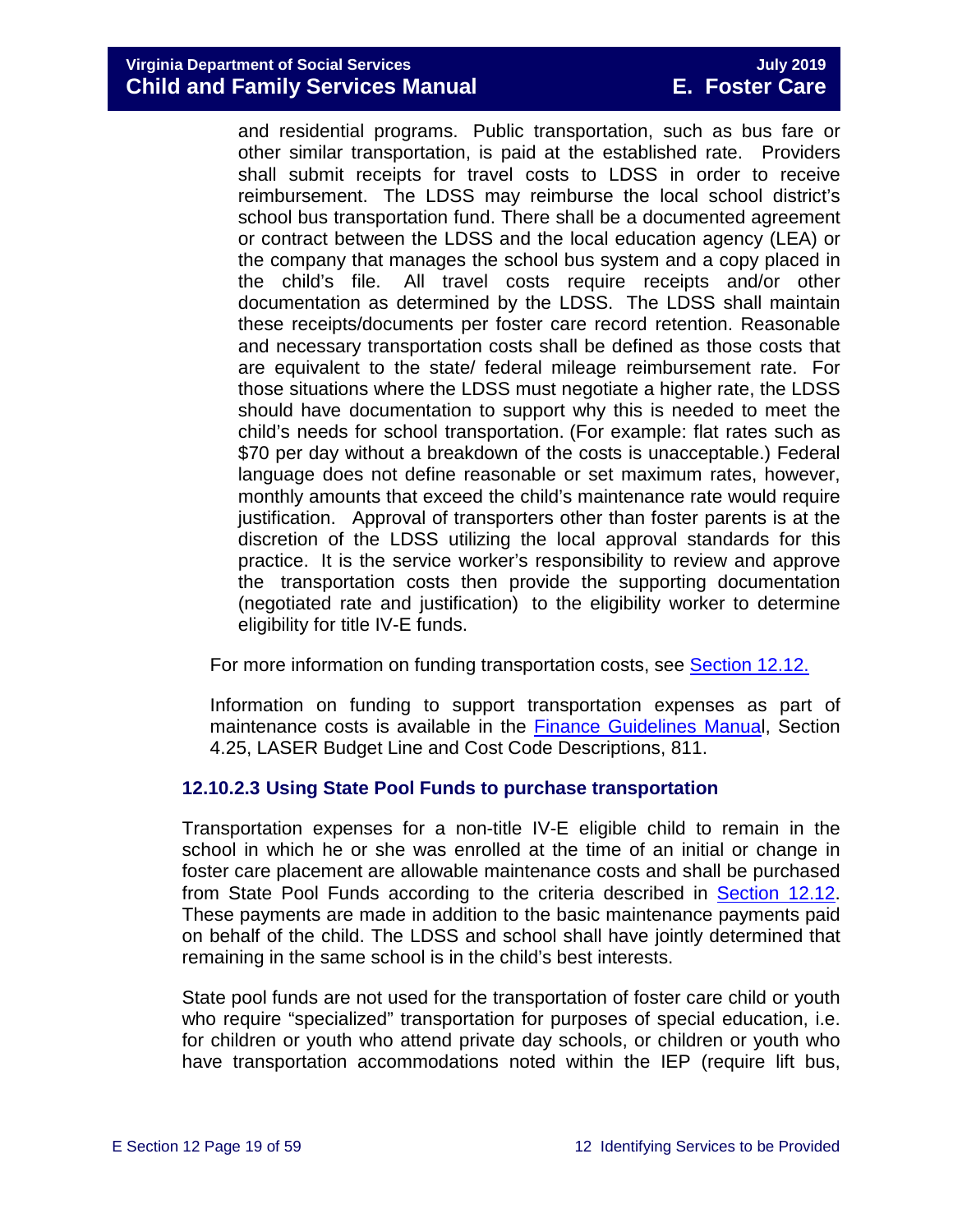and residential programs. Public transportation, such as bus fare or other similar transportation, is paid at the established rate. Providers shall submit receipts for travel costs to LDSS in order to receive reimbursement. The LDSS may reimburse the local school district's school bus transportation fund. There shall be a documented agreement or contract between the LDSS and the local education agency (LEA) or the company that manages the school bus system and a copy placed in the child's file. All travel costs require receipts and/or other documentation as determined by the LDSS. The LDSS shall maintain these receipts/documents per foster care record retention. Reasonable and necessary transportation costs shall be defined as those costs that are equivalent to the state/ federal mileage reimbursement rate. For those situations where the LDSS must negotiate a higher rate, the LDSS should have documentation to support why this is needed to meet the child's needs for school transportation. (For example: flat rates such as $70 per day without a breakdown of the costs is unacceptable.) Federal language does not define reasonable or set maximum rates, however, monthly amounts that exceed the child's maintenance rate would require justification. Approval of transporters other than foster parents is at the discretion of the LDSS utilizing the local approval standards for this practice. It is the service worker's responsibility to review and approve the transportation costs then provide the supporting documentation (negotiated rate and justification) to the eligibility worker to determine eligibility for title IV-E funds.

For more information on funding transportation costs, see Section 12.12.

Information on funding to support transportation expenses as part of maintenance costs is available in the Finance Guidelines Manual, Section 4.25, LASER Budget Line and Cost Code Descriptions, 811.

### 12.10.2.3 Using State Pool Funds to purchase transportation

Transportation expenses for a non-title IV-E eligible child to remain in the school in which he or she was enrolled at the time of an initial or change in foster care placement are allowable maintenance costs and shall be purchased from State Pool Funds according to the criteria described in Section 12.12. These payments are made in addition to the basic maintenance payments paid on behalf of the child. The LDSS and school shall have jointly determined that remaining in the same school is in the child's best interests.

State pool funds are not used for the transportation of foster care child or youth who require "specialized" transportation for purposes of special education, i.e. for children or youth who attend private day schools, or children or youth who have transportation accommodations noted within the IEP (require lift bus,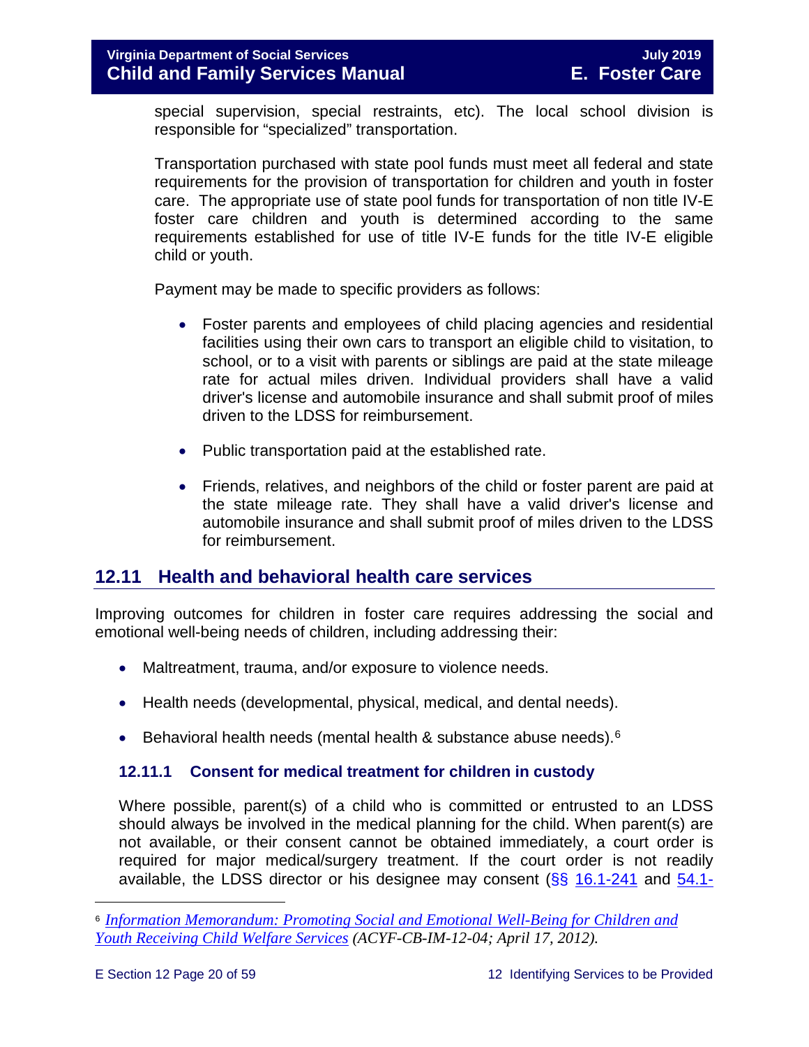special supervision, special restraints, etc). The local school division is responsible for "specialized" transportation.

Transportation purchased with state pool funds must meet all federal and state requirements for the provision of transportation for children and youth in foster care. The appropriate use of state pool funds for transportation of non title IV-E foster care children and youth is determined according to the same requirements established for use of title IV-E funds for the title IV-E eligible child or youth.

Payment may be made to specific providers as follows:

- Foster parents and employees of child placing agencies and residential facilities using their own cars to transport an eligible child to visitation, to school, or to a visit with parents or siblings are paid at the state mileage rate for actual miles driven. Individual providers shall have a valid driver's license and automobile insurance and shall submit proof of miles driven to the LDSS for reimbursement.

- Public transportation paid at the established rate.

- Friends, relatives, and neighbors of the child or foster parent are paid at the state mileage rate. They shall have a valid driver's license and automobile insurance and shall submit proof of miles driven to the LDSS for reimbursement.

## 12.11 Health and behavioral health care services

Improving outcomes for children in foster care requires addressing the social and emotional well-being needs of children, including addressing their:

- Maltreatment, trauma, and/or exposure to violence needs.
- Health needs (developmental, physical, medical, and dental needs).
- Behavioral health needs (mental health & substance abuse needs).[6]

### 12.11.1 Consent for medical treatment for children in custody

Where possible, parent(s) of a child who is committed or entrusted to an LDSS should always be involved in the medical planning for the child. When parent(s) are not available, or their consent cannot be obtained immediately, a court order is required for major medical/surgery treatment. If the court order is not readily available, the LDSS director or his designee may consent (§§ 16.1-241 and 54.1-

[6] *Information Memorandum: Promoting Social and Emotional Well-Being for Children and Youth Receiving Child Welfare Services (ACYF-CB-IM-12-04; April 17, 2012).*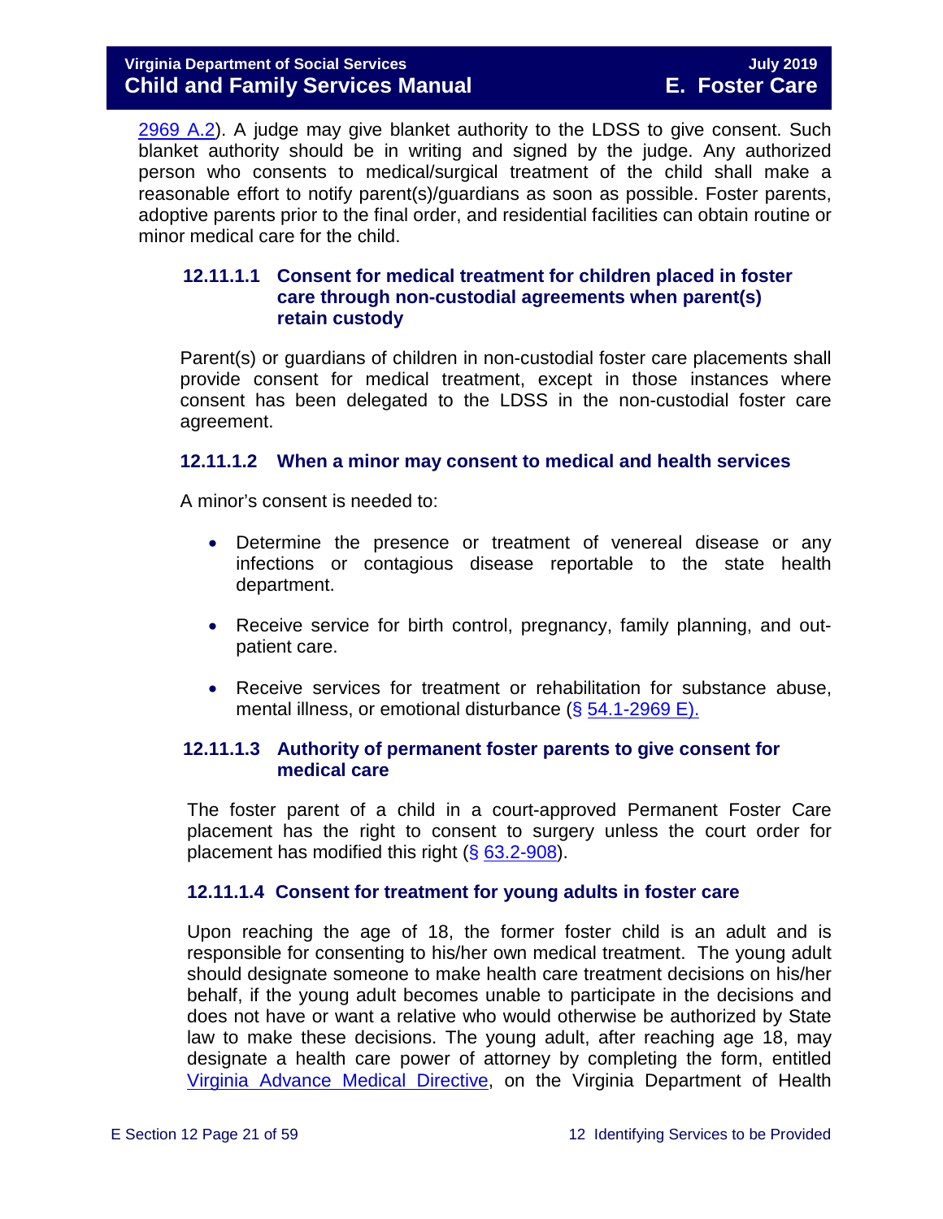2969 A.2). A judge may give blanket authority to the LDSS to give consent. Such blanket authority should be in writing and signed by the judge. Any authorized person who consents to medical/surgical treatment of the child shall make a reasonable effort to notify parent(s)/guardians as soon as possible. Foster parents, adoptive parents prior to the final order, and residential facilities can obtain routine or minor medical care for the child.

#### 12.11.1.1 Consent for medical treatment for children placed in foster care through non-custodial agreements when parent(s) retain custody

Parent(s) or guardians of children in non-custodial foster care placements shall provide consent for medical treatment, except in those instances where consent has been delegated to the LDSS in the non-custodial foster care agreement.

#### 12.11.1.2 When a minor may consent to medical and health services

A minor's consent is needed to:

- Determine the presence or treatment of venereal disease or any infections or contagious disease reportable to the state health department.
- Receive service for birth control, pregnancy, family planning, and out-patient care.
- Receive services for treatment or rehabilitation for substance abuse, mental illness, or emotional disturbance (§ 54.1-2969 E).

#### 12.11.1.3 Authority of permanent foster parents to give consent for medical care

The foster parent of a child in a court-approved Permanent Foster Care placement has the right to consent to surgery unless the court order for placement has modified this right (§ 63.2-908).

#### 12.11.1.4 Consent for treatment for young adults in foster care

Upon reaching the age of 18, the former foster child is an adult and is responsible for consenting to his/her own medical treatment. The young adult should designate someone to make health care treatment decisions on his/her behalf, if the young adult becomes unable to participate in the decisions and does not have or want a relative who would otherwise be authorized by State law to make these decisions. The young adult, after reaching age 18, may designate a health care power of attorney by completing the form, entitled Virginia Advance Medical Directive, on the Virginia Department of Health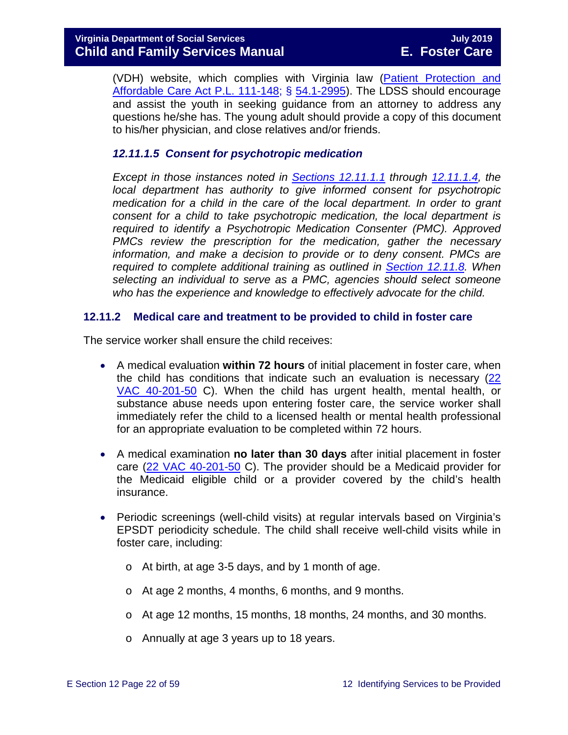(VDH) website, which complies with Virginia law (Patient Protection and Affordable Care Act P.L. 111-148; § 54.1-2995). The LDSS should encourage and assist the youth in seeking guidance from an attorney to address any questions he/she has. The young adult should provide a copy of this document to his/her physician, and close relatives and/or friends.

#### *12.11.1.5 Consent for psychotropic medication*

*Except in those instances noted in Sections 12.11.1.1 through 12.11.1.4, the local department has authority to give informed consent for psychotropic medication for a child in the care of the local department. In order to grant consent for a child to take psychotropic medication, the local department is required to identify a Psychotropic Medication Consenter (PMC). Approved PMCs review the prescription for the medication, gather the necessary information, and make a decision to provide or to deny consent. PMCs are required to complete additional training as outlined in Section 12.11.8. When selecting an individual to serve as a PMC, agencies should select someone who has the experience and knowledge to effectively advocate for the child.*

### 12.11.2 Medical care and treatment to be provided to child in foster care

The service worker shall ensure the child receives:

- A medical evaluation **within 72 hours** of initial placement in foster care, when the child has conditions that indicate such an evaluation is necessary (22 VAC 40-201-50 C). When the child has urgent health, mental health, or substance abuse needs upon entering foster care, the service worker shall immediately refer the child to a licensed health or mental health professional for an appropriate evaluation to be completed within 72 hours.

- A medical examination **no later than 30 days** after initial placement in foster care (22 VAC 40-201-50 C). The provider should be a Medicaid provider for the Medicaid eligible child or a provider covered by the child's health insurance.

- Periodic screenings (well-child visits) at regular intervals based on Virginia's EPSDT periodicity schedule. The child shall receive well-child visits while in foster care, including:

    - At birth, at age 3-5 days, and by 1 month of age.

    - At age 2 months, 4 months, 6 months, and 9 months.

    - At age 12 months, 15 months, 18 months, 24 months, and 30 months.

    - Annually at age 3 years up to 18 years.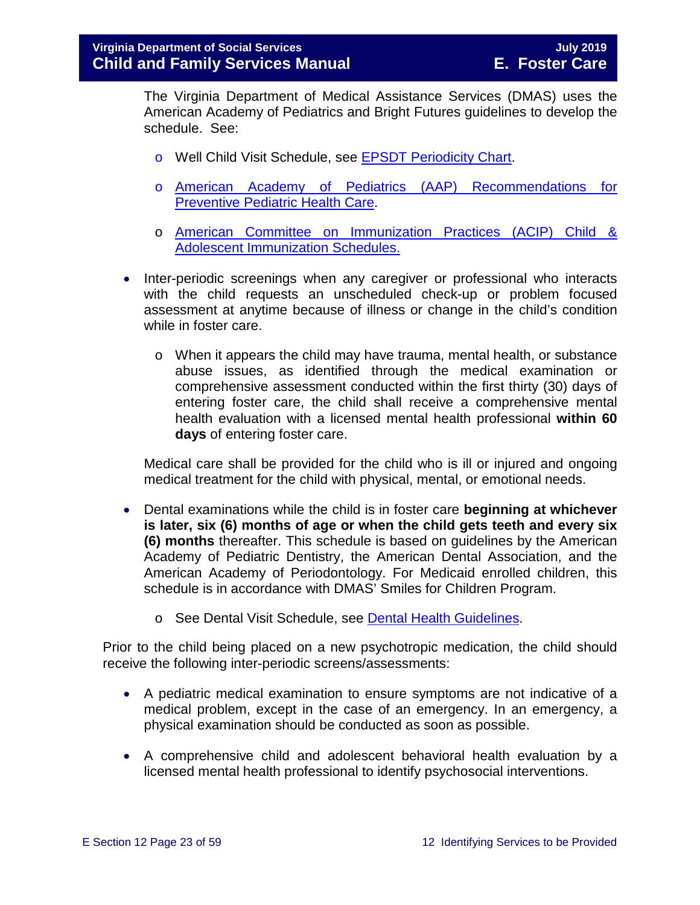The Virginia Department of Medical Assistance Services (DMAS) uses the American Academy of Pediatrics and Bright Futures guidelines to develop the schedule. See:

- Well Child Visit Schedule, see [EPSDT Periodicity Chart]().
- [American Academy of Pediatrics (AAP) Recommendations for Preventive Pediatric Health Care]().
- [American Committee on Immunization Practices (ACIP) Child & Adolescent Immunization Schedules.]()

- Inter-periodic screenings when any caregiver or professional who interacts with the child requests an unscheduled check-up or problem focused assessment at anytime because of illness or change in the child's condition while in foster care.
  - When it appears the child may have trauma, mental health, or substance abuse issues, as identified through the medical examination or comprehensive assessment conducted within the first thirty (30) days of entering foster care, the child shall receive a comprehensive mental health evaluation with a licensed mental health professional **within 60 days** of entering foster care.

  Medical care shall be provided for the child who is ill or injured and ongoing medical treatment for the child with physical, mental, or emotional needs.

- Dental examinations while the child is in foster care **beginning at whichever is later, six (6) months of age or when the child gets teeth and every six (6) months** thereafter. This schedule is based on guidelines by the American Academy of Pediatric Dentistry, the American Dental Association, and the American Academy of Periodontology. For Medicaid enrolled children, this schedule is in accordance with DMAS' Smiles for Children Program.
  - See Dental Visit Schedule, see [Dental Health Guidelines]().

Prior to the child being placed on a new psychotropic medication, the child should receive the following inter-periodic screens/assessments:

- A pediatric medical examination to ensure symptoms are not indicative of a medical problem, except in the case of an emergency. In an emergency, a physical examination should be conducted as soon as possible.
- A comprehensive child and adolescent behavioral health evaluation by a licensed mental health professional to identify psychosocial interventions.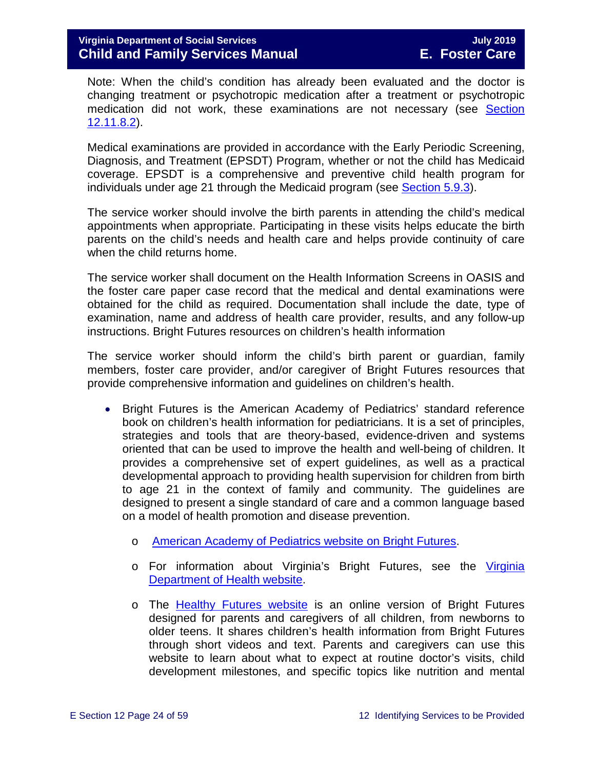Note: When the child's condition has already been evaluated and the doctor is changing treatment or psychotropic medication after a treatment or psychotropic medication did not work, these examinations are not necessary (see Section 12.11.8.2).

Medical examinations are provided in accordance with the Early Periodic Screening, Diagnosis, and Treatment (EPSDT) Program, whether or not the child has Medicaid coverage. EPSDT is a comprehensive and preventive child health program for individuals under age 21 through the Medicaid program (see Section 5.9.3).

The service worker should involve the birth parents in attending the child's medical appointments when appropriate. Participating in these visits helps educate the birth parents on the child's needs and health care and helps provide continuity of care when the child returns home.

The service worker shall document on the Health Information Screens in OASIS and the foster care paper case record that the medical and dental examinations were obtained for the child as required. Documentation shall include the date, type of examination, name and address of health care provider, results, and any follow-up instructions. Bright Futures resources on children's health information

The service worker should inform the child's birth parent or guardian, family members, foster care provider, and/or caregiver of Bright Futures resources that provide comprehensive information and guidelines on children's health.

- Bright Futures is the American Academy of Pediatrics' standard reference book on children's health information for pediatricians. It is a set of principles, strategies and tools that are theory-based, evidence-driven and systems oriented that can be used to improve the health and well-being of children. It provides a comprehensive set of expert guidelines, as well as a practical developmental approach to providing health supervision for children from birth to age 21 in the context of family and community. The guidelines are designed to present a single standard of care and a common language based on a model of health promotion and disease prevention.
    - American Academy of Pediatrics website on Bright Futures.
    - For information about Virginia's Bright Futures, see the Virginia Department of Health website.
    - The Healthy Futures website is an online version of Bright Futures designed for parents and caregivers of all children, from newborns to older teens. It shares children's health information from Bright Futures through short videos and text. Parents and caregivers can use this website to learn about what to expect at routine doctor's visits, child development milestones, and specific topics like nutrition and mental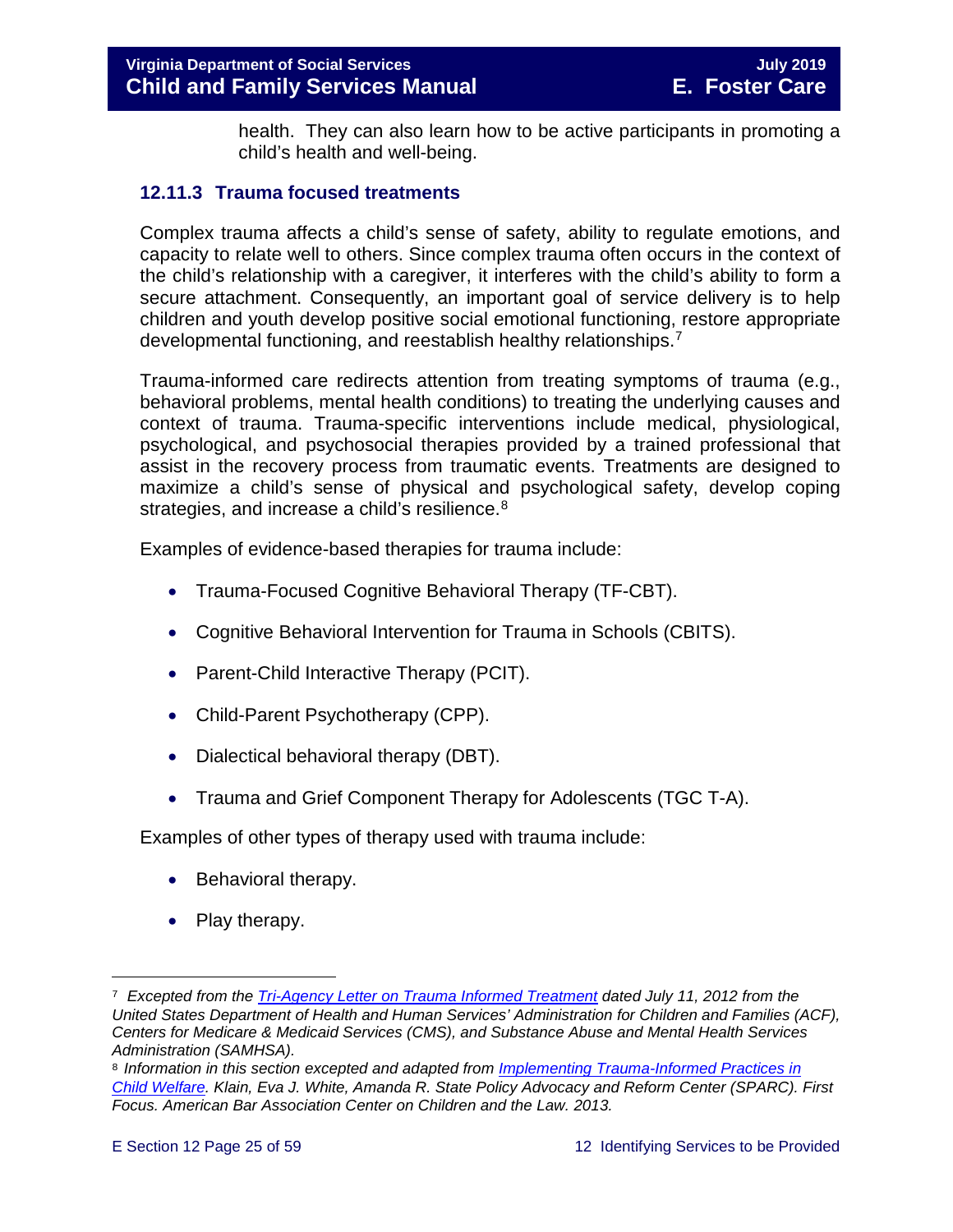health. They can also learn how to be active participants in promoting a child's health and well-being.

### 12.11.3 Trauma focused treatments

Complex trauma affects a child's sense of safety, ability to regulate emotions, and capacity to relate well to others. Since complex trauma often occurs in the context of the child's relationship with a caregiver, it interferes with the child's ability to form a secure attachment. Consequently, an important goal of service delivery is to help children and youth develop positive social emotional functioning, restore appropriate developmental functioning, and reestablish healthy relationships.[7]

Trauma-informed care redirects attention from treating symptoms of trauma (e.g., behavioral problems, mental health conditions) to treating the underlying causes and context of trauma. Trauma-specific interventions include medical, physiological, psychological, and psychosocial therapies provided by a trained professional that assist in the recovery process from traumatic events. Treatments are designed to maximize a child's sense of physical and psychological safety, develop coping strategies, and increase a child's resilience.[8]

Examples of evidence-based therapies for trauma include:

- Trauma-Focused Cognitive Behavioral Therapy (TF-CBT).
- Cognitive Behavioral Intervention for Trauma in Schools (CBITS).
- Parent-Child Interactive Therapy (PCIT).
- Child-Parent Psychotherapy (CPP).
- Dialectical behavioral therapy (DBT).
- Trauma and Grief Component Therapy for Adolescents (TGC T-A).

Examples of other types of therapy used with trauma include:

- Behavioral therapy.
- Play therapy.

---

[7] *Excepted from the [Tri-Agency Letter on Trauma Informed Treatment](#) dated July 11, 2012 from the United States Department of Health and Human Services' Administration for Children and Families (ACF), Centers for Medicare & Medicaid Services (CMS), and Substance Abuse and Mental Health Services Administration (SAMHSA).*

[8] *Information in this section excepted and adapted from [Implementing Trauma-Informed Practices in Child Welfare](#). Klain, Eva J. White, Amanda R. State Policy Advocacy and Reform Center (SPARC). First Focus. American Bar Association Center on Children and the Law. 2013.*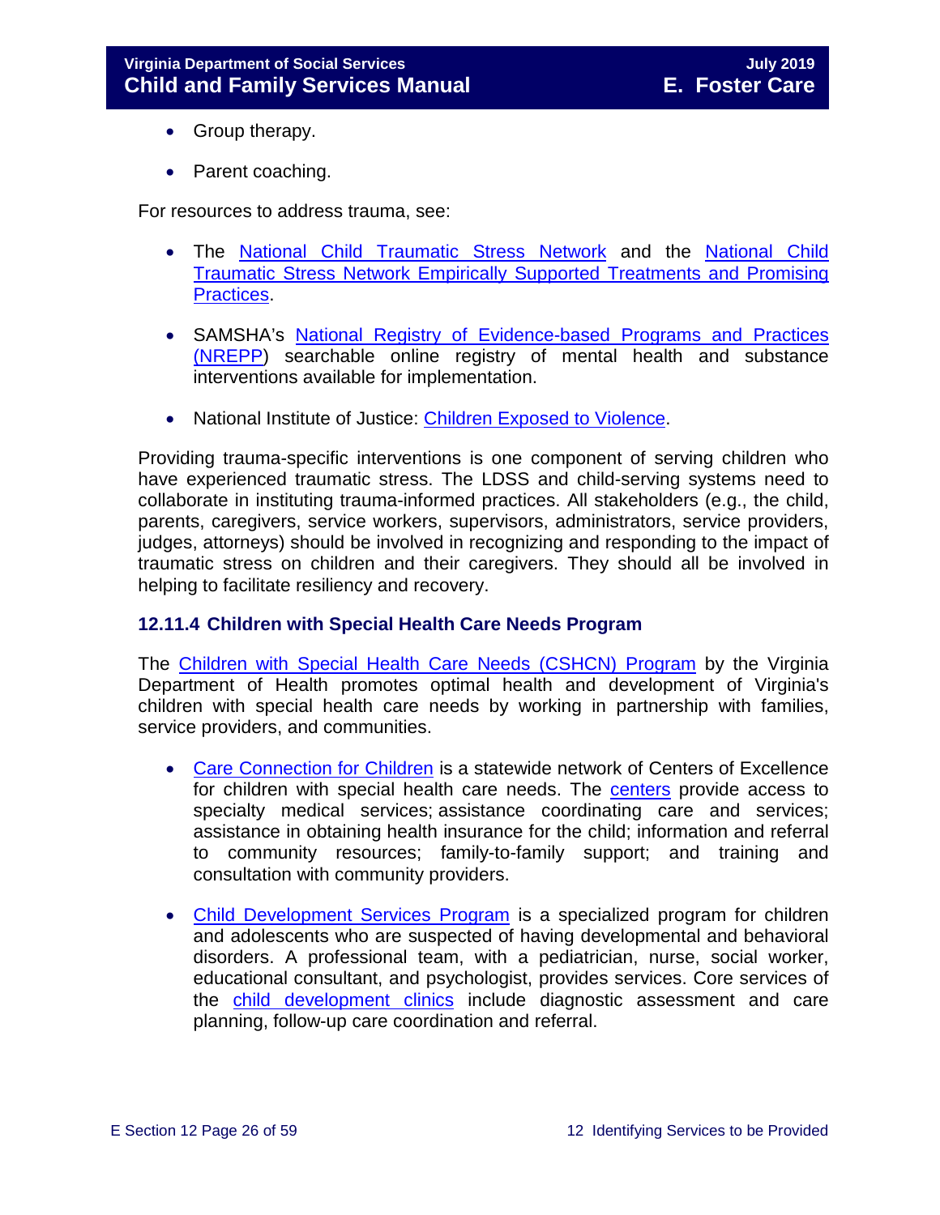- Group therapy.
- Parent coaching.

For resources to address trauma, see:

- The National Child Traumatic Stress Network and the National Child Traumatic Stress Network Empirically Supported Treatments and Promising Practices.
- SAMSHA's National Registry of Evidence-based Programs and Practices (NREPP) searchable online registry of mental health and substance interventions available for implementation.
- National Institute of Justice: Children Exposed to Violence.

Providing trauma-specific interventions is one component of serving children who have experienced traumatic stress. The LDSS and child-serving systems need to collaborate in instituting trauma-informed practices. All stakeholders (e.g., the child, parents, caregivers, service workers, supervisors, administrators, service providers, judges, attorneys) should be involved in recognizing and responding to the impact of traumatic stress on children and their caregivers. They should all be involved in helping to facilitate resiliency and recovery.

### 12.11.4 Children with Special Health Care Needs Program

The Children with Special Health Care Needs (CSHCN) Program by the Virginia Department of Health promotes optimal health and development of Virginia's children with special health care needs by working in partnership with families, service providers, and communities.

- Care Connection for Children is a statewide network of Centers of Excellence for children with special health care needs. The centers provide access to specialty medical services; assistance coordinating care and services; assistance in obtaining health insurance for the child; information and referral to community resources; family-to-family support; and training and consultation with community providers.
- Child Development Services Program is a specialized program for children and adolescents who are suspected of having developmental and behavioral disorders. A professional team, with a pediatrician, nurse, social worker, educational consultant, and psychologist, provides services. Core services of the child development clinics include diagnostic assessment and care planning, follow-up care coordination and referral.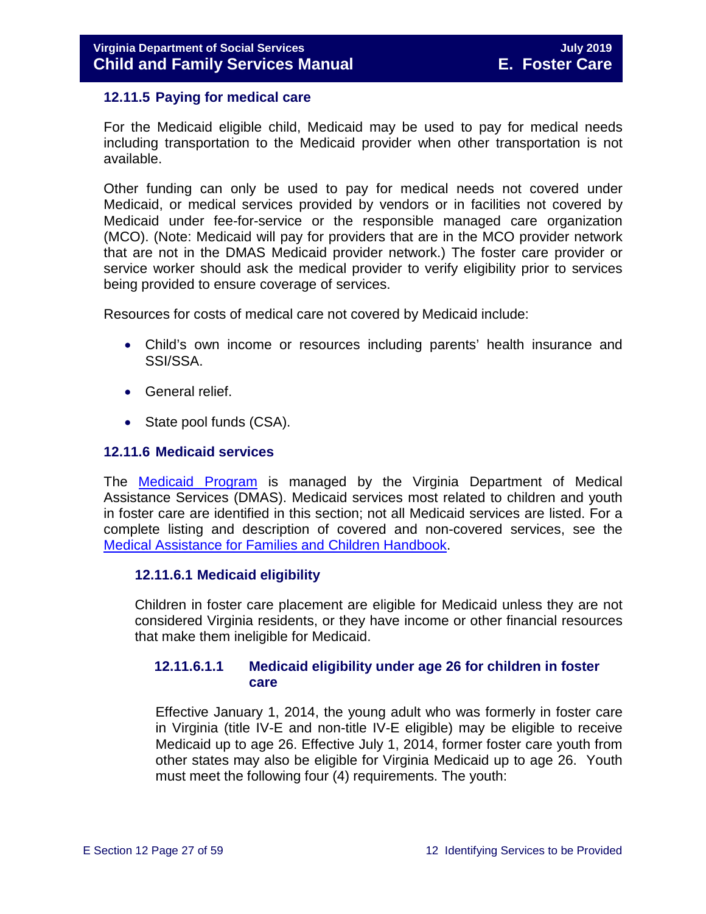### 12.11.5 Paying for medical care

For the Medicaid eligible child, Medicaid may be used to pay for medical needs including transportation to the Medicaid provider when other transportation is not available.

Other funding can only be used to pay for medical needs not covered under Medicaid, or medical services provided by vendors or in facilities not covered by Medicaid under fee-for-service or the responsible managed care organization (MCO). (Note: Medicaid will pay for providers that are in the MCO provider network that are not in the DMAS Medicaid provider network.) The foster care provider or service worker should ask the medical provider to verify eligibility prior to services being provided to ensure coverage of services.

Resources for costs of medical care not covered by Medicaid include:

- Child's own income or resources including parents' health insurance and SSI/SSA.
- General relief.
- State pool funds (CSA).

### 12.11.6 Medicaid services

The [Medicaid Program](#) is managed by the Virginia Department of Medical Assistance Services (DMAS). Medicaid services most related to children and youth in foster care are identified in this section; not all Medicaid services are listed. For a complete listing and description of covered and non-covered services, see the [Medical Assistance for Families and Children Handbook](#).

#### 12.11.6.1 Medicaid eligibility

Children in foster care placement are eligible for Medicaid unless they are not considered Virginia residents, or they have income or other financial resources that make them ineligible for Medicaid.

##### 12.11.6.1.1 Medicaid eligibility under age 26 for children in foster care

Effective January 1, 2014, the young adult who was formerly in foster care in Virginia (title IV-E and non-title IV-E eligible) may be eligible to receive Medicaid up to age 26. Effective July 1, 2014, former foster care youth from other states may also be eligible for Virginia Medicaid up to age 26. Youth must meet the following four (4) requirements. The youth: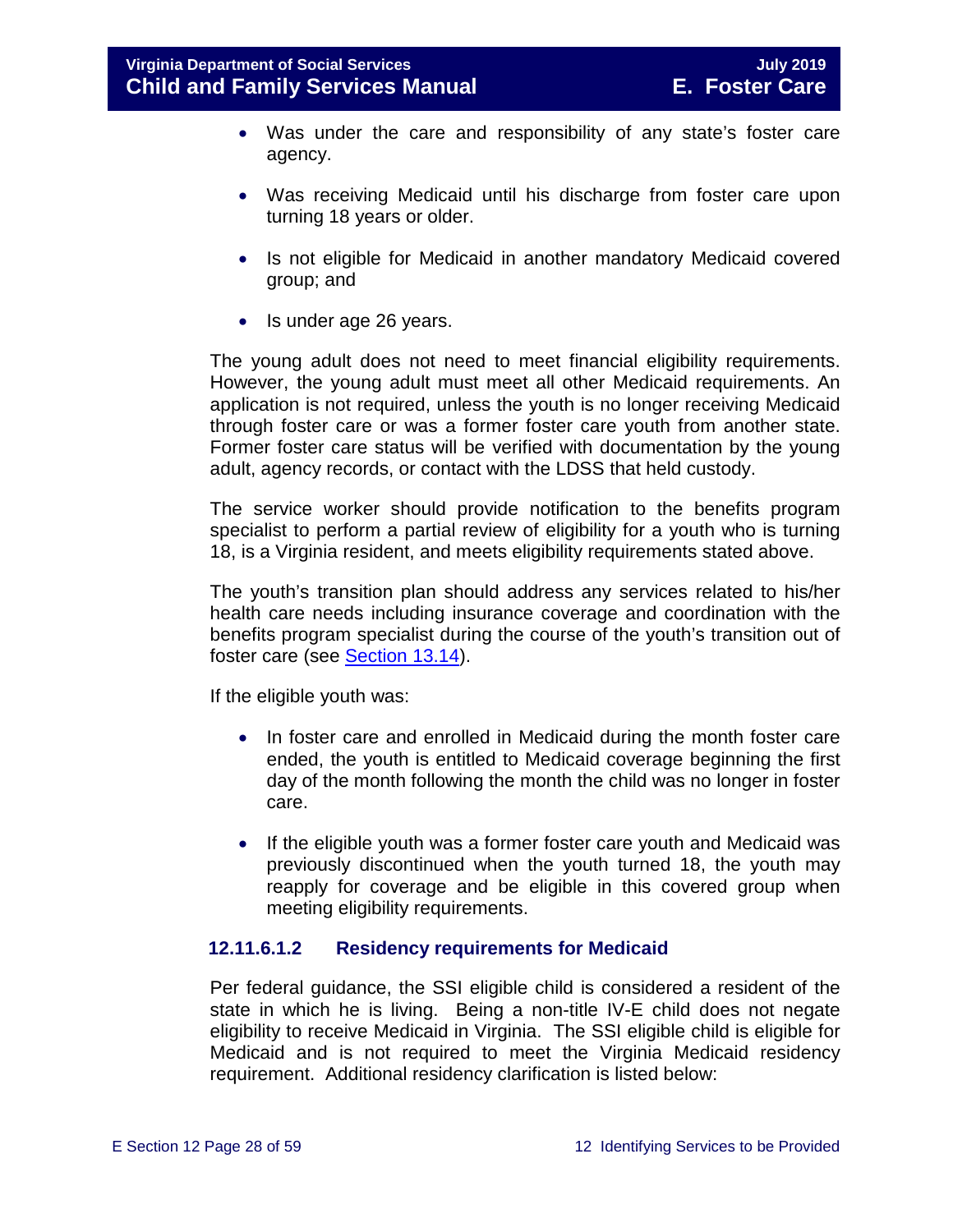- Was under the care and responsibility of any state's foster care agency.
- Was receiving Medicaid until his discharge from foster care upon turning 18 years or older.
- Is not eligible for Medicaid in another mandatory Medicaid covered group; and
- Is under age 26 years.

The young adult does not need to meet financial eligibility requirements. However, the young adult must meet all other Medicaid requirements. An application is not required, unless the youth is no longer receiving Medicaid through foster care or was a former foster care youth from another state. Former foster care status will be verified with documentation by the young adult, agency records, or contact with the LDSS that held custody.

The service worker should provide notification to the benefits program specialist to perform a partial review of eligibility for a youth who is turning 18, is a Virginia resident, and meets eligibility requirements stated above.

The youth's transition plan should address any services related to his/her health care needs including insurance coverage and coordination with the benefits program specialist during the course of the youth's transition out of foster care (see Section 13.14).

If the eligible youth was:

- In foster care and enrolled in Medicaid during the month foster care ended, the youth is entitled to Medicaid coverage beginning the first day of the month following the month the child was no longer in foster care.
- If the eligible youth was a former foster care youth and Medicaid was previously discontinued when the youth turned 18, the youth may reapply for coverage and be eligible in this covered group when meeting eligibility requirements.

#### 12.11.6.1.2 Residency requirements for Medicaid

Per federal guidance, the SSI eligible child is considered a resident of the state in which he is living. Being a non-title IV-E child does not negate eligibility to receive Medicaid in Virginia. The SSI eligible child is eligible for Medicaid and is not required to meet the Virginia Medicaid residency requirement. Additional residency clarification is listed below: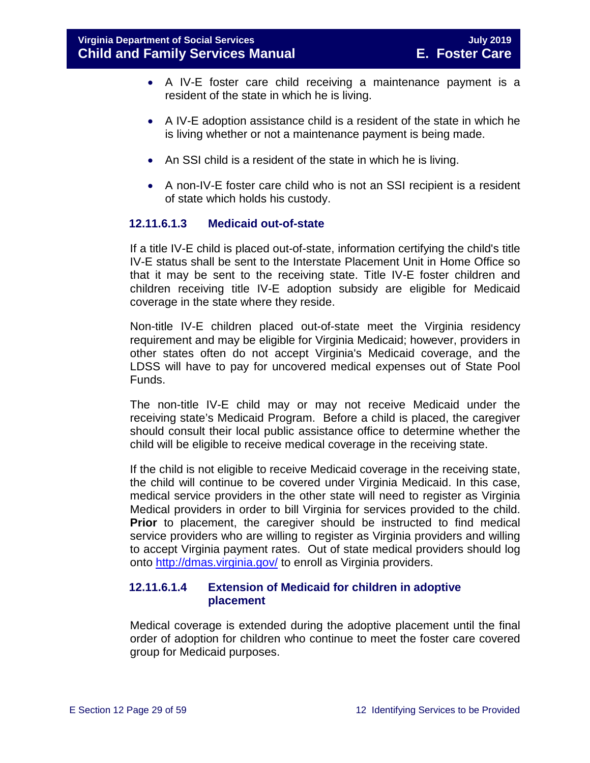- A IV-E foster care child receiving a maintenance payment is a resident of the state in which he is living.
- A IV-E adoption assistance child is a resident of the state in which he is living whether or not a maintenance payment is being made.
- An SSI child is a resident of the state in which he is living.
- A non-IV-E foster care child who is not an SSI recipient is a resident of state which holds his custody.

#### 12.11.6.1.3 Medicaid out-of-state

If a title IV-E child is placed out-of-state, information certifying the child's title IV-E status shall be sent to the Interstate Placement Unit in Home Office so that it may be sent to the receiving state. Title IV-E foster children and children receiving title IV-E adoption subsidy are eligible for Medicaid coverage in the state where they reside.

Non-title IV-E children placed out-of-state meet the Virginia residency requirement and may be eligible for Virginia Medicaid; however, providers in other states often do not accept Virginia's Medicaid coverage, and the LDSS will have to pay for uncovered medical expenses out of State Pool Funds.

The non-title IV-E child may or may not receive Medicaid under the receiving state's Medicaid Program. Before a child is placed, the caregiver should consult their local public assistance office to determine whether the child will be eligible to receive medical coverage in the receiving state.

If the child is not eligible to receive Medicaid coverage in the receiving state, the child will continue to be covered under Virginia Medicaid. In this case, medical service providers in the other state will need to register as Virginia Medical providers in order to bill Virginia for services provided to the child. **Prior** to placement, the caregiver should be instructed to find medical service providers who are willing to register as Virginia providers and willing to accept Virginia payment rates. Out of state medical providers should log onto [http://dmas.virginia.gov/](http://dmas.virginia.gov/) to enroll as Virginia providers.

#### 12.11.6.1.4 Extension of Medicaid for children in adoptive placement

Medical coverage is extended during the adoptive placement until the final order of adoption for children who continue to meet the foster care covered group for Medicaid purposes.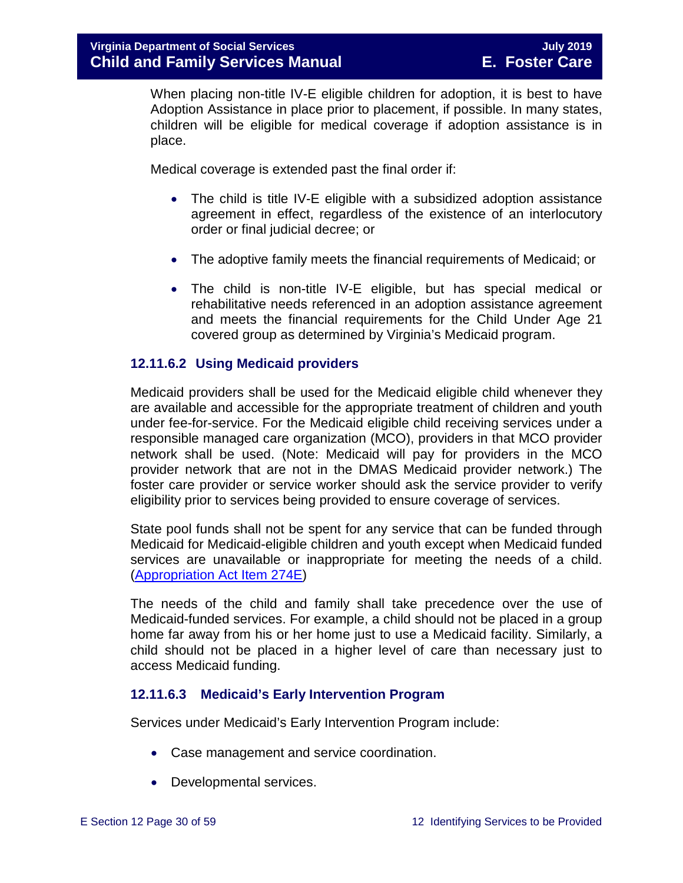When placing non-title IV-E eligible children for adoption, it is best to have Adoption Assistance in place prior to placement, if possible. In many states, children will be eligible for medical coverage if adoption assistance is in place.

Medical coverage is extended past the final order if:

- The child is title IV-E eligible with a subsidized adoption assistance agreement in effect, regardless of the existence of an interlocutory order or final judicial decree; or
- The adoptive family meets the financial requirements of Medicaid; or
- The child is non-title IV-E eligible, but has special medical or rehabilitative needs referenced in an adoption assistance agreement and meets the financial requirements for the Child Under Age 21 covered group as determined by Virginia's Medicaid program.

### 12.11.6.2 Using Medicaid providers

Medicaid providers shall be used for the Medicaid eligible child whenever they are available and accessible for the appropriate treatment of children and youth under fee-for-service. For the Medicaid eligible child receiving services under a responsible managed care organization (MCO), providers in that MCO provider network shall be used. (Note: Medicaid will pay for providers in the MCO provider network that are not in the DMAS Medicaid provider network.) The foster care provider or service worker should ask the service provider to verify eligibility prior to services being provided to ensure coverage of services.

State pool funds shall not be spent for any service that can be funded through Medicaid for Medicaid-eligible children and youth except when Medicaid funded services are unavailable or inappropriate for meeting the needs of a child. ([Appropriation Act Item 274E](#))

The needs of the child and family shall take precedence over the use of Medicaid-funded services. For example, a child should not be placed in a group home far away from his or her home just to use a Medicaid facility. Similarly, a child should not be placed in a higher level of care than necessary just to access Medicaid funding.

### 12.11.6.3 Medicaid's Early Intervention Program

Services under Medicaid's Early Intervention Program include:

- Case management and service coordination.
- Developmental services.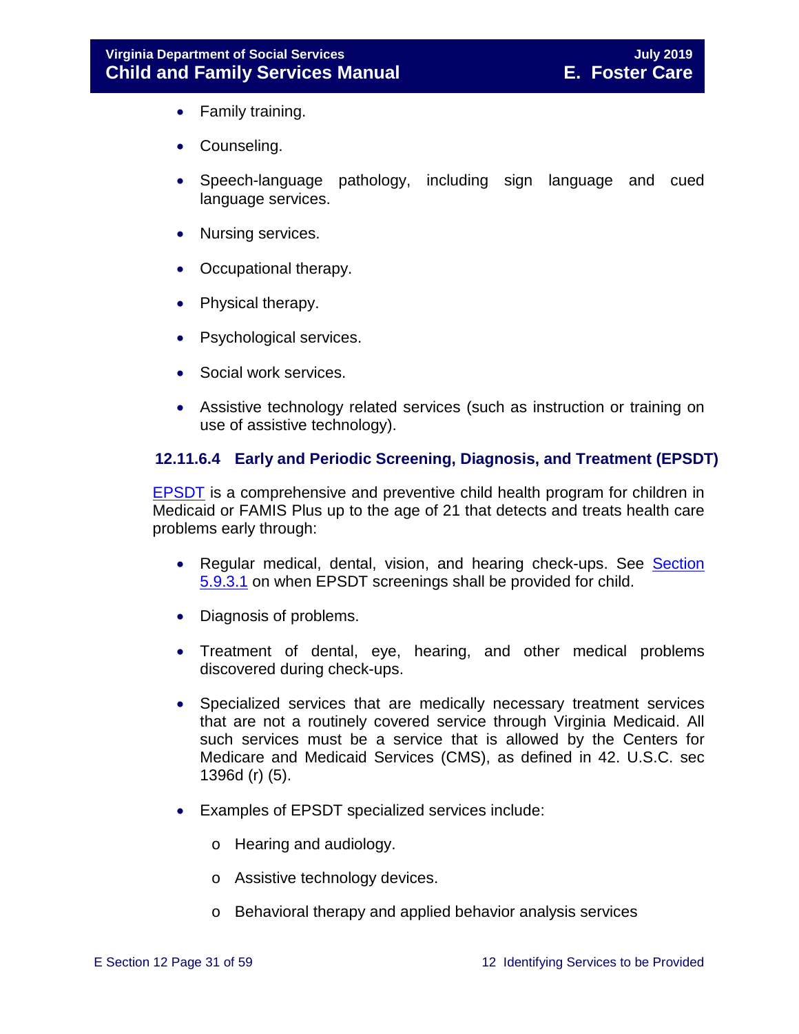- Family training.
- Counseling.
- Speech-language pathology, including sign language and cued language services.
- Nursing services.
- Occupational therapy.
- Physical therapy.
- Psychological services.
- Social work services.
- Assistive technology related services (such as instruction or training on use of assistive technology).

#### 12.11.6.4 Early and Periodic Screening, Diagnosis, and Treatment (EPSDT)

EPSDT is a comprehensive and preventive child health program for children in Medicaid or FAMIS Plus up to the age of 21 that detects and treats health care problems early through:

- Regular medical, dental, vision, and hearing check-ups. See Section 5.9.3.1 on when EPSDT screenings shall be provided for child.
- Diagnosis of problems.
- Treatment of dental, eye, hearing, and other medical problems discovered during check-ups.
- Specialized services that are medically necessary treatment services that are not a routinely covered service through Virginia Medicaid. All such services must be a service that is allowed by the Centers for Medicare and Medicaid Services (CMS), as defined in 42. U.S.C. sec 1396d (r) (5).
- Examples of EPSDT specialized services include:
    - Hearing and audiology.
    - Assistive technology devices.
    - Behavioral therapy and applied behavior analysis services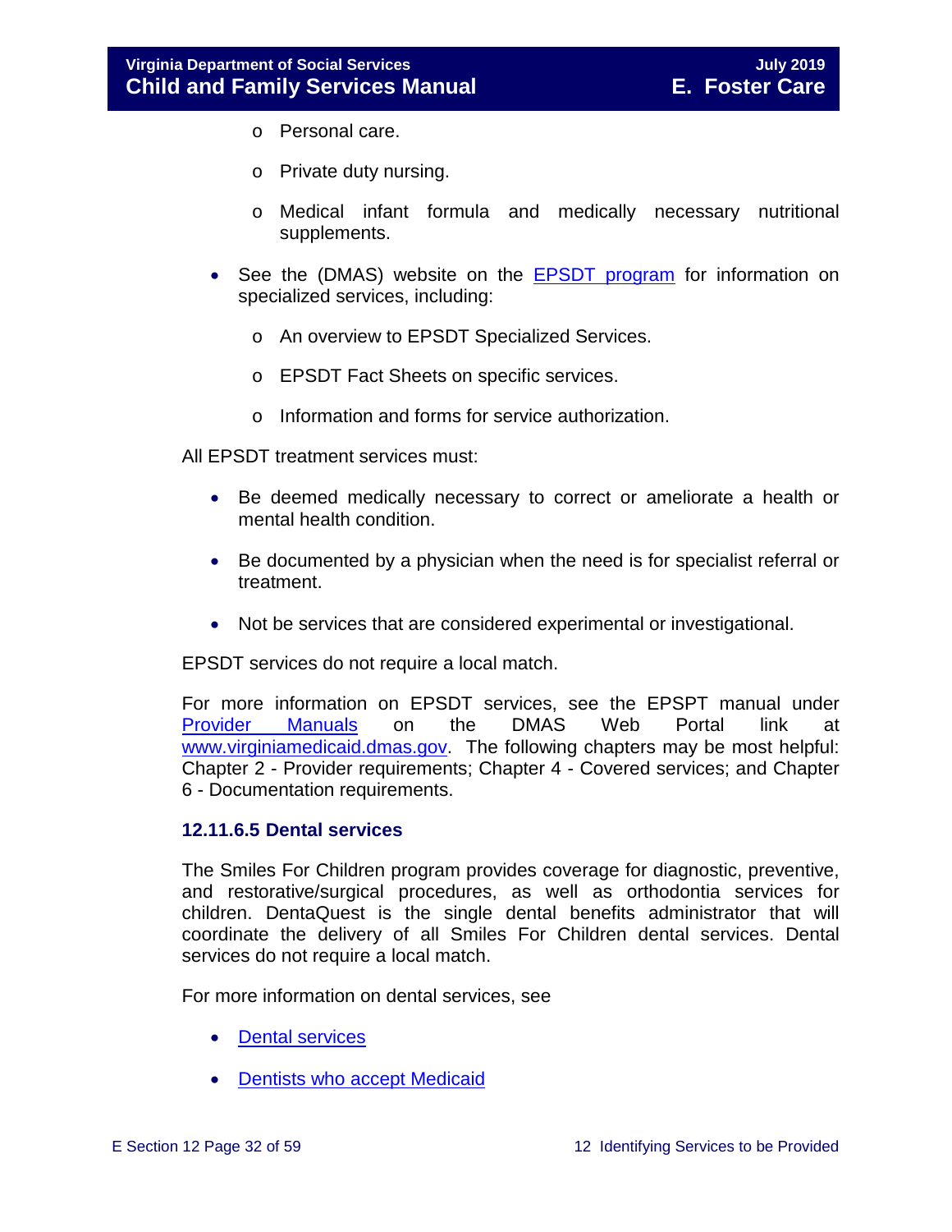- Personal care.
- Private duty nursing.
- Medical infant formula and medically necessary nutritional supplements.

- See the (DMAS) website on the [EPSDT program](EPSDT program) for information on specialized services, including:
  - An overview to EPSDT Specialized Services.
  - EPSDT Fact Sheets on specific services.
  - Information and forms for service authorization.

All EPSDT treatment services must:

- Be deemed medically necessary to correct or ameliorate a health or mental health condition.
- Be documented by a physician when the need is for specialist referral or treatment.
- Not be services that are considered experimental or investigational.

EPSDT services do not require a local match.

For more information on EPSDT services, see the EPSPT manual under Provider Manuals on the DMAS Web Portal link at www.virginiamedicaid.dmas.gov. The following chapters may be most helpful: Chapter 2 - Provider requirements; Chapter 4 - Covered services; and Chapter 6 - Documentation requirements.

### 12.11.6.5 Dental services

The Smiles For Children program provides coverage for diagnostic, preventive, and restorative/surgical procedures, as well as orthodontia services for children. DentaQuest is the single dental benefits administrator that will coordinate the delivery of all Smiles For Children dental services. Dental services do not require a local match.

For more information on dental services, see

- Dental services
- Dentists who accept Medicaid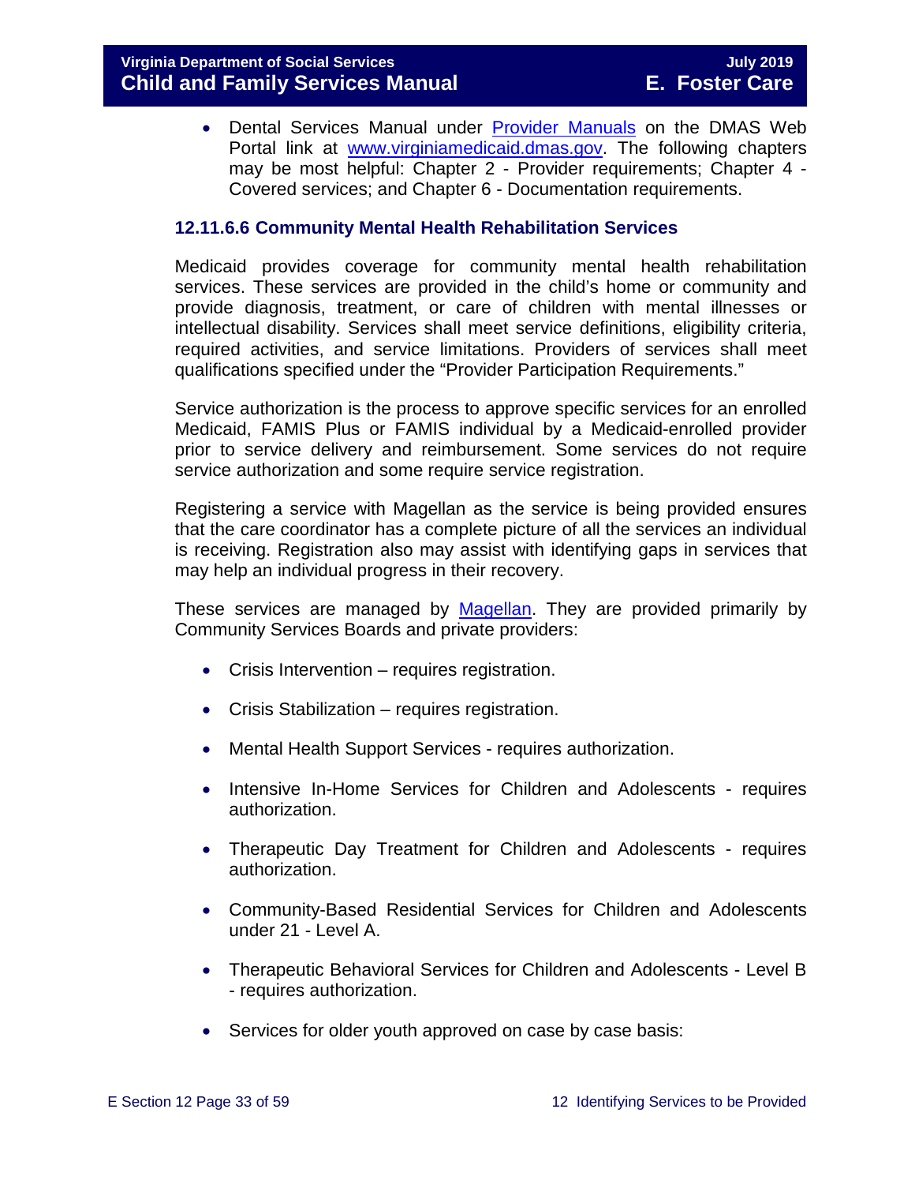- Dental Services Manual under [Provider Manuals](#) on the DMAS Web Portal link at [www.virginiamedicaid.dmas.gov](http://www.virginiamedicaid.dmas.gov). The following chapters may be most helpful: Chapter 2 - Provider requirements; Chapter 4 - Covered services; and Chapter 6 - Documentation requirements.

### 12.11.6.6 Community Mental Health Rehabilitation Services

Medicaid provides coverage for community mental health rehabilitation services. These services are provided in the child's home or community and provide diagnosis, treatment, or care of children with mental illnesses or intellectual disability. Services shall meet service definitions, eligibility criteria, required activities, and service limitations. Providers of services shall meet qualifications specified under the "Provider Participation Requirements."

Service authorization is the process to approve specific services for an enrolled Medicaid, FAMIS Plus or FAMIS individual by a Medicaid-enrolled provider prior to service delivery and reimbursement. Some services do not require service authorization and some require service registration.

Registering a service with Magellan as the service is being provided ensures that the care coordinator has a complete picture of all the services an individual is receiving. Registration also may assist with identifying gaps in services that may help an individual progress in their recovery.

These services are managed by [Magellan](#). They are provided primarily by Community Services Boards and private providers:

- Crisis Intervention – requires registration.
- Crisis Stabilization – requires registration.
- Mental Health Support Services - requires authorization.
- Intensive In-Home Services for Children and Adolescents - requires authorization.
- Therapeutic Day Treatment for Children and Adolescents - requires authorization.
- Community-Based Residential Services for Children and Adolescents under 21 - Level A.
- Therapeutic Behavioral Services for Children and Adolescents - Level B - requires authorization.
- Services for older youth approved on case by case basis: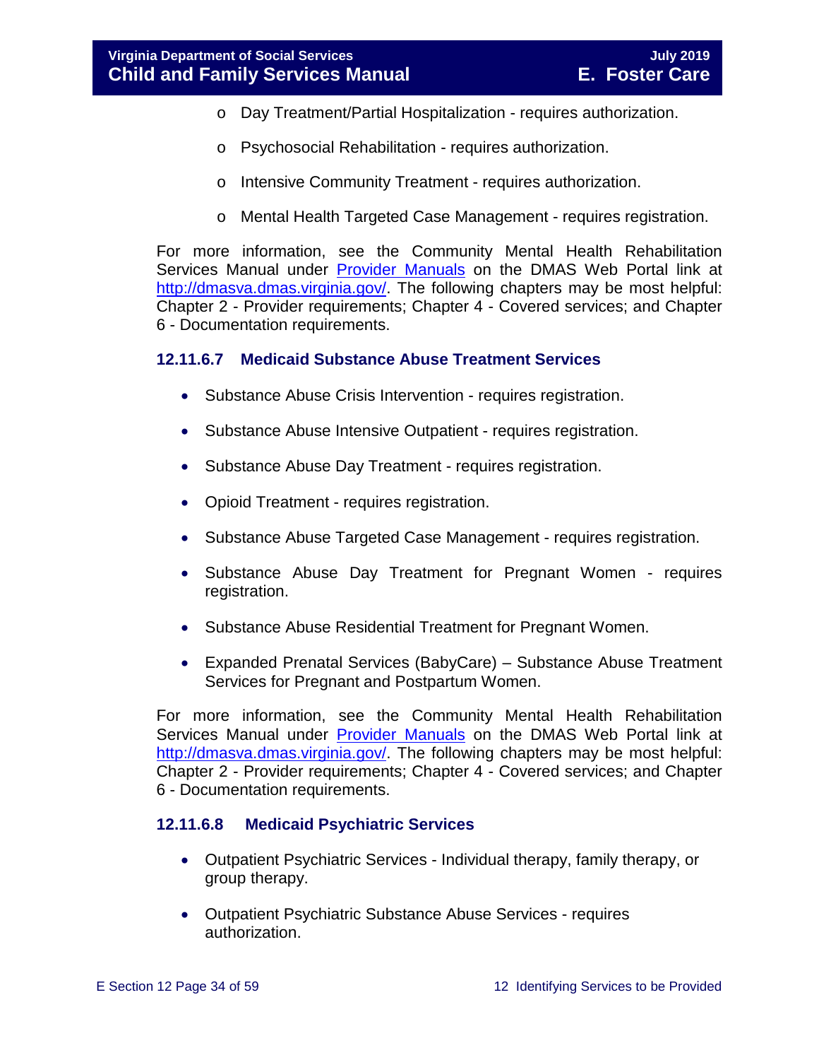- Day Treatment/Partial Hospitalization - requires authorization.

   - Psychosocial Rehabilitation - requires authorization.

   - Intensive Community Treatment - requires authorization.

   - Mental Health Targeted Case Management - requires registration.

For more information, see the Community Mental Health Rehabilitation Services Manual under [Provider Manuals](http://dmasva.dmas.virginia.gov/) on the DMAS Web Portal link at [http://dmasva.dmas.virginia.gov/](http://dmasva.dmas.virginia.gov/). The following chapters may be most helpful: Chapter 2 - Provider requirements; Chapter 4 - Covered services; and Chapter 6 - Documentation requirements.

#### 12.11.6.7 Medicaid Substance Abuse Treatment Services

- Substance Abuse Crisis Intervention - requires registration.
- Substance Abuse Intensive Outpatient - requires registration.
- Substance Abuse Day Treatment - requires registration.
- Opioid Treatment - requires registration.
- Substance Abuse Targeted Case Management - requires registration.
- Substance Abuse Day Treatment for Pregnant Women - requires registration.
- Substance Abuse Residential Treatment for Pregnant Women.
- Expanded Prenatal Services (BabyCare) – Substance Abuse Treatment Services for Pregnant and Postpartum Women.

For more information, see the Community Mental Health Rehabilitation Services Manual under [Provider Manuals](http://dmasva.dmas.virginia.gov/) on the DMAS Web Portal link at [http://dmasva.dmas.virginia.gov/](http://dmasva.dmas.virginia.gov/). The following chapters may be most helpful: Chapter 2 - Provider requirements; Chapter 4 - Covered services; and Chapter 6 - Documentation requirements.

#### 12.11.6.8 Medicaid Psychiatric Services

- Outpatient Psychiatric Services - Individual therapy, family therapy, or group therapy.
- Outpatient Psychiatric Substance Abuse Services - requires authorization.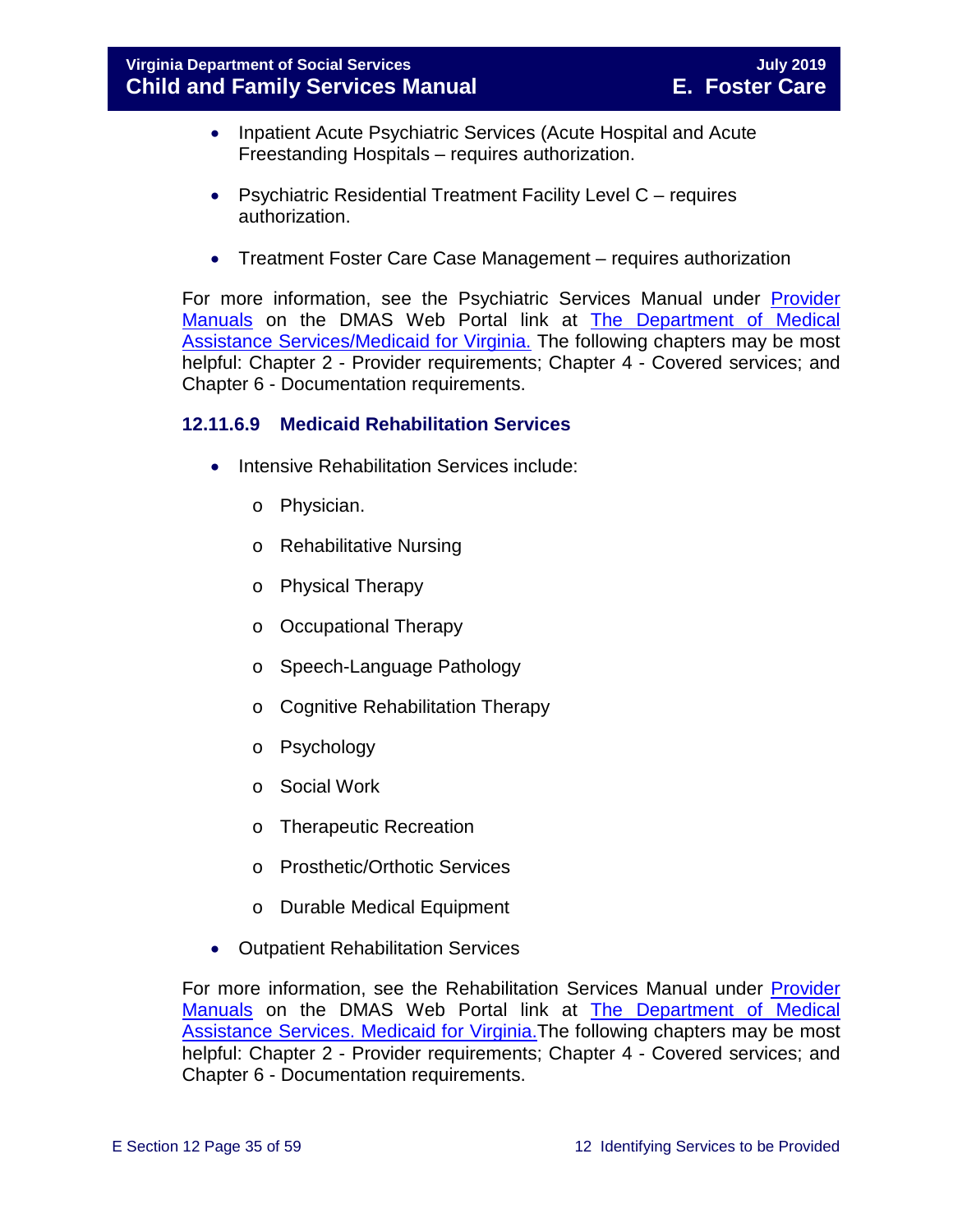- Inpatient Acute Psychiatric Services (Acute Hospital and Acute Freestanding Hospitals – requires authorization.

- Psychiatric Residential Treatment Facility Level C – requires authorization.

- Treatment Foster Care Case Management – requires authorization

For more information, see the Psychiatric Services Manual under [Provider Manuals]() on the DMAS Web Portal link at [The Department of Medical Assistance Services/Medicaid for Virginia.]() The following chapters may be most helpful: Chapter 2 - Provider requirements; Chapter 4 - Covered services; and Chapter 6 - Documentation requirements.

### 12.11.6.9 Medicaid Rehabilitation Services

- Intensive Rehabilitation Services include:
    - Physician.
    - Rehabilitative Nursing
    - Physical Therapy
    - Occupational Therapy
    - Speech-Language Pathology
    - Cognitive Rehabilitation Therapy
    - Psychology
    - Social Work
    - Therapeutic Recreation
    - Prosthetic/Orthotic Services
    - Durable Medical Equipment

- Outpatient Rehabilitation Services

For more information, see the Rehabilitation Services Manual under [Provider Manuals]() on the DMAS Web Portal link at [The Department of Medical Assistance Services. Medicaid for Virginia.]()The following chapters may be most helpful: Chapter 2 - Provider requirements; Chapter 4 - Covered services; and Chapter 6 - Documentation requirements.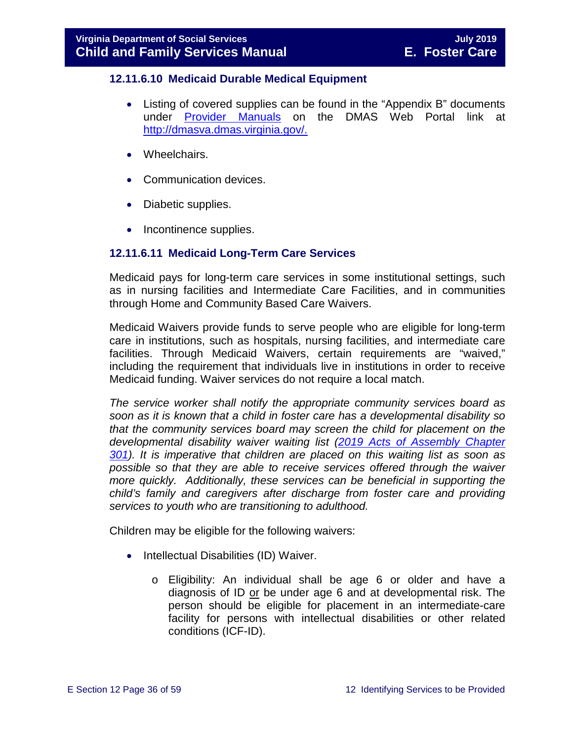### 12.11.6.10 Medicaid Durable Medical Equipment

- Listing of covered supplies can be found in the "Appendix B" documents under [Provider Manuals](http://dmasva.dmas.virginia.gov/) on the DMAS Web Portal link at [http://dmasva.dmas.virginia.gov/.](http://dmasva.dmas.virginia.gov/)
- Wheelchairs.
- Communication devices.
- Diabetic supplies.
- Incontinence supplies.

### 12.11.6.11 Medicaid Long-Term Care Services

Medicaid pays for long-term care services in some institutional settings, such as in nursing facilities and Intermediate Care Facilities, and in communities through Home and Community Based Care Waivers.

Medicaid Waivers provide funds to serve people who are eligible for long-term care in institutions, such as hospitals, nursing facilities, and intermediate care facilities. Through Medicaid Waivers, certain requirements are "waived," including the requirement that individuals live in institutions in order to receive Medicaid funding. Waiver services do not require a local match.

*The service worker shall notify the appropriate community services board as soon as it is known that a child in foster care has a developmental disability so that the community services board may screen the child for placement on the developmental disability waiver waiting list ([2019 Acts of Assembly Chapter 301](#)). It is imperative that children are placed on this waiting list as soon as possible so that they are able to receive services offered through the waiver more quickly. Additionally, these services can be beneficial in supporting the child's family and caregivers after discharge from foster care and providing services to youth who are transitioning to adulthood.*

Children may be eligible for the following waivers:

- Intellectual Disabilities (ID) Waiver.
    - Eligibility: An individual shall be age 6 or older and have a diagnosis of ID <u>or</u> be under age 6 and at developmental risk. The person should be eligible for placement in an intermediate-care facility for persons with intellectual disabilities or other related conditions (ICF-ID).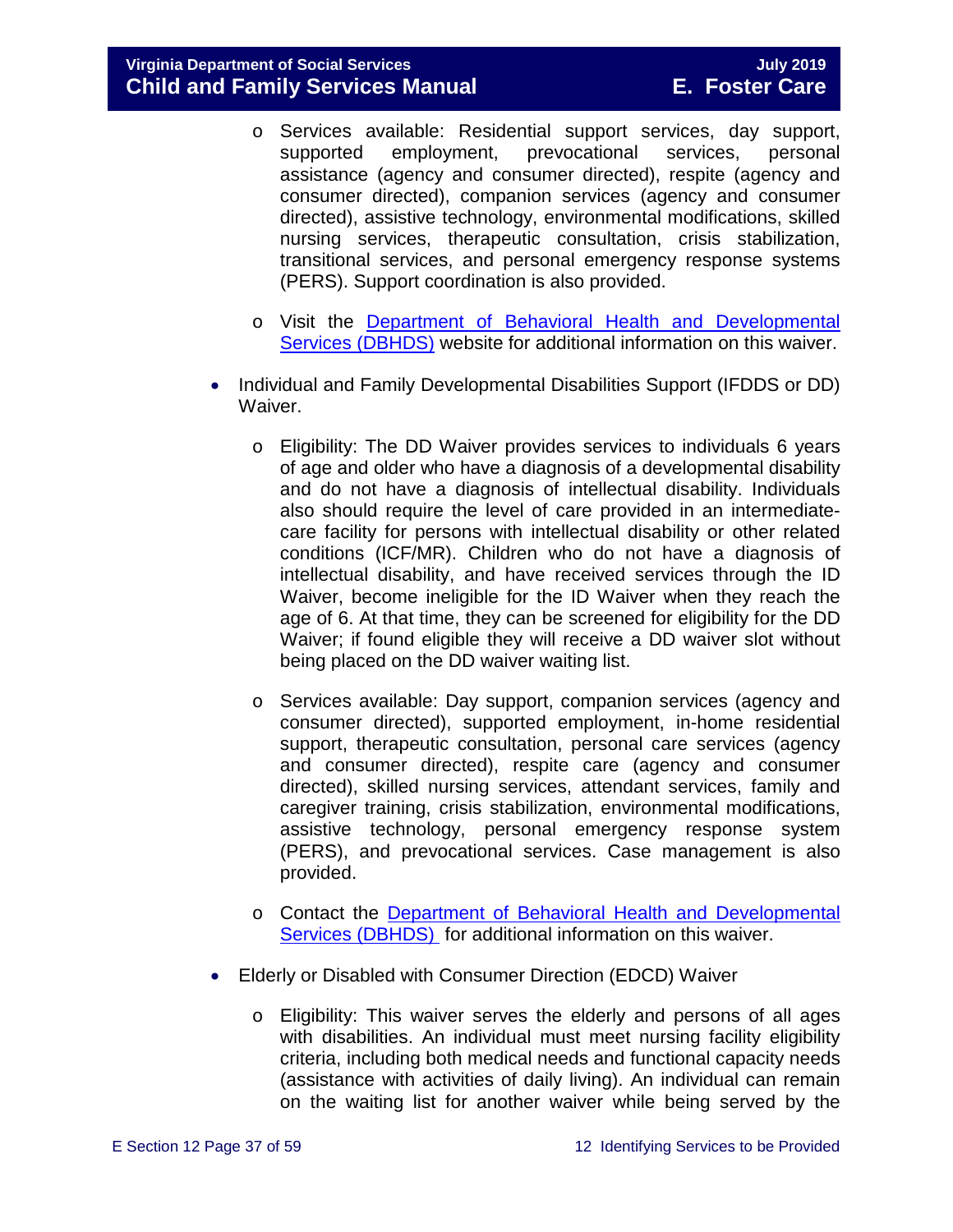- Services available: Residential support services, day support, supported employment, prevocational services, personal assistance (agency and consumer directed), respite (agency and consumer directed), companion services (agency and consumer directed), assistive technology, environmental modifications, skilled nursing services, therapeutic consultation, crisis stabilization, transitional services, and personal emergency response systems (PERS). Support coordination is also provided.
    - Visit the [Department of Behavioral Health and Developmental Services (DBHDS)]() website for additional information on this waiver.

- Individual and Family Developmental Disabilities Support (IFDDS or DD) Waiver.
    - Eligibility: The DD Waiver provides services to individuals 6 years of age and older who have a diagnosis of a developmental disability and do not have a diagnosis of intellectual disability. Individuals also should require the level of care provided in an intermediate-care facility for persons with intellectual disability or other related conditions (ICF/MR). Children who do not have a diagnosis of intellectual disability, and have received services through the ID Waiver, become ineligible for the ID Waiver when they reach the age of 6. At that time, they can be screened for eligibility for the DD Waiver; if found eligible they will receive a DD waiver slot without being placed on the DD waiver waiting list.
    - Services available: Day support, companion services (agency and consumer directed), supported employment, in-home residential support, therapeutic consultation, personal care services (agency and consumer directed), respite care (agency and consumer directed), skilled nursing services, attendant services, family and caregiver training, crisis stabilization, environmental modifications, assistive technology, personal emergency response system (PERS), and prevocational services. Case management is also provided.
    - Contact the [Department of Behavioral Health and Developmental Services (DBHDS)]() for additional information on this waiver.

- Elderly or Disabled with Consumer Direction (EDCD) Waiver
    - Eligibility: This waiver serves the elderly and persons of all ages with disabilities. An individual must meet nursing facility eligibility criteria, including both medical needs and functional capacity needs (assistance with activities of daily living). An individual can remain on the waiting list for another waiver while being served by the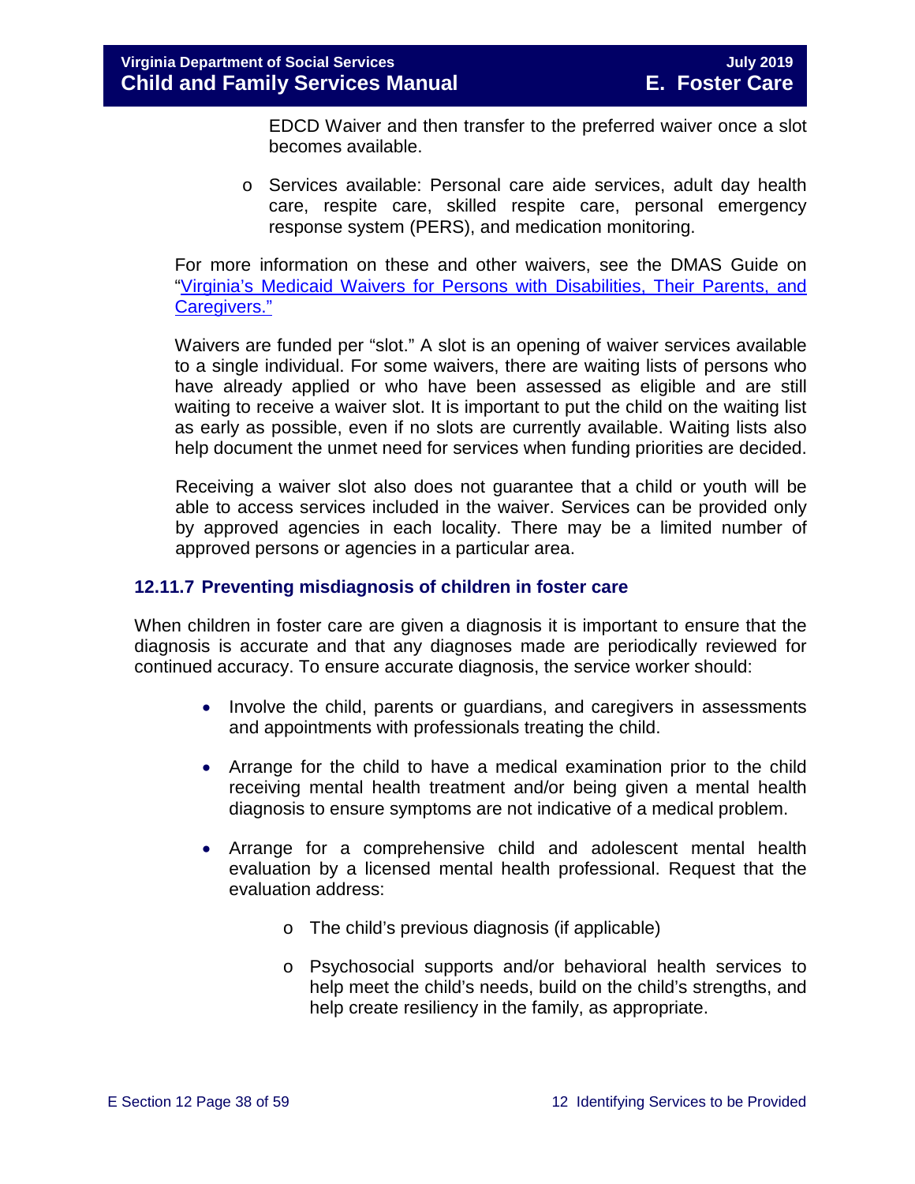EDCD Waiver and then transfer to the preferred waiver once a slot becomes available.

- Services available: Personal care aide services, adult day health care, respite care, skilled respite care, personal emergency response system (PERS), and medication monitoring.

For more information on these and other waivers, see the DMAS Guide on "Virginia's Medicaid Waivers for Persons with Disabilities, Their Parents, and Caregivers."

Waivers are funded per "slot." A slot is an opening of waiver services available to a single individual. For some waivers, there are waiting lists of persons who have already applied or who have been assessed as eligible and are still waiting to receive a waiver slot. It is important to put the child on the waiting list as early as possible, even if no slots are currently available. Waiting lists also help document the unmet need for services when funding priorities are decided.

Receiving a waiver slot also does not guarantee that a child or youth will be able to access services included in the waiver. Services can be provided only by approved agencies in each locality. There may be a limited number of approved persons or agencies in a particular area.

### 12.11.7 Preventing misdiagnosis of children in foster care

When children in foster care are given a diagnosis it is important to ensure that the diagnosis is accurate and that any diagnoses made are periodically reviewed for continued accuracy. To ensure accurate diagnosis, the service worker should:

- Involve the child, parents or guardians, and caregivers in assessments and appointments with professionals treating the child.
- Arrange for the child to have a medical examination prior to the child receiving mental health treatment and/or being given a mental health diagnosis to ensure symptoms are not indicative of a medical problem.
- Arrange for a comprehensive child and adolescent mental health evaluation by a licensed mental health professional. Request that the evaluation address:
  - The child's previous diagnosis (if applicable)
  - Psychosocial supports and/or behavioral health services to help meet the child's needs, build on the child's strengths, and help create resiliency in the family, as appropriate.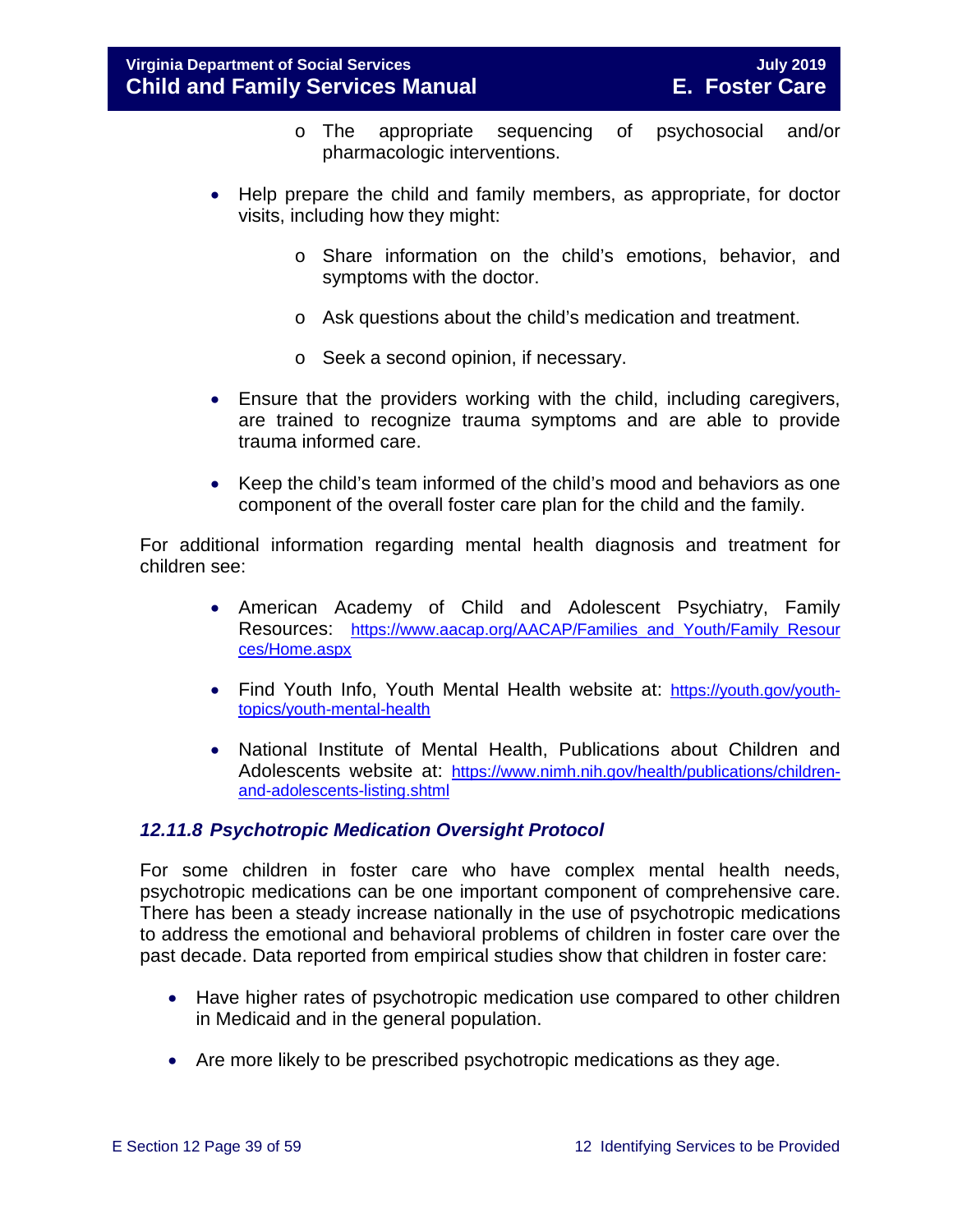- The appropriate sequencing of psychosocial and/or pharmacologic interventions.

- Help prepare the child and family members, as appropriate, for doctor visits, including how they might:
    - Share information on the child's emotions, behavior, and symptoms with the doctor.
    - Ask questions about the child's medication and treatment.
    - Seek a second opinion, if necessary.
- Ensure that the providers working with the child, including caregivers, are trained to recognize trauma symptoms and are able to provide trauma informed care.
- Keep the child's team informed of the child's mood and behaviors as one component of the overall foster care plan for the child and the family.

For additional information regarding mental health diagnosis and treatment for children see:

- American Academy of Child and Adolescent Psychiatry, Family Resources: [https://www.aacap.org/AACAP/Families_and_Youth/Family_Resources/Home.aspx](https://www.aacap.org/AACAP/Families_and_Youth/Family_Resources/Home.aspx)
- Find Youth Info, Youth Mental Health website at: [https://youth.gov/youth-topics/youth-mental-health](https://youth.gov/youth-topics/youth-mental-health)
- National Institute of Mental Health, Publications about Children and Adolescents website at: [https://www.nimh.nih.gov/health/publications/children-and-adolescents-listing.shtml](https://www.nimh.nih.gov/health/publications/children-and-adolescents-listing.shtml)

### *12.11.8 Psychotropic Medication Oversight Protocol*

For some children in foster care who have complex mental health needs, psychotropic medications can be one important component of comprehensive care. There has been a steady increase nationally in the use of psychotropic medications to address the emotional and behavioral problems of children in foster care over the past decade. Data reported from empirical studies show that children in foster care:

- Have higher rates of psychotropic medication use compared to other children in Medicaid and in the general population.
- Are more likely to be prescribed psychotropic medications as they age.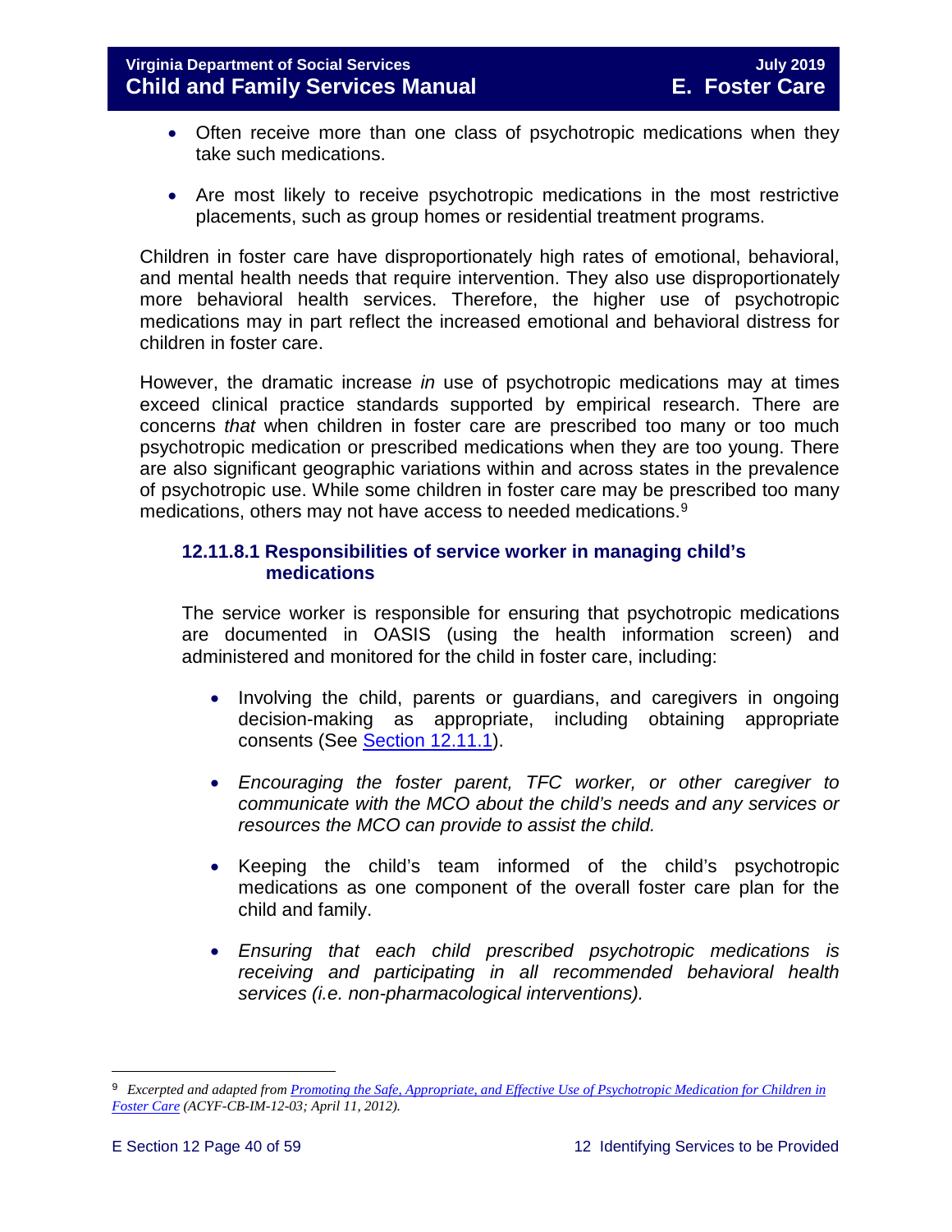- Often receive more than one class of psychotropic medications when they take such medications.
- Are most likely to receive psychotropic medications in the most restrictive placements, such as group homes or residential treatment programs.

Children in foster care have disproportionately high rates of emotional, behavioral, and mental health needs that require intervention. They also use disproportionately more behavioral health services. Therefore, the higher use of psychotropic medications may in part reflect the increased emotional and behavioral distress for children in foster care.

However, the dramatic increase *in* use of psychotropic medications may at times exceed clinical practice standards supported by empirical research. There are concerns *that* when children in foster care are prescribed too many or too much psychotropic medication or prescribed medications when they are too young. There are also significant geographic variations within and across states in the prevalence of psychotropic use. While some children in foster care may be prescribed too many medications, others may not have access to needed medications.[9]

### 12.11.8.1 Responsibilities of service worker in managing child's medications

The service worker is responsible for ensuring that psychotropic medications are documented in OASIS (using the health information screen) and administered and monitored for the child in foster care, including:

- Involving the child, parents or guardians, and caregivers in ongoing decision-making as appropriate, including obtaining appropriate consents (See Section 12.11.1).
- *Encouraging the foster parent, TFC worker, or other caregiver to communicate with the MCO about the child's needs and any services or resources the MCO can provide to assist the child.*
- Keeping the child's team informed of the child's psychotropic medications as one component of the overall foster care plan for the child and family.
- *Ensuring that each child prescribed psychotropic medications is receiving and participating in all recommended behavioral health services (i.e. non-pharmacological interventions).*

---

[9] *Excerpted and adapted from Promoting the Safe, Appropriate, and Effective Use of Psychotropic Medication for Children in Foster Care (ACYF-CB-IM-12-03; April 11, 2012).*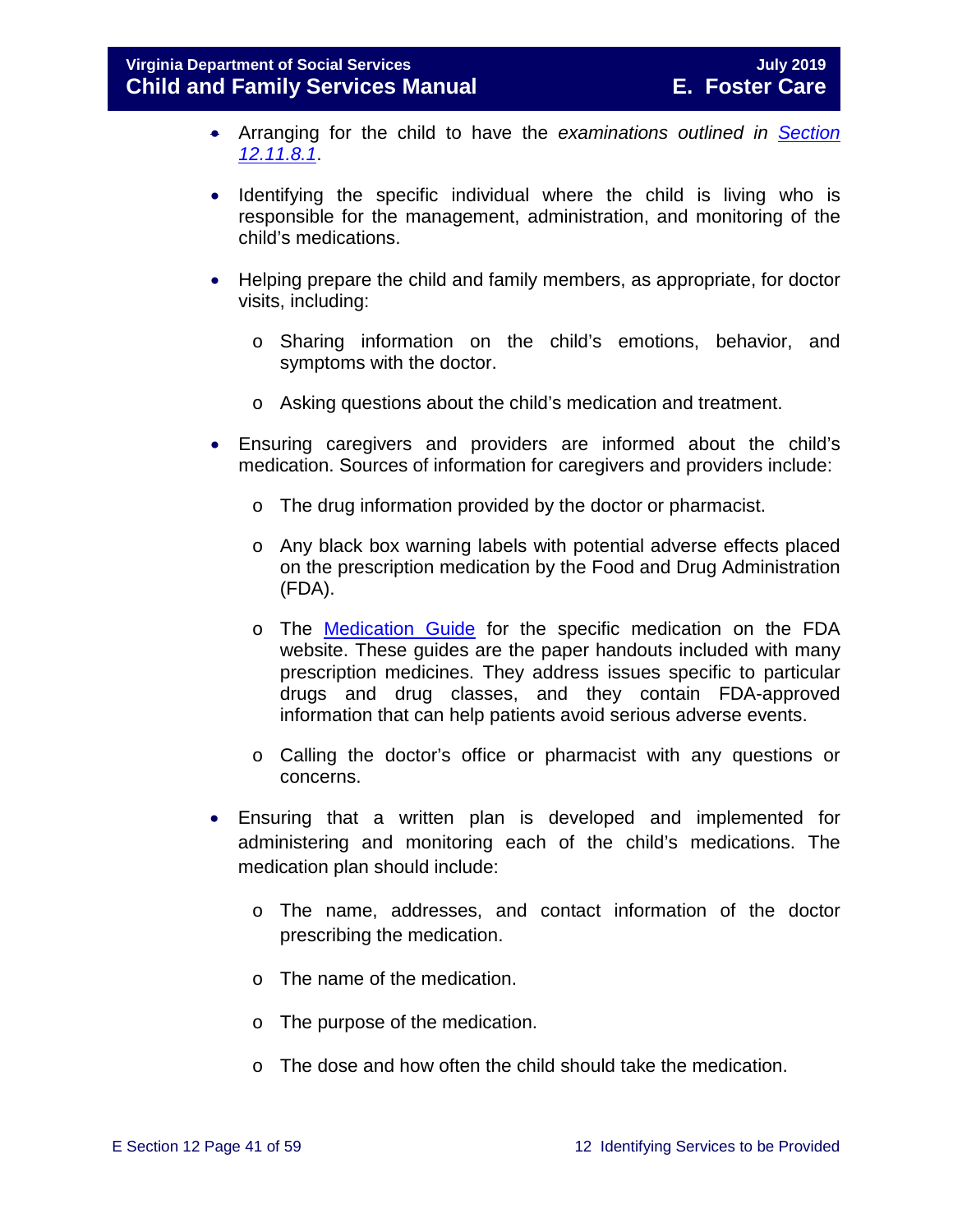- Arranging for the child to have the *examinations outlined in [Section 12.11.8.1](#)*.

- Identifying the specific individual where the child is living who is responsible for the management, administration, and monitoring of the child's medications.

- Helping prepare the child and family members, as appropriate, for doctor visits, including:

  - Sharing information on the child's emotions, behavior, and symptoms with the doctor.

  - Asking questions about the child's medication and treatment.

- Ensuring caregivers and providers are informed about the child's medication. Sources of information for caregivers and providers include:

  - The drug information provided by the doctor or pharmacist.

  - Any black box warning labels with potential adverse effects placed on the prescription medication by the Food and Drug Administration (FDA).

  - The [Medication Guide](#) for the specific medication on the FDA website. These guides are the paper handouts included with many prescription medicines. They address issues specific to particular drugs and drug classes, and they contain FDA-approved information that can help patients avoid serious adverse events.

  - Calling the doctor's office or pharmacist with any questions or concerns.

- Ensuring that a written plan is developed and implemented for administering and monitoring each of the child's medications. The medication plan should include:

  - The name, addresses, and contact information of the doctor prescribing the medication.

  - The name of the medication.

  - The purpose of the medication.

  - The dose and how often the child should take the medication.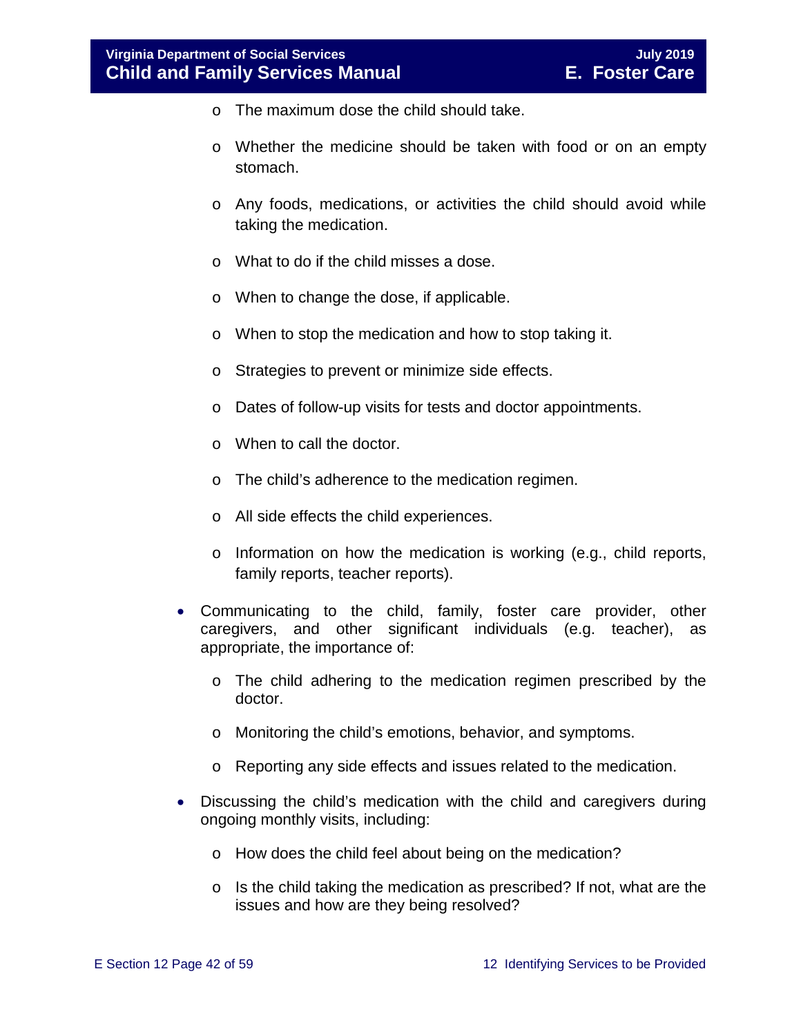- The maximum dose the child should take.
  - Whether the medicine should be taken with food or on an empty stomach.
  - Any foods, medications, or activities the child should avoid while taking the medication.
  - What to do if the child misses a dose.
  - When to change the dose, if applicable.
  - When to stop the medication and how to stop taking it.
  - Strategies to prevent or minimize side effects.
  - Dates of follow-up visits for tests and doctor appointments.
  - When to call the doctor.
  - The child's adherence to the medication regimen.
  - All side effects the child experiences.
  - Information on how the medication is working (e.g., child reports, family reports, teacher reports).
- Communicating to the child, family, foster care provider, other caregivers, and other significant individuals (e.g. teacher), as appropriate, the importance of:
  - The child adhering to the medication regimen prescribed by the doctor.
  - Monitoring the child's emotions, behavior, and symptoms.
  - Reporting any side effects and issues related to the medication.
- Discussing the child's medication with the child and caregivers during ongoing monthly visits, including:
  - How does the child feel about being on the medication?
  - Is the child taking the medication as prescribed? If not, what are the issues and how are they being resolved?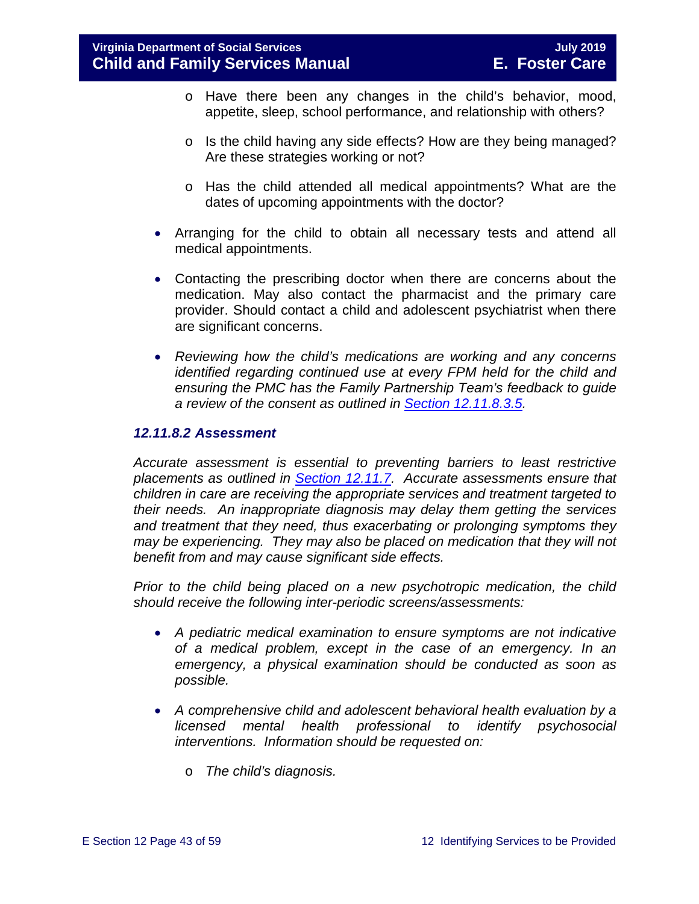- Have there been any changes in the child's behavior, mood, appetite, sleep, school performance, and relationship with others?
    - Is the child having any side effects? How are they being managed? Are these strategies working or not?
    - Has the child attended all medical appointments? What are the dates of upcoming appointments with the doctor?

- Arranging for the child to obtain all necessary tests and attend all medical appointments.
- Contacting the prescribing doctor when there are concerns about the medication. May also contact the pharmacist and the primary care provider. Should contact a child and adolescent psychiatrist when there are significant concerns.
- *Reviewing how the child's medications are working and any concerns identified regarding continued use at every FPM held for the child and ensuring the PMC has the Family Partnership Team's feedback to guide a review of the consent as outlined in [Section 12.11.8.3.5](#).*

### *12.11.8.2 Assessment*

*Accurate assessment is essential to preventing barriers to least restrictive placements as outlined in [Section 12.11.7](#). Accurate assessments ensure that children in care are receiving the appropriate services and treatment targeted to their needs. An inappropriate diagnosis may delay them getting the services and treatment that they need, thus exacerbating or prolonging symptoms they may be experiencing. They may also be placed on medication that they will not benefit from and may cause significant side effects.*

*Prior to the child being placed on a new psychotropic medication, the child should receive the following inter-periodic screens/assessments:*

- *A pediatric medical examination to ensure symptoms are not indicative of a medical problem, except in the case of an emergency. In an emergency, a physical examination should be conducted as soon as possible.*
- *A comprehensive child and adolescent behavioral health evaluation by a licensed mental health professional to identify psychosocial interventions. Information should be requested on:*
    - *The child's diagnosis.*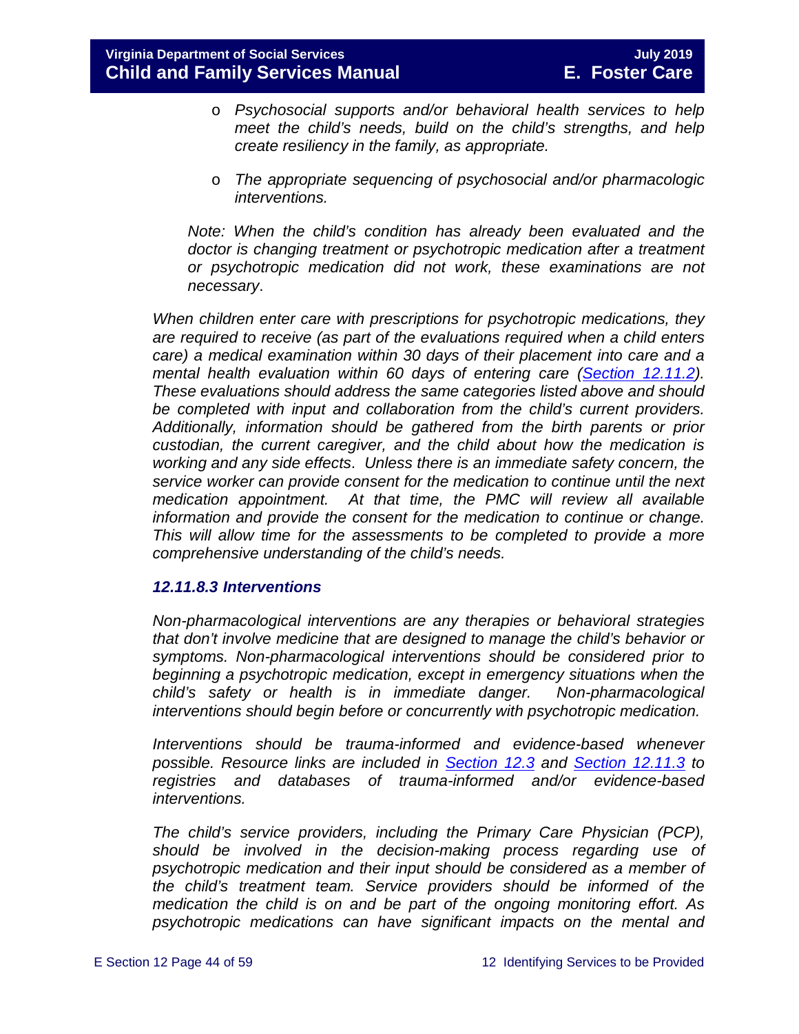- *Psychosocial supports and/or behavioral health services to help meet the child's needs, build on the child's strengths, and help create resiliency in the family, as appropriate.*

- *The appropriate sequencing of psychosocial and/or pharmacologic interventions.*

*Note: When the child's condition has already been evaluated and the doctor is changing treatment or psychotropic medication after a treatment or psychotropic medication did not work, these examinations are not necessary*.

*When children enter care with prescriptions for psychotropic medications, they are required to receive (as part of the evaluations required when a child enters care) a medical examination within 30 days of their placement into care and a mental health evaluation within 60 days of entering care ([Section 12.11.2](#)). These evaluations should address the same categories listed above and should be completed with input and collaboration from the child's current providers. Additionally, information should be gathered from the birth parents or prior custodian, the current caregiver, and the child about how the medication is working and any side effects. Unless there is an immediate safety concern, the service worker can provide consent for the medication to continue until the next medication appointment. At that time, the PMC will review all available information and provide the consent for the medication to continue or change. This will allow time for the assessments to be completed to provide a more comprehensive understanding of the child's needs.*

### *12.11.8.3 Interventions*

*Non-pharmacological interventions are any therapies or behavioral strategies that don't involve medicine that are designed to manage the child's behavior or symptoms. Non-pharmacological interventions should be considered prior to beginning a psychotropic medication, except in emergency situations when the child's safety or health is in immediate danger. Non-pharmacological interventions should begin before or concurrently with psychotropic medication.*

*Interventions should be trauma-informed and evidence-based whenever possible. Resource links are included in [Section 12.3](#) and [Section 12.11.3](#) to registries and databases of trauma-informed and/or evidence-based interventions.*

*The child's service providers, including the Primary Care Physician (PCP), should be involved in the decision-making process regarding use of psychotropic medication and their input should be considered as a member of the child's treatment team. Service providers should be informed of the medication the child is on and be part of the ongoing monitoring effort. As psychotropic medications can have significant impacts on the mental and*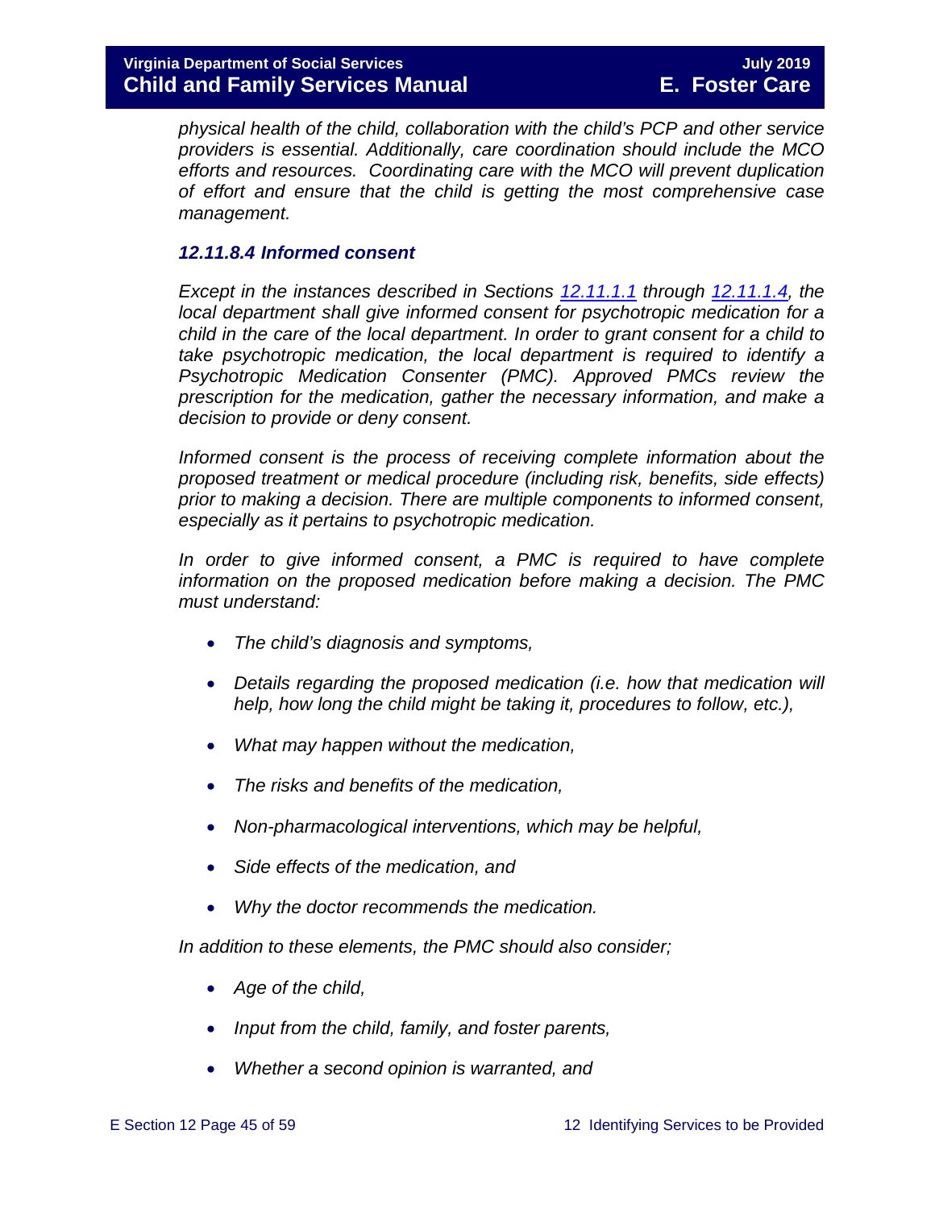*physical health of the child, collaboration with the child's PCP and other service providers is essential. Additionally, care coordination should include the MCO efforts and resources. Coordinating care with the MCO will prevent duplication of effort and ensure that the child is getting the most comprehensive case management.*

#### *12.11.8.4 Informed consent*

*Except in the instances described in Sections 12.11.1.1 through 12.11.1.4, the local department shall give informed consent for psychotropic medication for a child in the care of the local department. In order to grant consent for a child to take psychotropic medication, the local department is required to identify a Psychotropic Medication Consenter (PMC). Approved PMCs review the prescription for the medication, gather the necessary information, and make a decision to provide or deny consent.*

*Informed consent is the process of receiving complete information about the proposed treatment or medical procedure (including risk, benefits, side effects) prior to making a decision. There are multiple components to informed consent, especially as it pertains to psychotropic medication.*

*In order to give informed consent, a PMC is required to have complete information on the proposed medication before making a decision. The PMC must understand:*

- *The child's diagnosis and symptoms,*
- *Details regarding the proposed medication (i.e. how that medication will help, how long the child might be taking it, procedures to follow, etc.),*
- *What may happen without the medication,*
- *The risks and benefits of the medication,*
- *Non-pharmacological interventions, which may be helpful,*
- *Side effects of the medication, and*
- *Why the doctor recommends the medication.*

*In addition to these elements, the PMC should also consider;*

- *Age of the child,*
- *Input from the child, family, and foster parents,*
- *Whether a second opinion is warranted, and*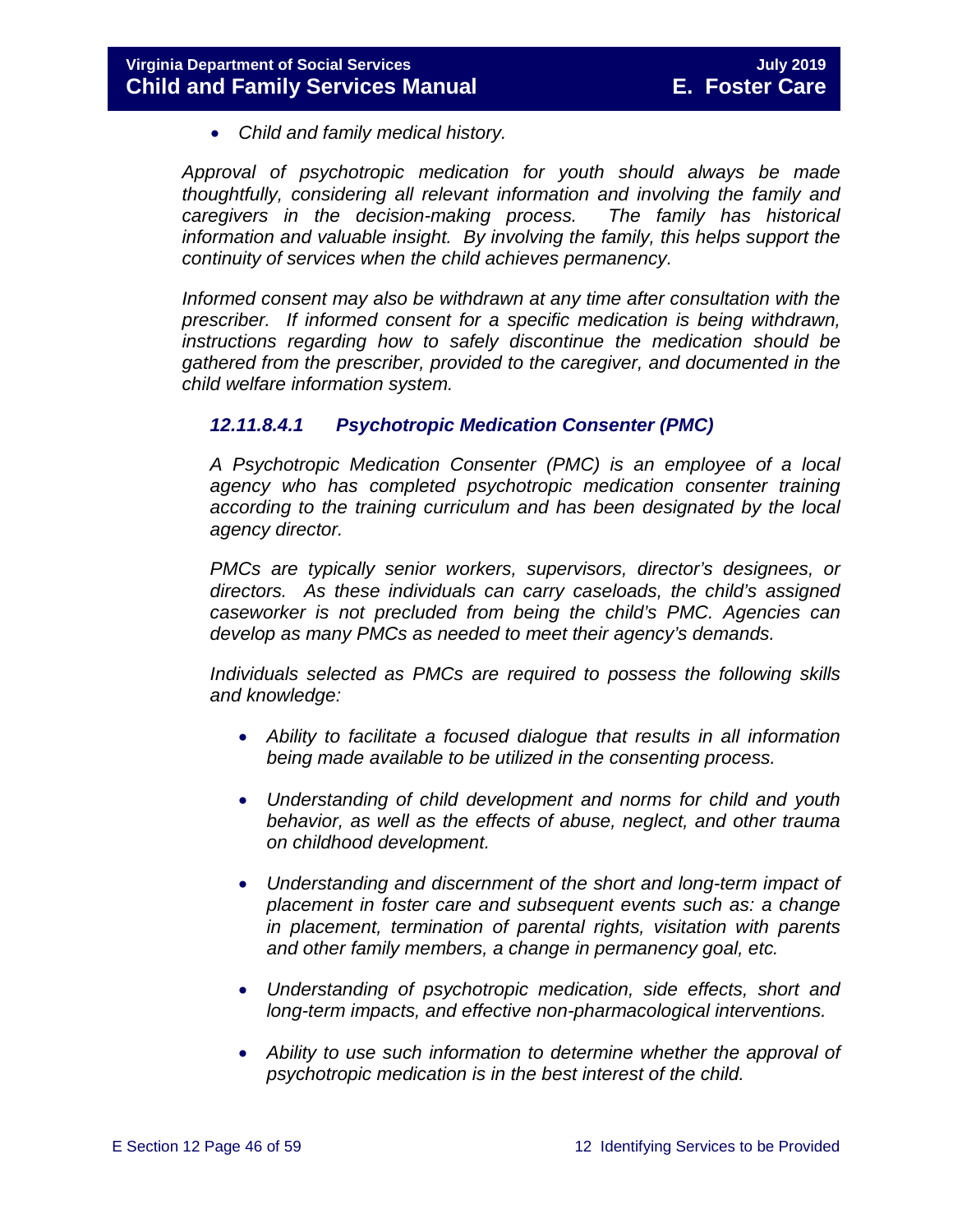- *Child and family medical history.*

*Approval of psychotropic medication for youth should always be made thoughtfully, considering all relevant information and involving the family and caregivers in the decision-making process. The family has historical information and valuable insight. By involving the family, this helps support the continuity of services when the child achieves permanency.*

*Informed consent may also be withdrawn at any time after consultation with the prescriber. If informed consent for a specific medication is being withdrawn, instructions regarding how to safely discontinue the medication should be gathered from the prescriber, provided to the caregiver, and documented in the child welfare information system.*

#### *12.11.8.4.1 Psychotropic Medication Consenter (PMC)*

*A Psychotropic Medication Consenter (PMC) is an employee of a local agency who has completed psychotropic medication consenter training according to the training curriculum and has been designated by the local agency director.*

*PMCs are typically senior workers, supervisors, director's designees, or directors. As these individuals can carry caseloads, the child's assigned caseworker is not precluded from being the child's PMC. Agencies can develop as many PMCs as needed to meet their agency's demands.*

*Individuals selected as PMCs are required to possess the following skills and knowledge:*

- *Ability to facilitate a focused dialogue that results in all information being made available to be utilized in the consenting process.*
- *Understanding of child development and norms for child and youth behavior, as well as the effects of abuse, neglect, and other trauma on childhood development.*
- *Understanding and discernment of the short and long-term impact of placement in foster care and subsequent events such as: a change in placement, termination of parental rights, visitation with parents and other family members, a change in permanency goal, etc.*
- *Understanding of psychotropic medication, side effects, short and long-term impacts, and effective non-pharmacological interventions.*
- *Ability to use such information to determine whether the approval of psychotropic medication is in the best interest of the child.*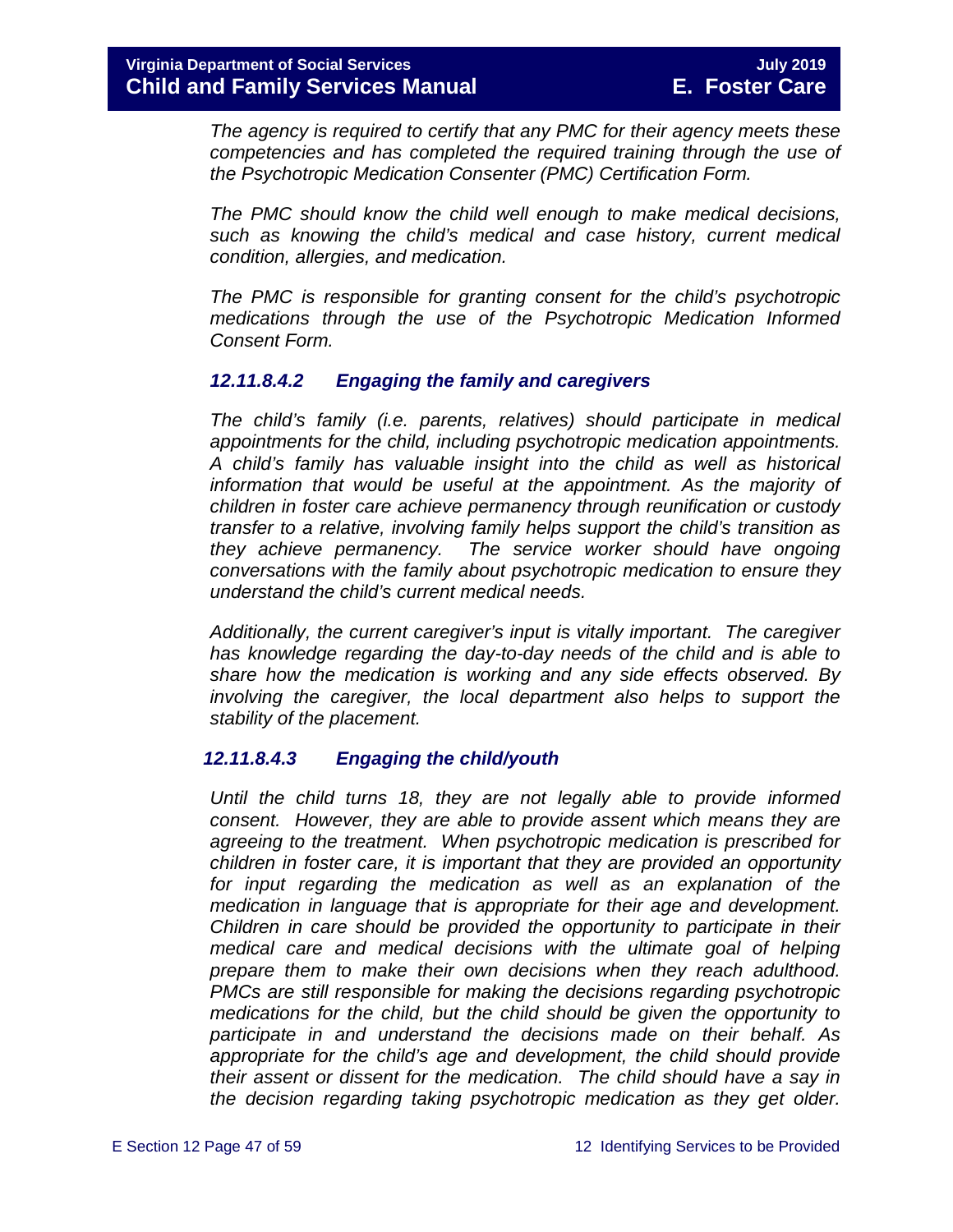*The agency is required to certify that any PMC for their agency meets these competencies and has completed the required training through the use of the Psychotropic Medication Consenter (PMC) Certification Form.*

*The PMC should know the child well enough to make medical decisions, such as knowing the child's medical and case history, current medical condition, allergies, and medication.*

*The PMC is responsible for granting consent for the child's psychotropic medications through the use of the Psychotropic Medication Informed Consent Form.*

#### *12.11.8.4.2 Engaging the family and caregivers*

*The child's family (i.e. parents, relatives) should participate in medical appointments for the child, including psychotropic medication appointments. A child's family has valuable insight into the child as well as historical information that would be useful at the appointment. As the majority of children in foster care achieve permanency through reunification or custody transfer to a relative, involving family helps support the child's transition as they achieve permanency. The service worker should have ongoing conversations with the family about psychotropic medication to ensure they understand the child's current medical needs.*

*Additionally, the current caregiver's input is vitally important. The caregiver has knowledge regarding the day-to-day needs of the child and is able to share how the medication is working and any side effects observed. By involving the caregiver, the local department also helps to support the stability of the placement.*

#### *12.11.8.4.3 Engaging the child/youth*

*Until the child turns 18, they are not legally able to provide informed consent. However, they are able to provide assent which means they are agreeing to the treatment. When psychotropic medication is prescribed for children in foster care, it is important that they are provided an opportunity for input regarding the medication as well as an explanation of the medication in language that is appropriate for their age and development. Children in care should be provided the opportunity to participate in their medical care and medical decisions with the ultimate goal of helping prepare them to make their own decisions when they reach adulthood. PMCs are still responsible for making the decisions regarding psychotropic medications for the child, but the child should be given the opportunity to participate in and understand the decisions made on their behalf. As appropriate for the child's age and development, the child should provide their assent or dissent for the medication. The child should have a say in the decision regarding taking psychotropic medication as they get older.*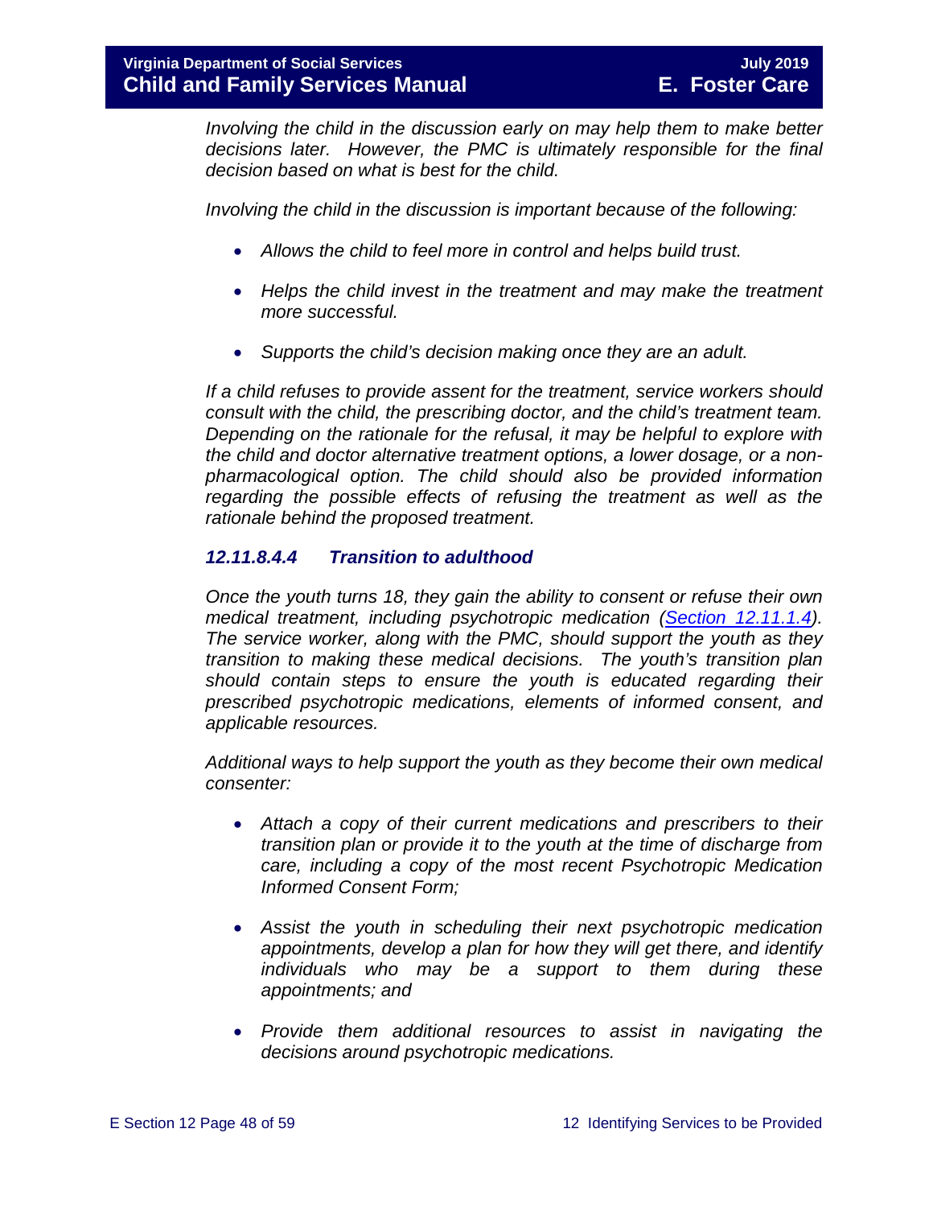*Involving the child in the discussion early on may help them to make better decisions later. However, the PMC is ultimately responsible for the final decision based on what is best for the child.*

*Involving the child in the discussion is important because of the following:*

- *Allows the child to feel more in control and helps build trust.*
- *Helps the child invest in the treatment and may make the treatment more successful.*
- *Supports the child's decision making once they are an adult.*

*If a child refuses to provide assent for the treatment, service workers should consult with the child, the prescribing doctor, and the child's treatment team. Depending on the rationale for the refusal, it may be helpful to explore with the child and doctor alternative treatment options, a lower dosage, or a non-pharmacological option. The child should also be provided information regarding the possible effects of refusing the treatment as well as the rationale behind the proposed treatment.*

#### *12.11.8.4.4 Transition to adulthood*

*Once the youth turns 18, they gain the ability to consent or refuse their own medical treatment, including psychotropic medication (Section 12.11.1.4). The service worker, along with the PMC, should support the youth as they transition to making these medical decisions. The youth's transition plan should contain steps to ensure the youth is educated regarding their prescribed psychotropic medications, elements of informed consent, and applicable resources.*

*Additional ways to help support the youth as they become their own medical consenter:*

- *Attach a copy of their current medications and prescribers to their transition plan or provide it to the youth at the time of discharge from care, including a copy of the most recent Psychotropic Medication Informed Consent Form;*
- *Assist the youth in scheduling their next psychotropic medication appointments, develop a plan for how they will get there, and identify individuals who may be a support to them during these appointments; and*
- *Provide them additional resources to assist in navigating the decisions around psychotropic medications.*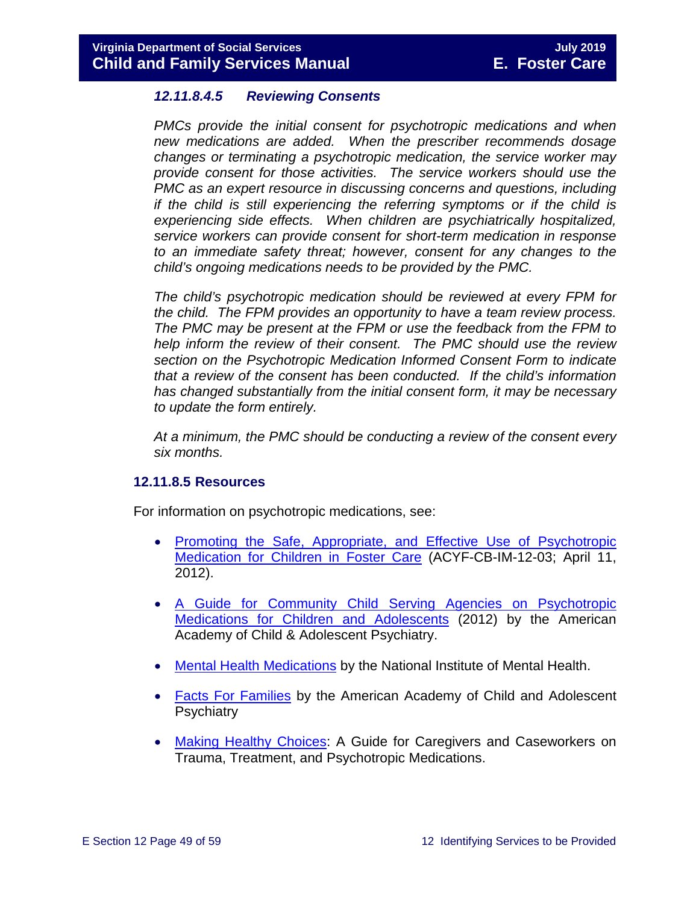#### *12.11.8.4.5 Reviewing Consents*

*PMCs provide the initial consent for psychotropic medications and when new medications are added. When the prescriber recommends dosage changes or terminating a psychotropic medication, the service worker may provide consent for those activities. The service workers should use the PMC as an expert resource in discussing concerns and questions, including if the child is still experiencing the referring symptoms or if the child is experiencing side effects. When children are psychiatrically hospitalized, service workers can provide consent for short-term medication in response to an immediate safety threat; however, consent for any changes to the child's ongoing medications needs to be provided by the PMC.*

*The child's psychotropic medication should be reviewed at every FPM for the child. The FPM provides an opportunity to have a team review process. The PMC may be present at the FPM or use the feedback from the FPM to help inform the review of their consent. The PMC should use the review section on the Psychotropic Medication Informed Consent Form to indicate that a review of the consent has been conducted. If the child's information has changed substantially from the initial consent form, it may be necessary to update the form entirely.*

*At a minimum, the PMC should be conducting a review of the consent every six months.*

### 12.11.8.5 Resources

For information on psychotropic medications, see:

- Promoting the Safe, Appropriate, and Effective Use of Psychotropic Medication for Children in Foster Care (ACYF-CB-IM-12-03; April 11, 2012).
- A Guide for Community Child Serving Agencies on Psychotropic Medications for Children and Adolescents (2012) by the American Academy of Child & Adolescent Psychiatry.
- Mental Health Medications by the National Institute of Mental Health.
- Facts For Families by the American Academy of Child and Adolescent Psychiatry
- Making Healthy Choices: A Guide for Caregivers and Caseworkers on Trauma, Treatment, and Psychotropic Medications.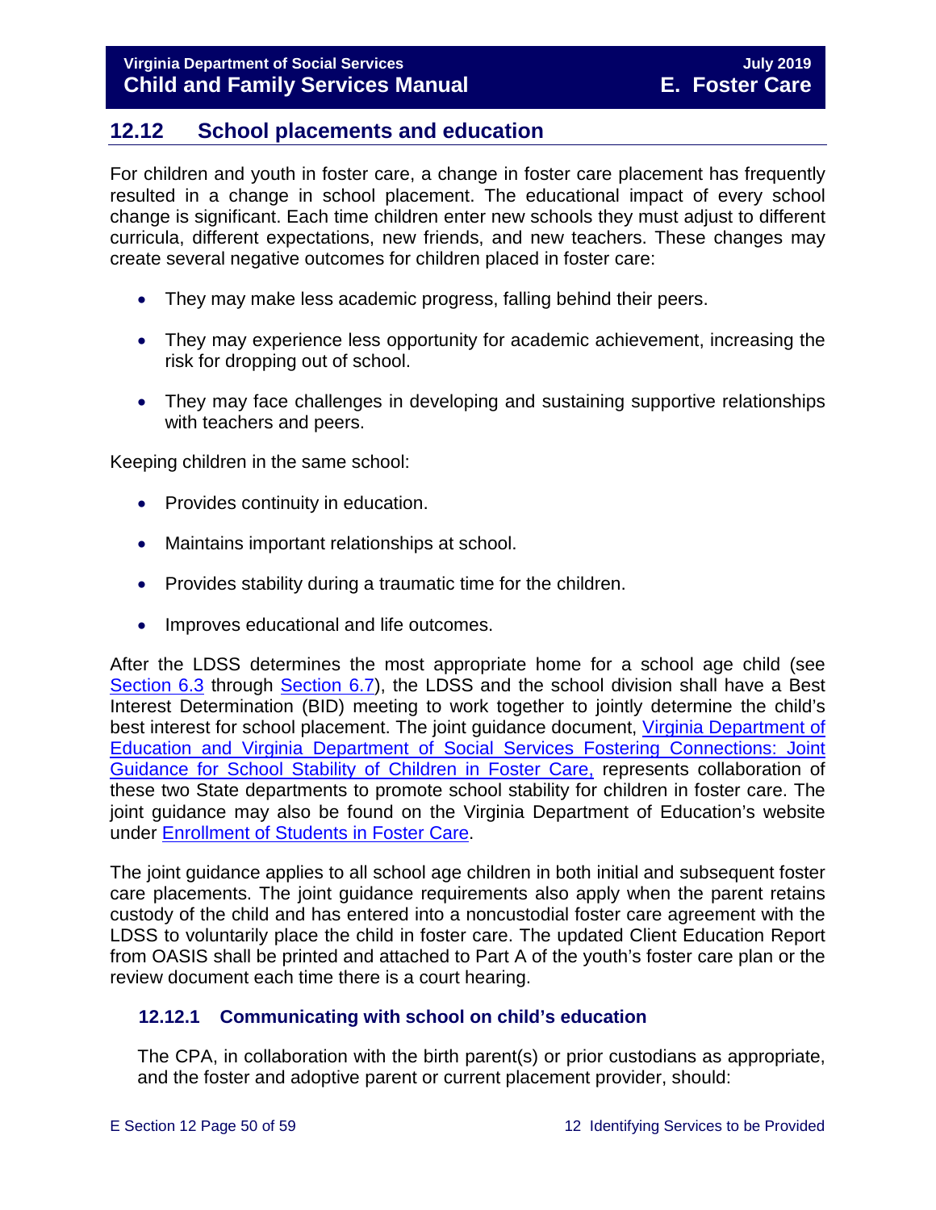## 12.12 School placements and education

For children and youth in foster care, a change in foster care placement has frequently resulted in a change in school placement. The educational impact of every school change is significant. Each time children enter new schools they must adjust to different curricula, different expectations, new friends, and new teachers. These changes may create several negative outcomes for children placed in foster care:

- They may make less academic progress, falling behind their peers.
- They may experience less opportunity for academic achievement, increasing the risk for dropping out of school.
- They may face challenges in developing and sustaining supportive relationships with teachers and peers.

Keeping children in the same school:

- Provides continuity in education.
- Maintains important relationships at school.
- Provides stability during a traumatic time for the children.
- Improves educational and life outcomes.

After the LDSS determines the most appropriate home for a school age child (see Section 6.3 through Section 6.7), the LDSS and the school division shall have a Best Interest Determination (BID) meeting to work together to jointly determine the child's best interest for school placement. The joint guidance document, Virginia Department of Education and Virginia Department of Social Services Fostering Connections: Joint Guidance for School Stability of Children in Foster Care, represents collaboration of these two State departments to promote school stability for children in foster care. The joint guidance may also be found on the Virginia Department of Education's website under Enrollment of Students in Foster Care.

The joint guidance applies to all school age children in both initial and subsequent foster care placements. The joint guidance requirements also apply when the parent retains custody of the child and has entered into a noncustodial foster care agreement with the LDSS to voluntarily place the child in foster care. The updated Client Education Report from OASIS shall be printed and attached to Part A of the youth's foster care plan or the review document each time there is a court hearing.

### 12.12.1 Communicating with school on child's education

The CPA, in collaboration with the birth parent(s) or prior custodians as appropriate, and the foster and adoptive parent or current placement provider, should: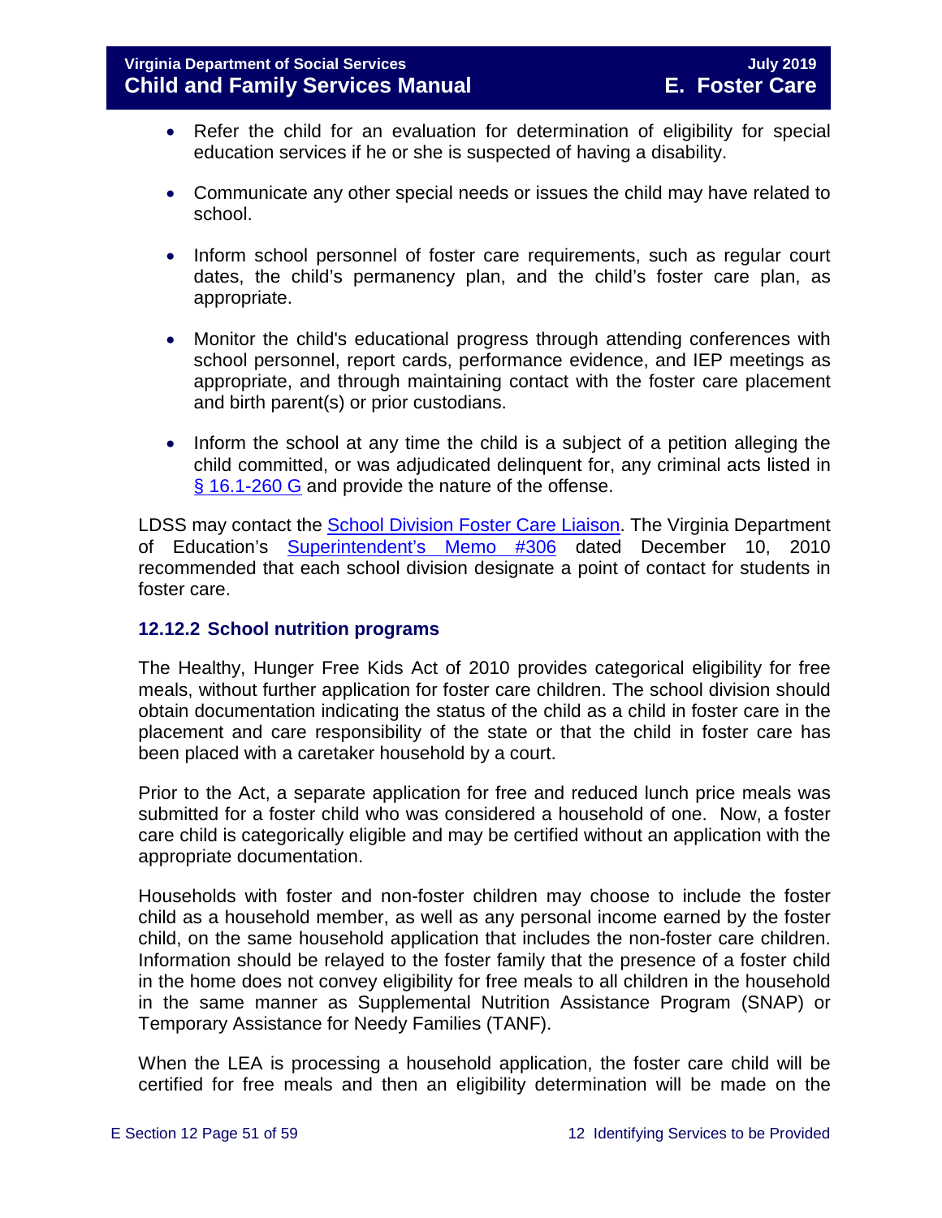- Refer the child for an evaluation for determination of eligibility for special education services if he or she is suspected of having a disability.

- Communicate any other special needs or issues the child may have related to school.

- Inform school personnel of foster care requirements, such as regular court dates, the child's permanency plan, and the child's foster care plan, as appropriate.

- Monitor the child's educational progress through attending conferences with school personnel, report cards, performance evidence, and IEP meetings as appropriate, and through maintaining contact with the foster care placement and birth parent(s) or prior custodians.

- Inform the school at any time the child is a subject of a petition alleging the child committed, or was adjudicated delinquent for, any criminal acts listed in § 16.1-260 G and provide the nature of the offense.

LDSS may contact the School Division Foster Care Liaison. The Virginia Department of Education's Superintendent's Memo #306 dated December 10, 2010 recommended that each school division designate a point of contact for students in foster care.

### 12.12.2 School nutrition programs

The Healthy, Hunger Free Kids Act of 2010 provides categorical eligibility for free meals, without further application for foster care children. The school division should obtain documentation indicating the status of the child as a child in foster care in the placement and care responsibility of the state or that the child in foster care has been placed with a caretaker household by a court.

Prior to the Act, a separate application for free and reduced lunch price meals was submitted for a foster child who was considered a household of one. Now, a foster care child is categorically eligible and may be certified without an application with the appropriate documentation.

Households with foster and non-foster children may choose to include the foster child as a household member, as well as any personal income earned by the foster child, on the same household application that includes the non-foster care children. Information should be relayed to the foster family that the presence of a foster child in the home does not convey eligibility for free meals to all children in the household in the same manner as Supplemental Nutrition Assistance Program (SNAP) or Temporary Assistance for Needy Families (TANF).

When the LEA is processing a household application, the foster care child will be certified for free meals and then an eligibility determination will be made on the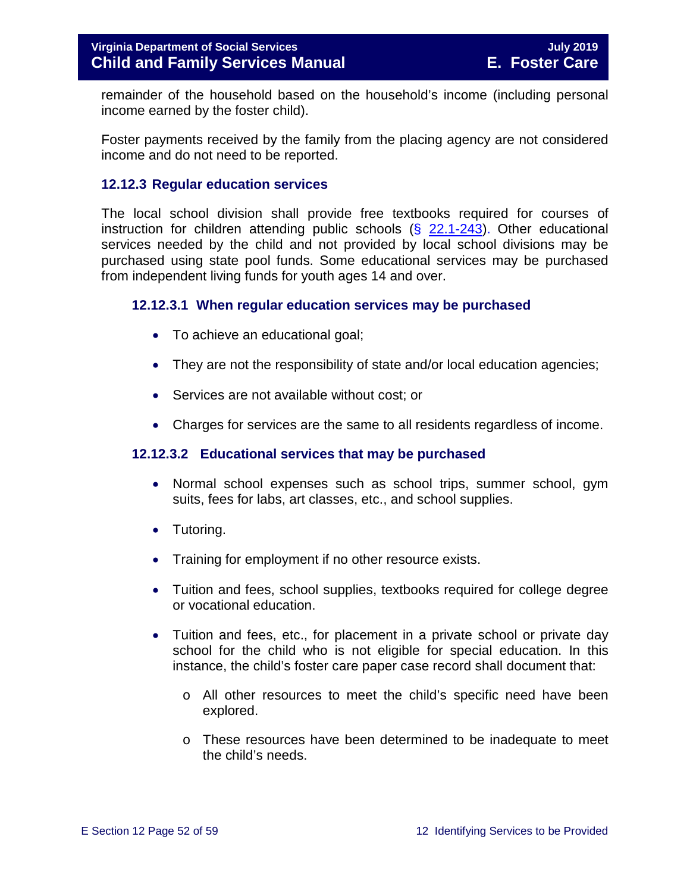remainder of the household based on the household's income (including personal income earned by the foster child).

Foster payments received by the family from the placing agency are not considered income and do not need to be reported.

### 12.12.3 Regular education services

The local school division shall provide free textbooks required for courses of instruction for children attending public schools (§ 22.1-243). Other educational services needed by the child and not provided by local school divisions may be purchased using state pool funds. Some educational services may be purchased from independent living funds for youth ages 14 and over.

#### 12.12.3.1 When regular education services may be purchased

- To achieve an educational goal;
- They are not the responsibility of state and/or local education agencies;
- Services are not available without cost; or
- Charges for services are the same to all residents regardless of income.

#### 12.12.3.2 Educational services that may be purchased

- Normal school expenses such as school trips, summer school, gym suits, fees for labs, art classes, etc., and school supplies.
- Tutoring.
- Training for employment if no other resource exists.
- Tuition and fees, school supplies, textbooks required for college degree or vocational education.
- Tuition and fees, etc., for placement in a private school or private day school for the child who is not eligible for special education. In this instance, the child's foster care paper case record shall document that:
  - All other resources to meet the child's specific need have been explored.
  - These resources have been determined to be inadequate to meet the child's needs.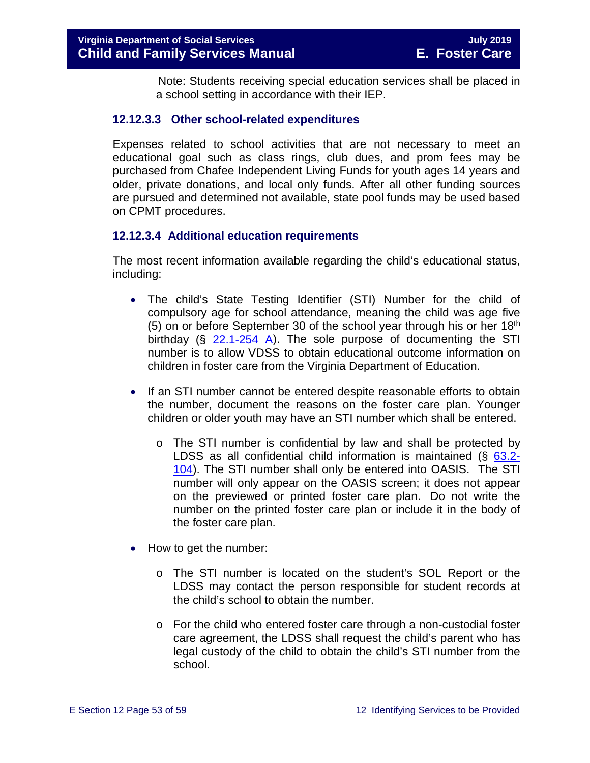Note: Students receiving special education services shall be placed in a school setting in accordance with their IEP.

#### 12.12.3.3 Other school-related expenditures

Expenses related to school activities that are not necessary to meet an educational goal such as class rings, club dues, and prom fees may be purchased from Chafee Independent Living Funds for youth ages 14 years and older, private donations, and local only funds. After all other funding sources are pursued and determined not available, state pool funds may be used based on CPMT procedures.

#### 12.12.3.4 Additional education requirements

The most recent information available regarding the child's educational status, including:

- The child's State Testing Identifier (STI) Number for the child of compulsory age for school attendance, meaning the child was age five (5) on or before September 30 of the school year through his or her 18th birthday (§ 22.1-254 A). The sole purpose of documenting the STI number is to allow VDSS to obtain educational outcome information on children in foster care from the Virginia Department of Education.
- If an STI number cannot be entered despite reasonable efforts to obtain the number, document the reasons on the foster care plan. Younger children or older youth may have an STI number which shall be entered.
  - The STI number is confidential by law and shall be protected by LDSS as all confidential child information is maintained (§ 63.2-104). The STI number shall only be entered into OASIS. The STI number will only appear on the OASIS screen; it does not appear on the previewed or printed foster care plan. Do not write the number on the printed foster care plan or include it in the body of the foster care plan.
- How to get the number:
  - The STI number is located on the student's SOL Report or the LDSS may contact the person responsible for student records at the child's school to obtain the number.
  - For the child who entered foster care through a non-custodial foster care agreement, the LDSS shall request the child's parent who has legal custody of the child to obtain the child's STI number from the school.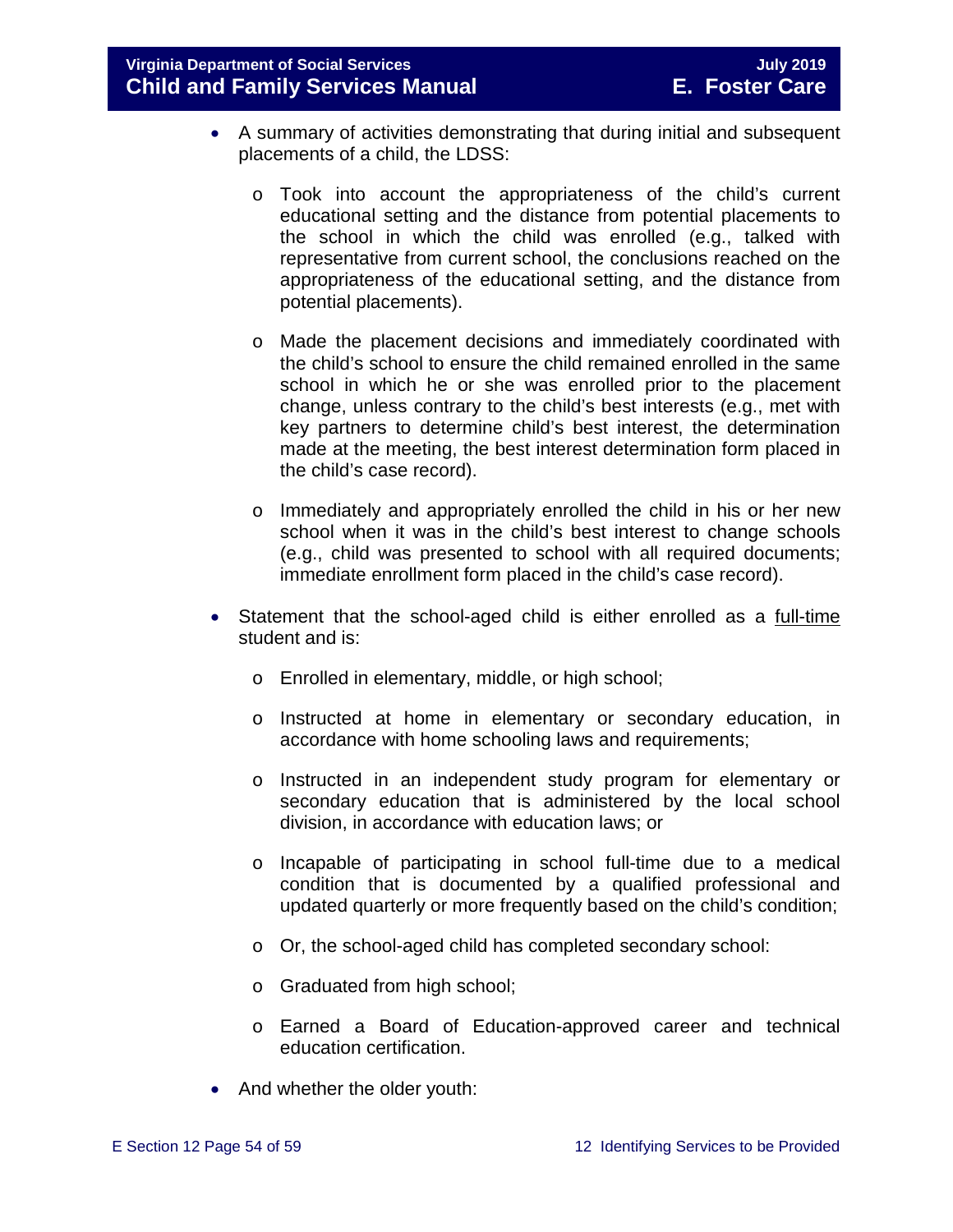- A summary of activities demonstrating that during initial and subsequent placements of a child, the LDSS:
    - Took into account the appropriateness of the child's current educational setting and the distance from potential placements to the school in which the child was enrolled (e.g., talked with representative from current school, the conclusions reached on the appropriateness of the educational setting, and the distance from potential placements).
    - Made the placement decisions and immediately coordinated with the child's school to ensure the child remained enrolled in the same school in which he or she was enrolled prior to the placement change, unless contrary to the child's best interests (e.g., met with key partners to determine child's best interest, the determination made at the meeting, the best interest determination form placed in the child's case record).
    - Immediately and appropriately enrolled the child in his or her new school when it was in the child's best interest to change schools (e.g., child was presented to school with all required documents; immediate enrollment form placed in the child's case record).
- Statement that the school-aged child is either enrolled as a <u>full-time</u> student and is:
    - Enrolled in elementary, middle, or high school;
    - Instructed at home in elementary or secondary education, in accordance with home schooling laws and requirements;
    - Instructed in an independent study program for elementary or secondary education that is administered by the local school division, in accordance with education laws; or
    - Incapable of participating in school full-time due to a medical condition that is documented by a qualified professional and updated quarterly or more frequently based on the child's condition;
    - Or, the school-aged child has completed secondary school:
    - Graduated from high school;
    - Earned a Board of Education-approved career and technical education certification.
- And whether the older youth: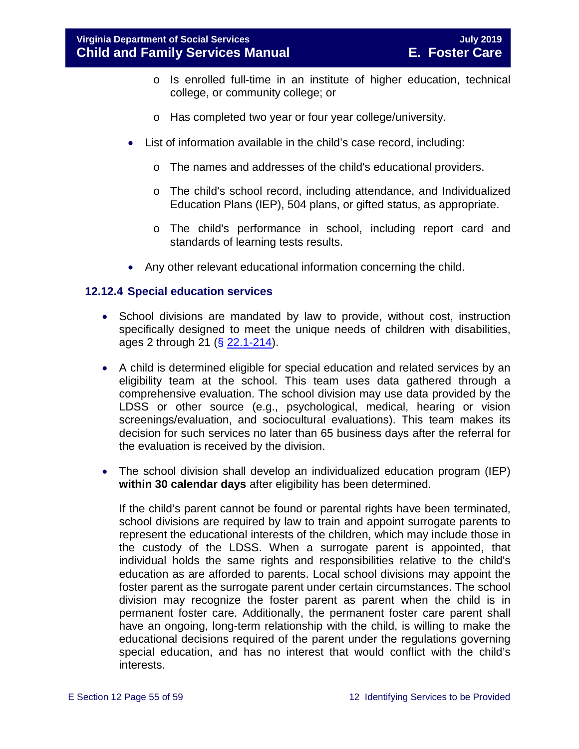- Is enrolled full-time in an institute of higher education, technical college, or community college; or
  - Has completed two year or four year college/university.
- List of information available in the child's case record, including:
  - The names and addresses of the child's educational providers.
  - The child's school record, including attendance, and Individualized Education Plans (IEP), 504 plans, or gifted status, as appropriate.
  - The child's performance in school, including report card and standards of learning tests results.
- Any other relevant educational information concerning the child.

### 12.12.4 Special education services

- School divisions are mandated by law to provide, without cost, instruction specifically designed to meet the unique needs of children with disabilities, ages 2 through 21 (§ 22.1-214).
- A child is determined eligible for special education and related services by an eligibility team at the school. This team uses data gathered through a comprehensive evaluation. The school division may use data provided by the LDSS or other source (e.g., psychological, medical, hearing or vision screenings/evaluation, and sociocultural evaluations). This team makes its decision for such services no later than 65 business days after the referral for the evaluation is received by the division.
- The school division shall develop an individualized education program (IEP) **within 30 calendar days** after eligibility has been determined.

  If the child's parent cannot be found or parental rights have been terminated, school divisions are required by law to train and appoint surrogate parents to represent the educational interests of the children, which may include those in the custody of the LDSS. When a surrogate parent is appointed, that individual holds the same rights and responsibilities relative to the child's education as are afforded to parents. Local school divisions may appoint the foster parent as the surrogate parent under certain circumstances. The school division may recognize the foster parent as parent when the child is in permanent foster care. Additionally, the permanent foster care parent shall have an ongoing, long-term relationship with the child, is willing to make the educational decisions required of the parent under the regulations governing special education, and has no interest that would conflict with the child's interests.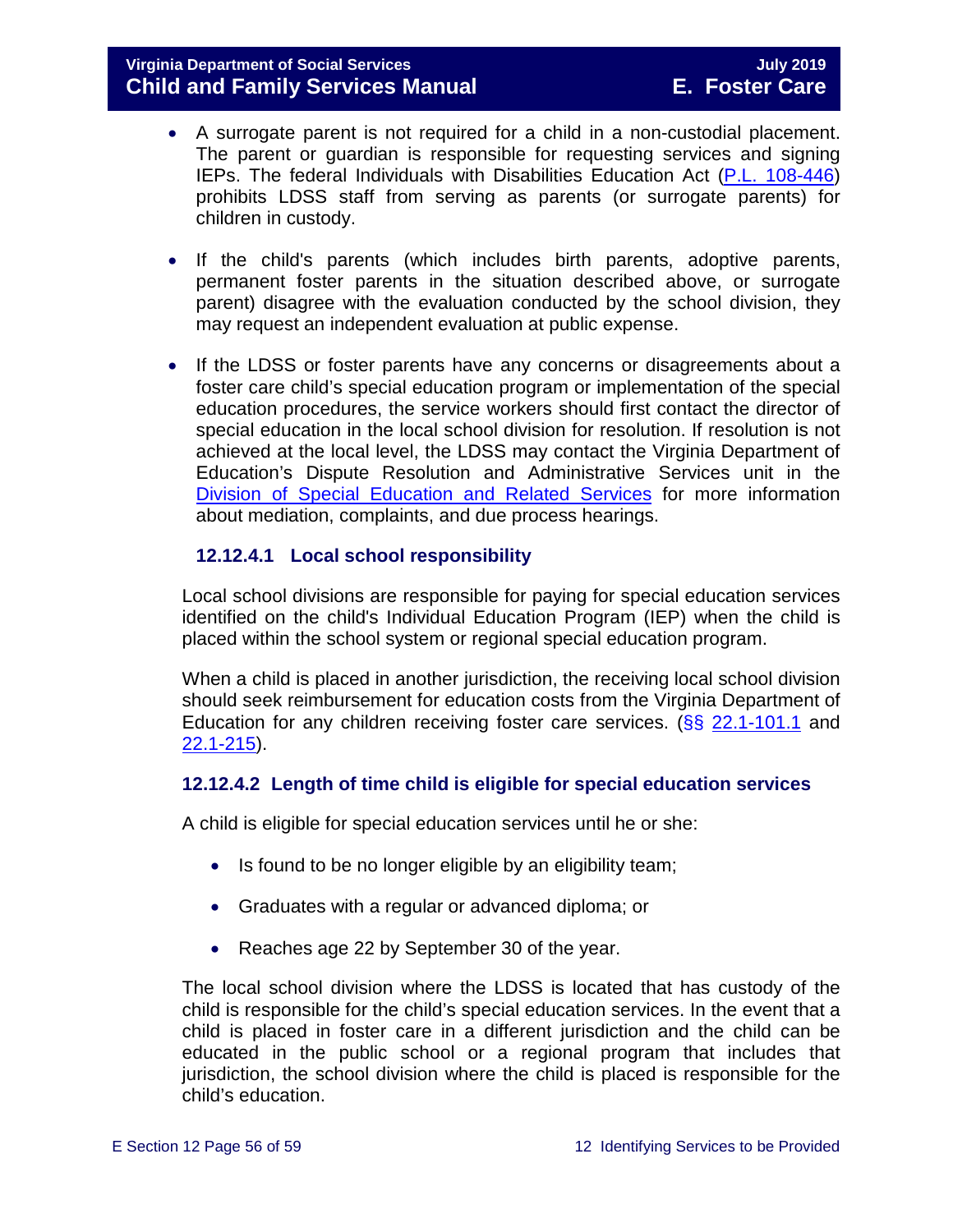- A surrogate parent is not required for a child in a non-custodial placement. The parent or guardian is responsible for requesting services and signing IEPs. The federal Individuals with Disabilities Education Act (P.L. 108-446) prohibits LDSS staff from serving as parents (or surrogate parents) for children in custody.

- If the child's parents (which includes birth parents, adoptive parents, permanent foster parents in the situation described above, or surrogate parent) disagree with the evaluation conducted by the school division, they may request an independent evaluation at public expense.

- If the LDSS or foster parents have any concerns or disagreements about a foster care child's special education program or implementation of the special education procedures, the service workers should first contact the director of special education in the local school division for resolution. If resolution is not achieved at the local level, the LDSS may contact the Virginia Department of Education's Dispute Resolution and Administrative Services unit in the Division of Special Education and Related Services for more information about mediation, complaints, and due process hearings.

#### 12.12.4.1 Local school responsibility

Local school divisions are responsible for paying for special education services identified on the child's Individual Education Program (IEP) when the child is placed within the school system or regional special education program.

When a child is placed in another jurisdiction, the receiving local school division should seek reimbursement for education costs from the Virginia Department of Education for any children receiving foster care services. (§§ 22.1-101.1 and 22.1-215).

#### 12.12.4.2 Length of time child is eligible for special education services

A child is eligible for special education services until he or she:

- Is found to be no longer eligible by an eligibility team;
- Graduates with a regular or advanced diploma; or
- Reaches age 22 by September 30 of the year.

The local school division where the LDSS is located that has custody of the child is responsible for the child's special education services. In the event that a child is placed in foster care in a different jurisdiction and the child can be educated in the public school or a regional program that includes that jurisdiction, the school division where the child is placed is responsible for the child's education.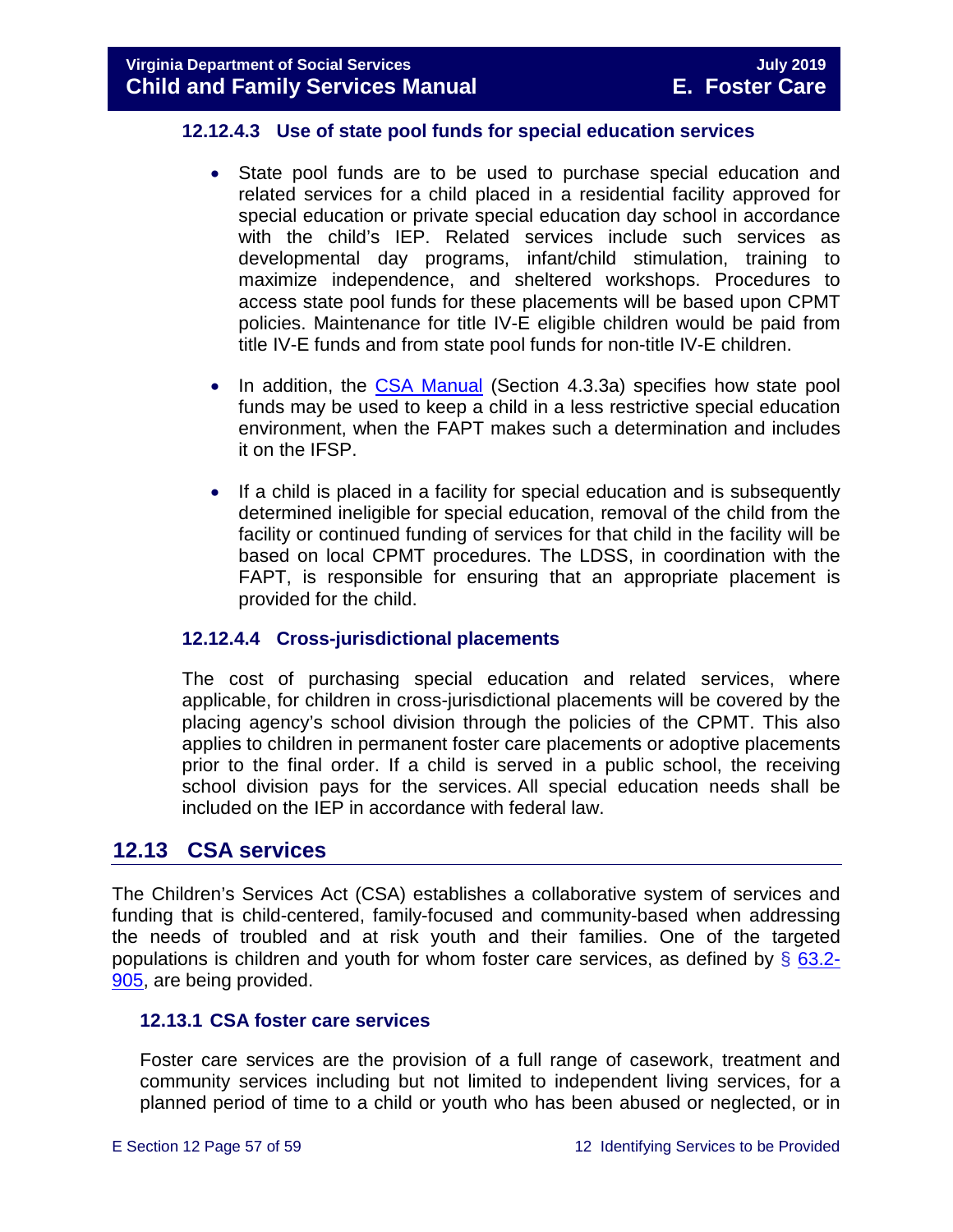#### 12.12.4.3 Use of state pool funds for special education services

- State pool funds are to be used to purchase special education and related services for a child placed in a residential facility approved for special education or private special education day school in accordance with the child's IEP. Related services include such services as developmental day programs, infant/child stimulation, training to maximize independence, and sheltered workshops. Procedures to access state pool funds for these placements will be based upon CPMT policies. Maintenance for title IV-E eligible children would be paid from title IV-E funds and from state pool funds for non-title IV-E children.

- In addition, the [CSA Manual](#) (Section 4.3.3a) specifies how state pool funds may be used to keep a child in a less restrictive special education environment, when the FAPT makes such a determination and includes it on the IFSP.

- If a child is placed in a facility for special education and is subsequently determined ineligible for special education, removal of the child from the facility or continued funding of services for that child in the facility will be based on local CPMT procedures. The LDSS, in coordination with the FAPT, is responsible for ensuring that an appropriate placement is provided for the child.

#### 12.12.4.4 Cross-jurisdictional placements

The cost of purchasing special education and related services, where applicable, for children in cross-jurisdictional placements will be covered by the placing agency's school division through the policies of the CPMT. This also applies to children in permanent foster care placements or adoptive placements prior to the final order. If a child is served in a public school, the receiving school division pays for the services. All special education needs shall be included on the IEP in accordance with federal law.

## 12.13 CSA services

The Children's Services Act (CSA) establishes a collaborative system of services and funding that is child-centered, family-focused and community-based when addressing the needs of troubled and at risk youth and their families. One of the targeted populations is children and youth for whom foster care services, as defined by § [63.2-905](#), are being provided.

### 12.13.1 CSA foster care services

Foster care services are the provision of a full range of casework, treatment and community services including but not limited to independent living services, for a planned period of time to a child or youth who has been abused or neglected, or in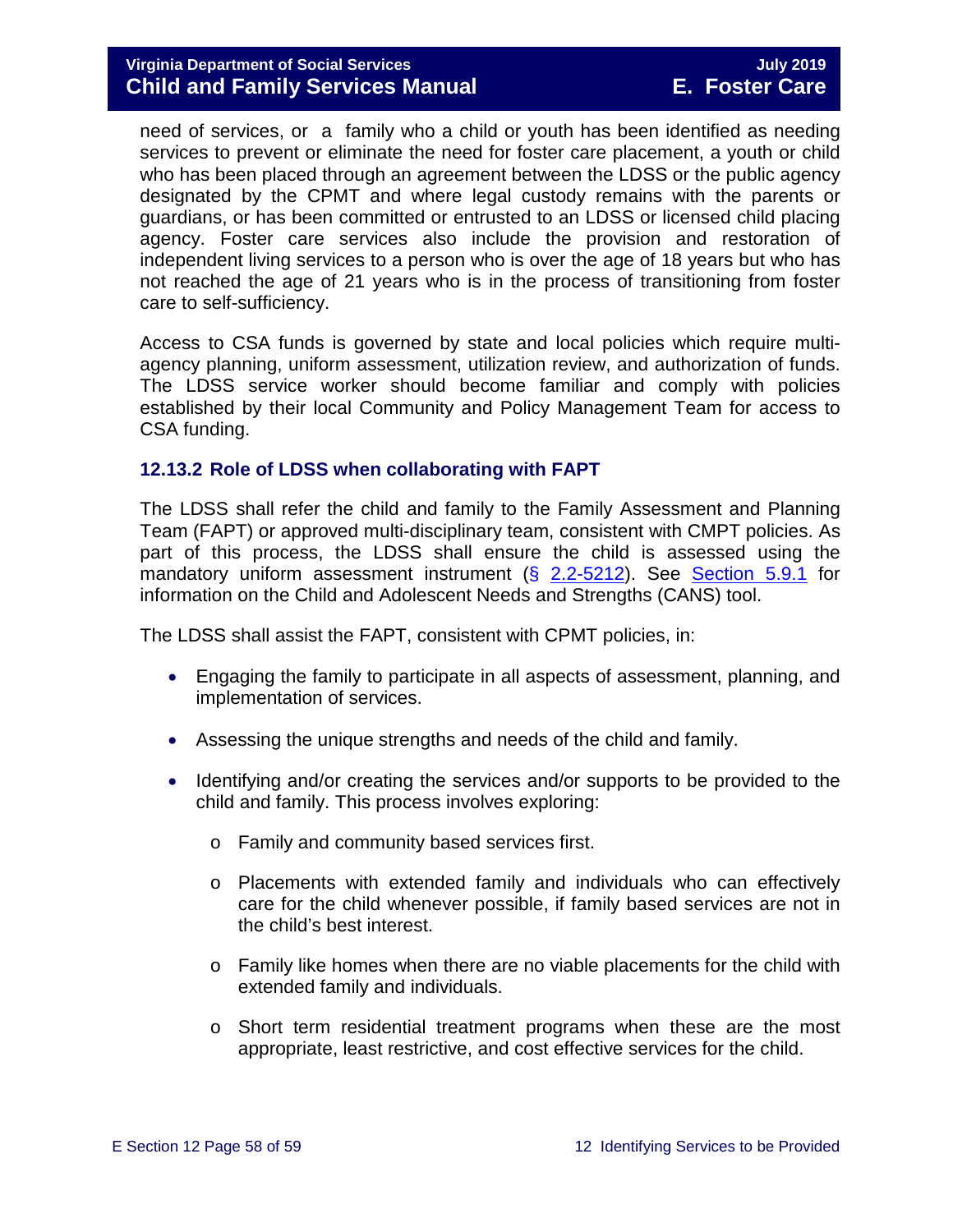need of services, or a family who a child or youth has been identified as needing services to prevent or eliminate the need for foster care placement, a youth or child who has been placed through an agreement between the LDSS or the public agency designated by the CPMT and where legal custody remains with the parents or guardians, or has been committed or entrusted to an LDSS or licensed child placing agency. Foster care services also include the provision and restoration of independent living services to a person who is over the age of 18 years but who has not reached the age of 21 years who is in the process of transitioning from foster care to self-sufficiency.

Access to CSA funds is governed by state and local policies which require multi-agency planning, uniform assessment, utilization review, and authorization of funds. The LDSS service worker should become familiar and comply with policies established by their local Community and Policy Management Team for access to CSA funding.

### 12.13.2 Role of LDSS when collaborating with FAPT

The LDSS shall refer the child and family to the Family Assessment and Planning Team (FAPT) or approved multi-disciplinary team, consistent with CMPT policies. As part of this process, the LDSS shall ensure the child is assessed using the mandatory uniform assessment instrument (§ 2.2-5212). See Section 5.9.1 for information on the Child and Adolescent Needs and Strengths (CANS) tool.

The LDSS shall assist the FAPT, consistent with CPMT policies, in:

- Engaging the family to participate in all aspects of assessment, planning, and implementation of services.
- Assessing the unique strengths and needs of the child and family.
- Identifying and/or creating the services and/or supports to be provided to the child and family. This process involves exploring:
  - Family and community based services first.
  - Placements with extended family and individuals who can effectively care for the child whenever possible, if family based services are not in the child's best interest.
  - Family like homes when there are no viable placements for the child with extended family and individuals.
  - Short term residential treatment programs when these are the most appropriate, least restrictive, and cost effective services for the child.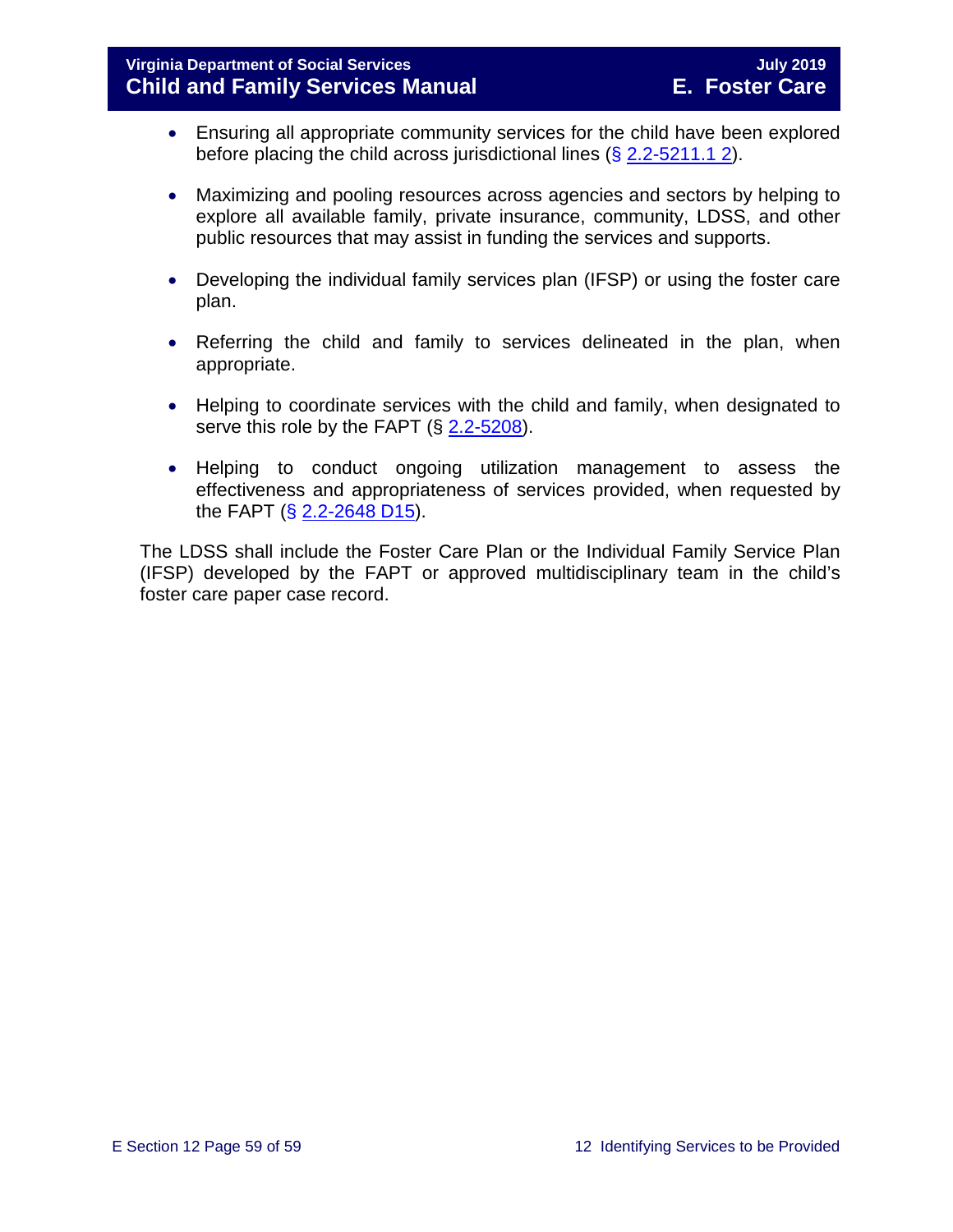- Ensuring all appropriate community services for the child have been explored before placing the child across jurisdictional lines (§ 2.2-5211.1 2).
- Maximizing and pooling resources across agencies and sectors by helping to explore all available family, private insurance, community, LDSS, and other public resources that may assist in funding the services and supports.
- Developing the individual family services plan (IFSP) or using the foster care plan.
- Referring the child and family to services delineated in the plan, when appropriate.
- Helping to coordinate services with the child and family, when designated to serve this role by the FAPT (§ 2.2-5208).
- Helping to conduct ongoing utilization management to assess the effectiveness and appropriateness of services provided, when requested by the FAPT (§ 2.2-2648 D15).

The LDSS shall include the Foster Care Plan or the Individual Family Service Plan (IFSP) developed by the FAPT or approved multidisciplinary team in the child's foster care paper case record.